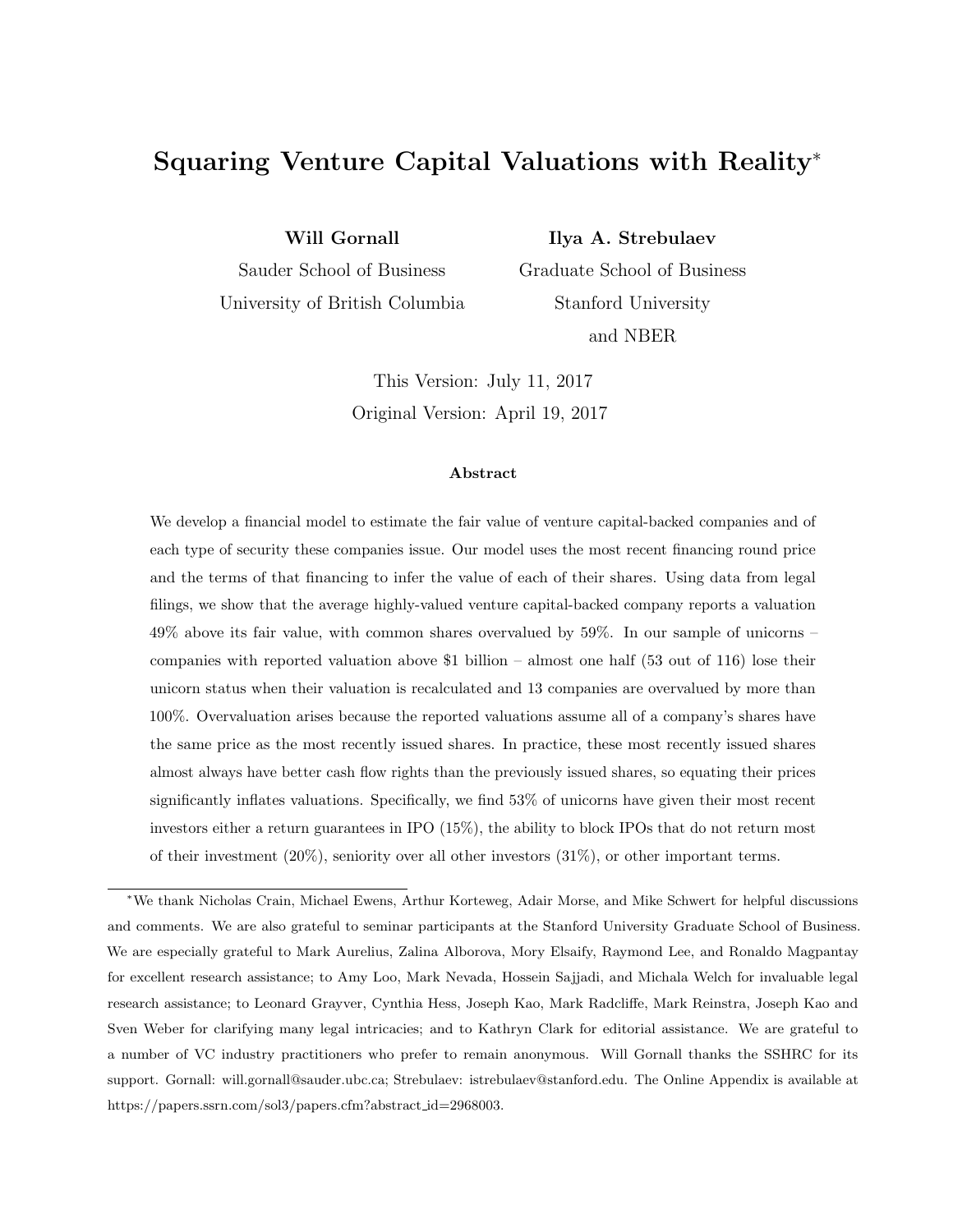# Squaring Venture Capital Valuations with Reality*

**Will Gornall**
Sauder School of Business
University of British Columbia

**Ilya A. Strebulaev**
Graduate School of Business
Stanford University
and NBER

This Version: July 11, 2017
Original Version: April 19, 2017

### Abstract

We develop a financial model to estimate the fair value of venture capital-backed companies and of each type of security these companies issue. Our model uses the most recent financing round price and the terms of that financing to infer the value of each of their shares. Using data from legal filings, we show that the average highly-valued venture capital-backed company reports a valuation 49% above its fair value, with common shares overvalued by 59%. In our sample of unicorns – companies with reported valuation above $1 billion – almost one half (53 out of 116) lose their unicorn status when their valuation is recalculated and 13 companies are overvalued by more than 100%. Overvaluation arises because the reported valuations assume all of a company's shares have the same price as the most recently issued shares. In practice, these most recently issued shares almost always have better cash flow rights than the previously issued shares, so equating their prices significantly inflates valuations. Specifically, we find 53% of unicorns have given their most recent investors either a return guarantees in IPO (15%), the ability to block IPOs that do not return most of their investment (20%), seniority over all other investors (31%), or other important terms.

---

*We thank Nicholas Crain, Michael Ewens, Arthur Korteweg, Adair Morse, and Mike Schwert for helpful discussions and comments. We are also grateful to seminar participants at the Stanford University Graduate School of Business. We are especially grateful to Mark Aurelius, Zalina Alborova, Mory Elsaify, Raymond Lee, and Ronaldo Magpantay for excellent research assistance; to Amy Loo, Mark Nevada, Hossein Sajjadi, and Michala Welch for invaluable legal research assistance; to Leonard Grayver, Cynthia Hess, Joseph Kao, Mark Radcliffe, Mark Reinstra, Joseph Kao and Sven Weber for clarifying many legal intricacies; and to Kathryn Clark for editorial assistance. We are grateful to a number of VC industry practitioners who prefer to remain anonymous. Will Gornall thanks the SSHRC for its support. Gornall: will.gornall@sauder.ubc.ca; Strebulaev: istrebulaev@stanford.edu. The Online Appendix is available at https://papers.ssrn.com/sol3/papers.cfm?abstract_id=2968003.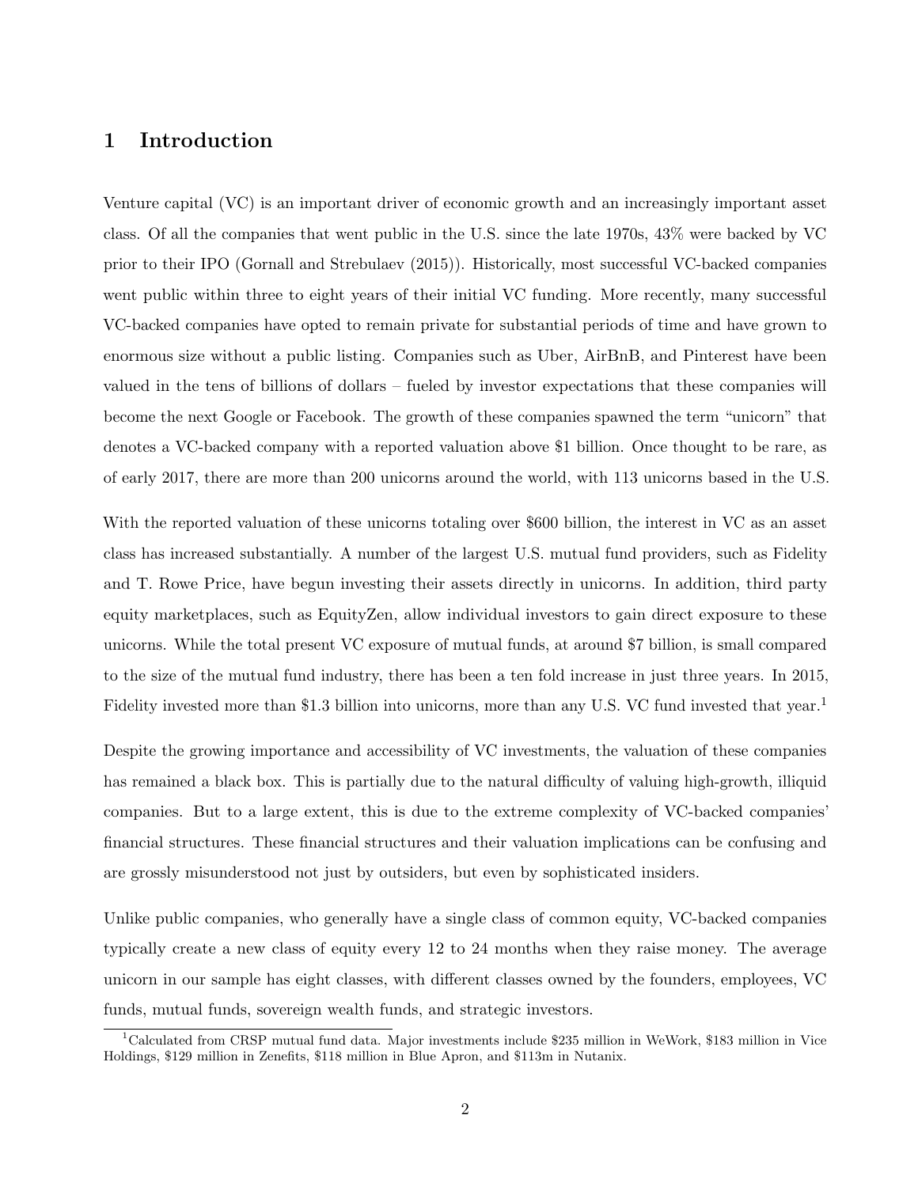# 1 Introduction

Venture capital (VC) is an important driver of economic growth and an increasingly important asset class. Of all the companies that went public in the U.S. since the late 1970s, 43% were backed by VC prior to their IPO (Gornall and Strebulaev (2015)). Historically, most successful VC-backed companies went public within three to eight years of their initial VC funding. More recently, many successful VC-backed companies have opted to remain private for substantial periods of time and have grown to enormous size without a public listing. Companies such as Uber, AirBnB, and Pinterest have been valued in the tens of billions of dollars – fueled by investor expectations that these companies will become the next Google or Facebook. The growth of these companies spawned the term "unicorn" that denotes a VC-backed company with a reported valuation above $1 billion. Once thought to be rare, as of early 2017, there are more than 200 unicorns around the world, with 113 unicorns based in the U.S.

With the reported valuation of these unicorns totaling over $600 billion, the interest in VC as an asset class has increased substantially. A number of the largest U.S. mutual fund providers, such as Fidelity and T. Rowe Price, have begun investing their assets directly in unicorns. In addition, third party equity marketplaces, such as EquityZen, allow individual investors to gain direct exposure to these unicorns. While the total present VC exposure of mutual funds, at around $7 billion, is small compared to the size of the mutual fund industry, there has been a ten fold increase in just three years. In 2015, Fidelity invested more than $1.3 billion into unicorns, more than any U.S. VC fund invested that year.[1]

Despite the growing importance and accessibility of VC investments, the valuation of these companies has remained a black box. This is partially due to the natural difficulty of valuing high-growth, illiquid companies. But to a large extent, this is due to the extreme complexity of VC-backed companies' financial structures. These financial structures and their valuation implications can be confusing and are grossly misunderstood not just by outsiders, but even by sophisticated insiders.

Unlike public companies, who generally have a single class of common equity, VC-backed companies typically create a new class of equity every 12 to 24 months when they raise money. The average unicorn in our sample has eight classes, with different classes owned by the founders, employees, VC funds, mutual funds, sovereign wealth funds, and strategic investors.

[1] Calculated from CRSP mutual fund data. Major investments include $235 million in WeWork, $183 million in Vice Holdings, $129 million in Zenefits, $118 million in Blue Apron, and $113m in Nutanix.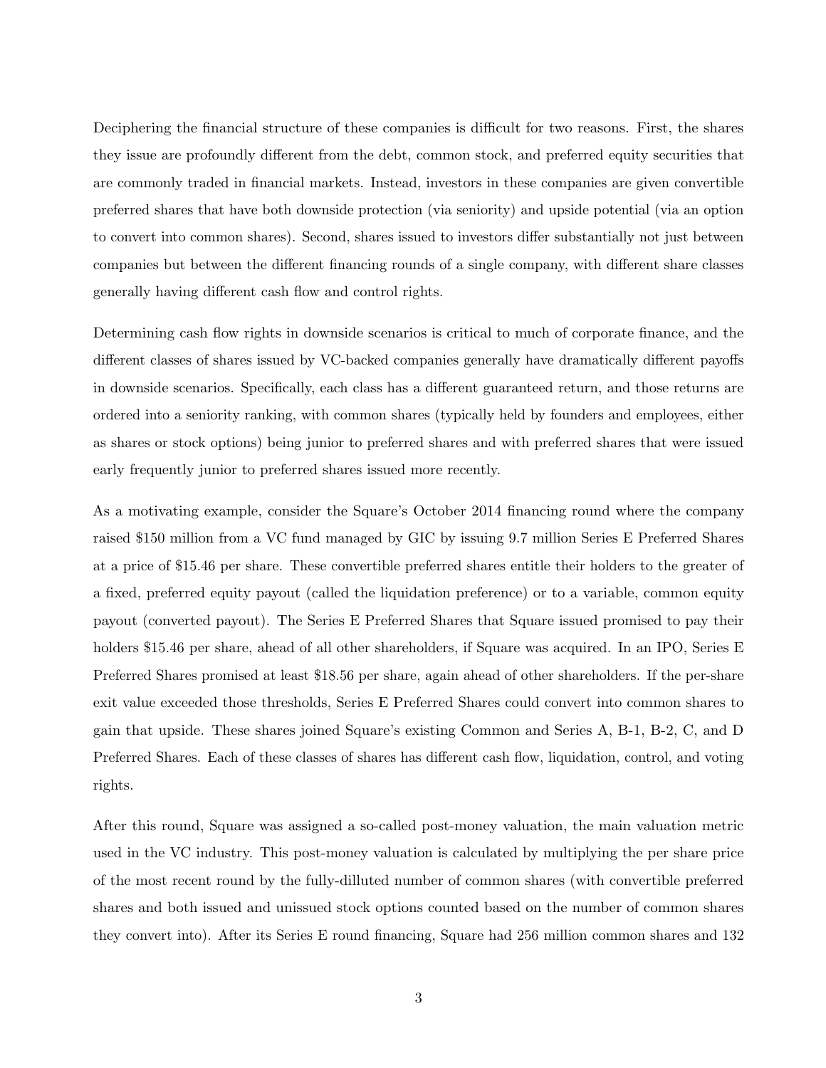Deciphering the financial structure of these companies is difficult for two reasons. First, the shares they issue are profoundly different from the debt, common stock, and preferred equity securities that are commonly traded in financial markets. Instead, investors in these companies are given convertible preferred shares that have both downside protection (via seniority) and upside potential (via an option to convert into common shares). Second, shares issued to investors differ substantially not just between companies but between the different financing rounds of a single company, with different share classes generally having different cash flow and control rights.

Determining cash flow rights in downside scenarios is critical to much of corporate finance, and the different classes of shares issued by VC-backed companies generally have dramatically different payoffs in downside scenarios. Specifically, each class has a different guaranteed return, and those returns are ordered into a seniority ranking, with common shares (typically held by founders and employees, either as shares or stock options) being junior to preferred shares and with preferred shares that were issued early frequently junior to preferred shares issued more recently.

As a motivating example, consider the Square's October 2014 financing round where the company raised \$150 million from a VC fund managed by GIC by issuing 9.7 million Series E Preferred Shares at a price of \$15.46 per share. These convertible preferred shares entitle their holders to the greater of a fixed, preferred equity payout (called the liquidation preference) or to a variable, common equity payout (converted payout). The Series E Preferred Shares that Square issued promised to pay their holders \$15.46 per share, ahead of all other shareholders, if Square was acquired. In an IPO, Series E Preferred Shares promised at least \$18.56 per share, again ahead of other shareholders. If the per-share exit value exceeded those thresholds, Series E Preferred Shares could convert into common shares to gain that upside. These shares joined Square's existing Common and Series A, B-1, B-2, C, and D Preferred Shares. Each of these classes of shares has different cash flow, liquidation, control, and voting rights.

After this round, Square was assigned a so-called post-money valuation, the main valuation metric used in the VC industry. This post-money valuation is calculated by multiplying the per share price of the most recent round by the fully-dilluted number of common shares (with convertible preferred shares and both issued and unissued stock options counted based on the number of common shares they convert into). After its Series E round financing, Square had 256 million common shares and 132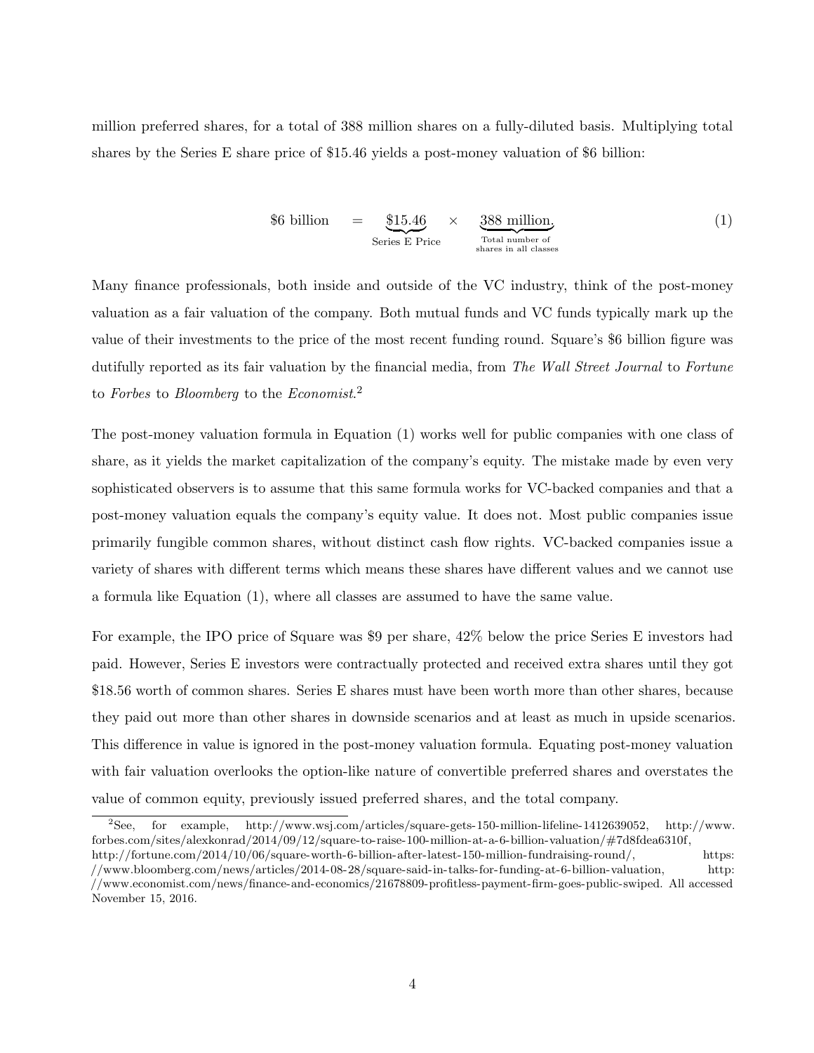million preferred shares, for a total of 388 million shares on a fully-diluted basis. Multiplying total shares by the Series E share price of \$15.46 yields a post-money valuation of \$6 billion:

$$\$6 \text{ billion} \quad = \quad \underbrace{\$15.46}_{\text{Series E Price}} \quad \times \quad \underbrace{388 \text{ million}}_{\substack{\text{Total number of} \\ \text{shares in all classes}}}. \tag{1}$$

Many finance professionals, both inside and outside of the VC industry, think of the post-money valuation as a fair valuation of the company. Both mutual funds and VC funds typically mark up the value of their investments to the price of the most recent funding round. Square's \$6 billion figure was dutifully reported as its fair valuation by the financial media, from *The Wall Street Journal* to *Fortune* to *Forbes* to *Bloomberg* to the *Economist*.[2]

The post-money valuation formula in Equation (1) works well for public companies with one class of share, as it yields the market capitalization of the company's equity. The mistake made by even very sophisticated observers is to assume that this same formula works for VC-backed companies and that a post-money valuation equals the company's equity value. It does not. Most public companies issue primarily fungible common shares, without distinct cash flow rights. VC-backed companies issue a variety of shares with different terms which means these shares have different values and we cannot use a formula like Equation (1), where all classes are assumed to have the same value.

For example, the IPO price of Square was \$9 per share, 42% below the price Series E investors had paid. However, Series E investors were contractually protected and received extra shares until they got \$18.56 worth of common shares. Series E shares must have been worth more than other shares, because they paid out more than other shares in downside scenarios and at least as much in upside scenarios. This difference in value is ignored in the post-money valuation formula. Equating post-money valuation with fair valuation overlooks the option-like nature of convertible preferred shares and overstates the value of common equity, previously issued preferred shares, and the total company.

---

[2] See, for example, http://www.wsj.com/articles/square-gets-150-million-lifeline-1412639052, http://www.forbes.com/sites/alexkonrad/2014/09/12/square-to-raise-100-million-at-a-6-billion-valuation/#7d8fdea6310f, http://fortune.com/2014/10/06/square-worth-6-billion-after-latest-150-million-fundraising-round/, https://www.bloomberg.com/news/articles/2014-08-28/square-said-in-talks-for-funding-at-6-billion-valuation, http://www.economist.com/news/finance-and-economics/21678809-profitless-payment-firm-goes-public-swiped. All accessed November 15, 2016.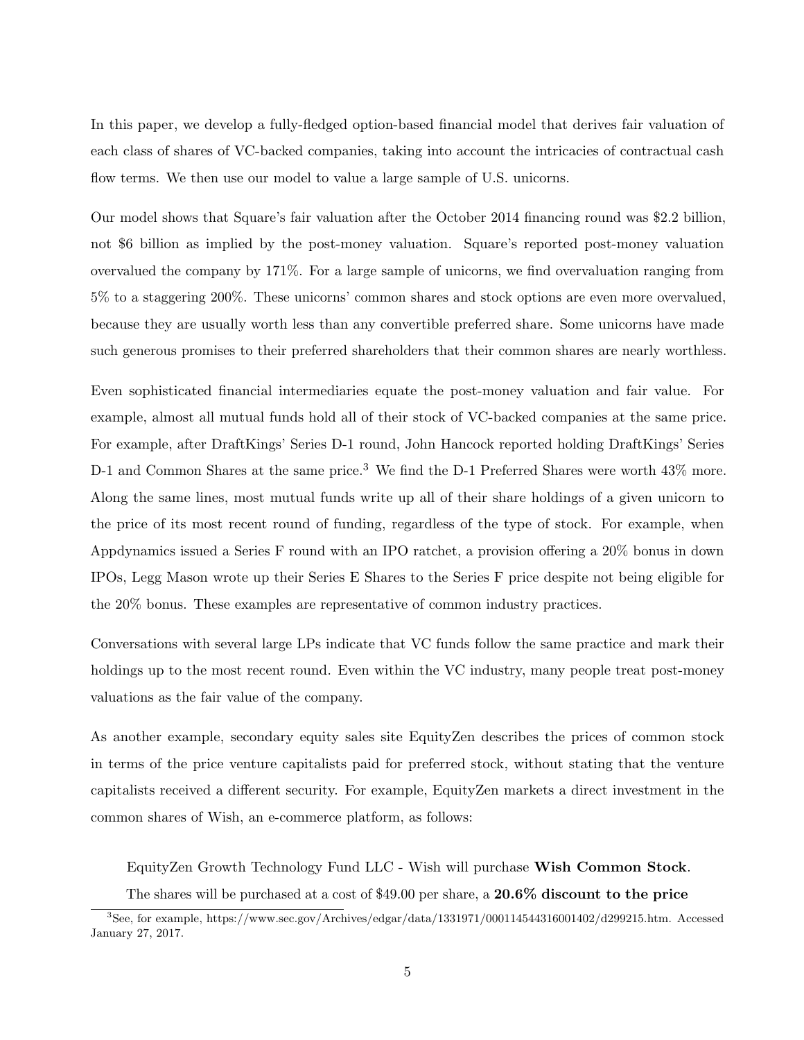In this paper, we develop a fully-fledged option-based financial model that derives fair valuation of each class of shares of VC-backed companies, taking into account the intricacies of contractual cash flow terms. We then use our model to value a large sample of U.S. unicorns.

Our model shows that Square's fair valuation after the October 2014 financing round was \$2.2 billion, not \$6 billion as implied by the post-money valuation. Square's reported post-money valuation overvalued the company by 171%. For a large sample of unicorns, we find overvaluation ranging from 5% to a staggering 200%. These unicorns' common shares and stock options are even more overvalued, because they are usually worth less than any convertible preferred share. Some unicorns have made such generous promises to their preferred shareholders that their common shares are nearly worthless.

Even sophisticated financial intermediaries equate the post-money valuation and fair value. For example, almost all mutual funds hold all of their stock of VC-backed companies at the same price. For example, after DraftKings' Series D-1 round, John Hancock reported holding DraftKings' Series D-1 and Common Shares at the same price.[3] We find the D-1 Preferred Shares were worth 43% more. Along the same lines, most mutual funds write up all of their share holdings of a given unicorn to the price of its most recent round of funding, regardless of the type of stock. For example, when Appdynamics issued a Series F round with an IPO ratchet, a provision offering a 20% bonus in down IPOs, Legg Mason wrote up their Series E Shares to the Series F price despite not being eligible for the 20% bonus. These examples are representative of common industry practices.

Conversations with several large LPs indicate that VC funds follow the same practice and mark their holdings up to the most recent round. Even within the VC industry, many people treat post-money valuations as the fair value of the company.

As another example, secondary equity sales site EquityZen describes the prices of common stock in terms of the price venture capitalists paid for preferred stock, without stating that the venture capitalists received a different security. For example, EquityZen markets a direct investment in the common shares of Wish, an e-commerce platform, as follows:

> EquityZen Growth Technology Fund LLC - Wish will purchase **Wish Common Stock**.
> The shares will be purchased at a cost of \$49.00 per share, a **20.6% discount to the price**

[3] See, for example, https://www.sec.gov/Archives/edgar/data/1331971/000114544316001402/d299215.htm. Accessed January 27, 2017.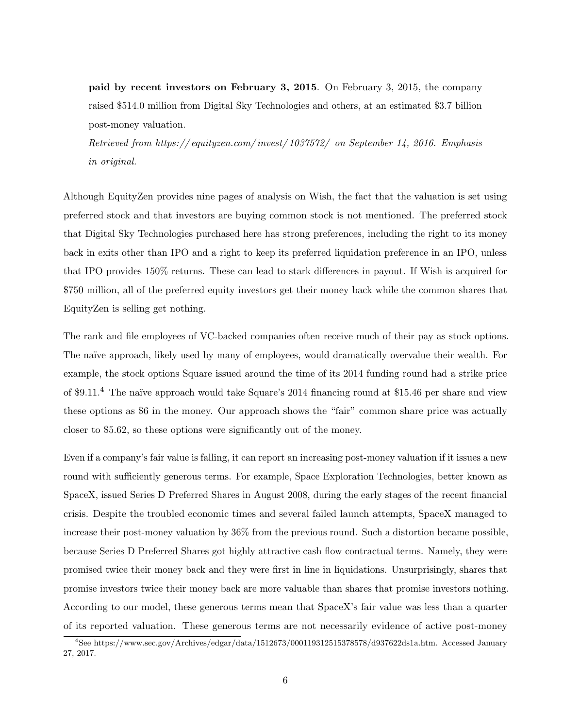**paid by recent investors on February 3, 2015**. On February 3, 2015, the company raised $514.0 million from Digital Sky Technologies and others, at an estimated $3.7 billion post-money valuation.

*Retrieved from https://equityzen.com/invest/1037572/ on September 14, 2016. Emphasis in original.*

Although EquityZen provides nine pages of analysis on Wish, the fact that the valuation is set using preferred stock and that investors are buying common stock is not mentioned. The preferred stock that Digital Sky Technologies purchased here has strong preferences, including the right to its money back in exits other than IPO and a right to keep its preferred liquidation preference in an IPO, unless that IPO provides 150% returns. These can lead to stark differences in payout. If Wish is acquired for $750 million, all of the preferred equity investors get their money back while the common shares that EquityZen is selling get nothing.

The rank and file employees of VC-backed companies often receive much of their pay as stock options. The naïve approach, likely used by many of employees, would dramatically overvalue their wealth. For example, the stock options Square issued around the time of its 2014 funding round had a strike price of $9.11.[4] The naïve approach would take Square's 2014 financing round at $15.46 per share and view these options as $6 in the money. Our approach shows the "fair" common share price was actually closer to $5.62, so these options were significantly out of the money.

Even if a company's fair value is falling, it can report an increasing post-money valuation if it issues a new round with sufficiently generous terms. For example, Space Exploration Technologies, better known as SpaceX, issued Series D Preferred Shares in August 2008, during the early stages of the recent financial crisis. Despite the troubled economic times and several failed launch attempts, SpaceX managed to increase their post-money valuation by 36% from the previous round. Such a distortion became possible, because Series D Preferred Shares got highly attractive cash flow contractual terms. Namely, they were promised twice their money back and they were first in line in liquidations. Unsurprisingly, shares that promise investors twice their money back are more valuable than shares that promise investors nothing. According to our model, these generous terms mean that SpaceX's fair value was less than a quarter of its reported valuation. These generous terms are not necessarily evidence of active post-money

[4] See https://www.sec.gov/Archives/edgar/data/1512673/000119312515378578/d937622ds1a.htm. Accessed January 27, 2017.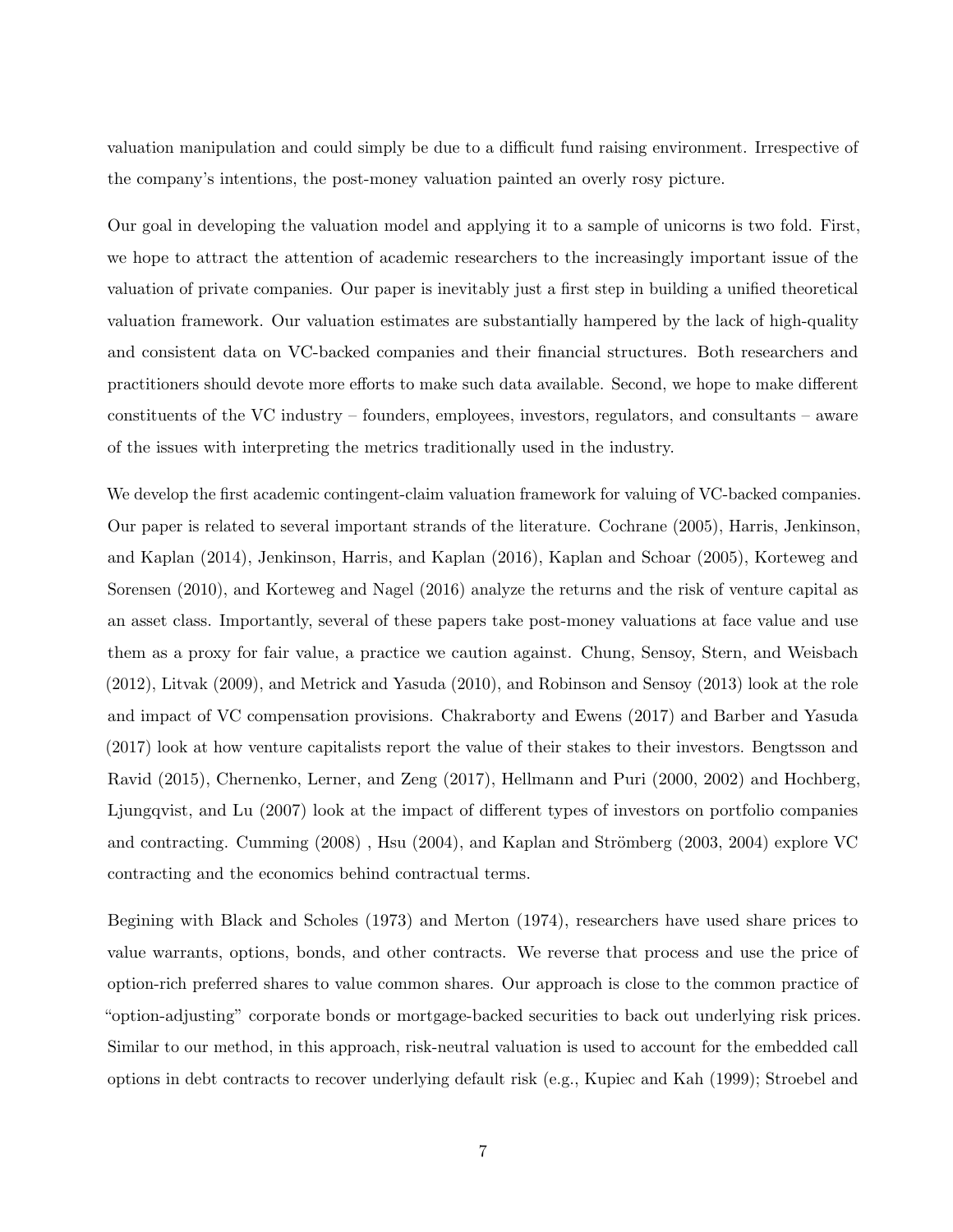valuation manipulation and could simply be due to a difficult fund raising environment. Irrespective of the company's intentions, the post-money valuation painted an overly rosy picture.

Our goal in developing the valuation model and applying it to a sample of unicorns is two fold. First, we hope to attract the attention of academic researchers to the increasingly important issue of the valuation of private companies. Our paper is inevitably just a first step in building a unified theoretical valuation framework. Our valuation estimates are substantially hampered by the lack of high-quality and consistent data on VC-backed companies and their financial structures. Both researchers and practitioners should devote more efforts to make such data available. Second, we hope to make different constituents of the VC industry – founders, employees, investors, regulators, and consultants – aware of the issues with interpreting the metrics traditionally used in the industry.

We develop the first academic contingent-claim valuation framework for valuing of VC-backed companies. Our paper is related to several important strands of the literature. Cochrane (2005), Harris, Jenkinson, and Kaplan (2014), Jenkinson, Harris, and Kaplan (2016), Kaplan and Schoar (2005), Korteweg and Sorensen (2010), and Korteweg and Nagel (2016) analyze the returns and the risk of venture capital as an asset class. Importantly, several of these papers take post-money valuations at face value and use them as a proxy for fair value, a practice we caution against. Chung, Sensoy, Stern, and Weisbach (2012), Litvak (2009), and Metrick and Yasuda (2010), and Robinson and Sensoy (2013) look at the role and impact of VC compensation provisions. Chakraborty and Ewens (2017) and Barber and Yasuda (2017) look at how venture capitalists report the value of their stakes to their investors. Bengtsson and Ravid (2015), Chernenko, Lerner, and Zeng (2017), Hellmann and Puri (2000, 2002) and Hochberg, Ljungqvist, and Lu (2007) look at the impact of different types of investors on portfolio companies and contracting. Cumming (2008) , Hsu (2004), and Kaplan and Strömberg (2003, 2004) explore VC contracting and the economics behind contractual terms.

Begining with Black and Scholes (1973) and Merton (1974), researchers have used share prices to value warrants, options, bonds, and other contracts. We reverse that process and use the price of option-rich preferred shares to value common shares. Our approach is close to the common practice of "option-adjusting" corporate bonds or mortgage-backed securities to back out underlying risk prices. Similar to our method, in this approach, risk-neutral valuation is used to account for the embedded call options in debt contracts to recover underlying default risk (e.g., Kupiec and Kah (1999); Stroebel and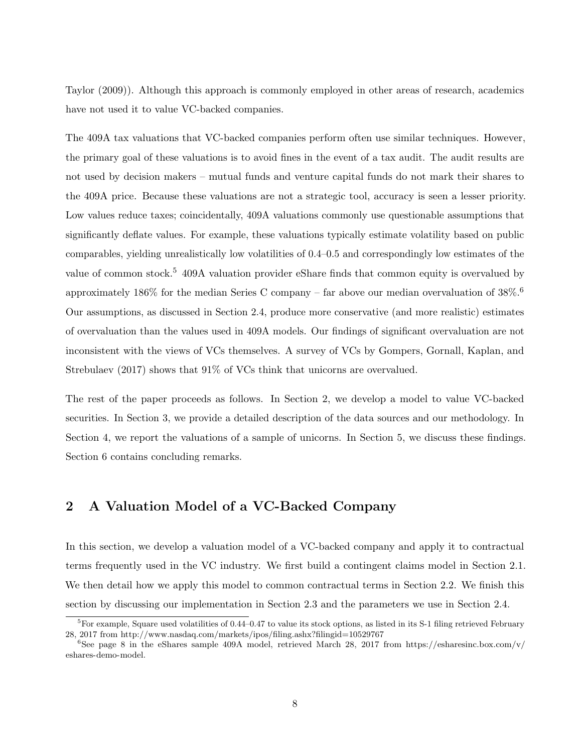Taylor (2009)). Although this approach is commonly employed in other areas of research, academics have not used it to value VC-backed companies.

The 409A tax valuations that VC-backed companies perform often use similar techniques. However, the primary goal of these valuations is to avoid fines in the event of a tax audit. The audit results are not used by decision makers – mutual funds and venture capital funds do not mark their shares to the 409A price. Because these valuations are not a strategic tool, accuracy is seen a lesser priority. Low values reduce taxes; coincidentally, 409A valuations commonly use questionable assumptions that significantly deflate values. For example, these valuations typically estimate volatility based on public comparables, yielding unrealistically low volatilities of 0.4–0.5 and correspondingly low estimates of the value of common stock.[5] 409A valuation provider eShare finds that common equity is overvalued by approximately 186% for the median Series C company – far above our median overvaluation of 38%.[6] Our assumptions, as discussed in Section 2.4, produce more conservative (and more realistic) estimates of overvaluation than the values used in 409A models. Our findings of significant overvaluation are not inconsistent with the views of VCs themselves. A survey of VCs by Gompers, Gornall, Kaplan, and Strebulaev (2017) shows that 91% of VCs think that unicorns are overvalued.

The rest of the paper proceeds as follows. In Section 2, we develop a model to value VC-backed securities. In Section 3, we provide a detailed description of the data sources and our methodology. In Section 4, we report the valuations of a sample of unicorns. In Section 5, we discuss these findings. Section 6 contains concluding remarks.

## 2 A Valuation Model of a VC-Backed Company

In this section, we develop a valuation model of a VC-backed company and apply it to contractual terms frequently used in the VC industry. We first build a contingent claims model in Section 2.1. We then detail how we apply this model to common contractual terms in Section 2.2. We finish this section by discussing our implementation in Section 2.3 and the parameters we use in Section 2.4.

[5] For example, Square used volatilities of 0.44–0.47 to value its stock options, as listed in its S-1 filing retrieved February 28, 2017 from http://www.nasdaq.com/markets/ipos/filing.ashx?filingid=10529767

[6] See page 8 in the eShares sample 409A model, retrieved March 28, 2017 from https://esharesinc.box.com/v/eshares-demo-model.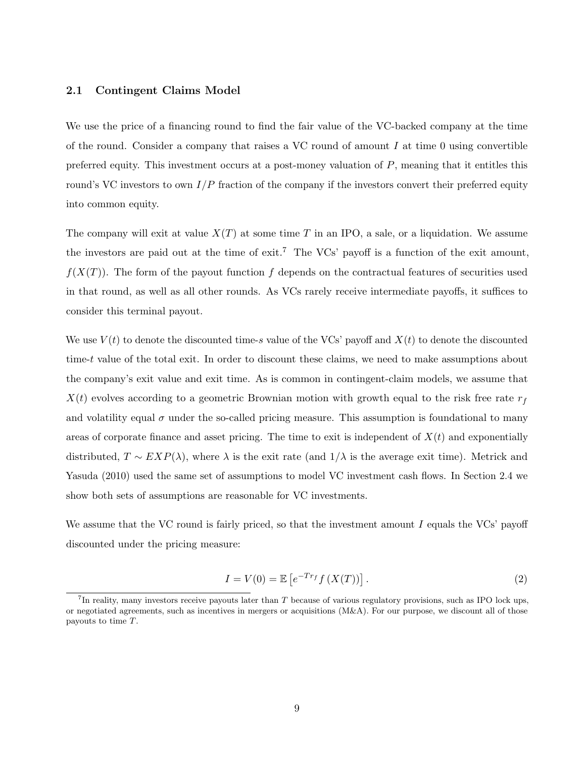### 2.1 Contingent Claims Model

We use the price of a financing round to find the fair value of the VC-backed company at the time of the round. Consider a company that raises a VC round of amount $I$ at time 0 using convertible preferred equity. This investment occurs at a post-money valuation of $P$, meaning that it entitles this round's VC investors to own $I/P$ fraction of the company if the investors convert their preferred equity into common equity.

The company will exit at value $X(T)$ at some time $T$ in an IPO, a sale, or a liquidation. We assume the investors are paid out at the time of exit.[7] The VCs' payoff is a function of the exit amount, $f(X(T))$. The form of the payout function $f$ depends on the contractual features of securities used in that round, as well as all other rounds. As VCs rarely receive intermediate payoffs, it suffices to consider this terminal payout.

We use $V(t)$ to denote the discounted time-$s$ value of the VCs' payoff and $X(t)$ to denote the discounted time-$t$ value of the total exit. In order to discount these claims, we need to make assumptions about the company's exit value and exit time. As is common in contingent-claim models, we assume that $X(t)$ evolves according to a geometric Brownian motion with growth equal to the risk free rate $r_f$ and volatility equal $\sigma$ under the so-called pricing measure. This assumption is foundational to many areas of corporate finance and asset pricing. The time to exit is independent of $X(t)$ and exponentially distributed, $T \sim EXP(\lambda)$, where $\lambda$ is the exit rate (and $1/\lambda$ is the average exit time). Metrick and Yasuda (2010) used the same set of assumptions to model VC investment cash flows. In Section 2.4 we show both sets of assumptions are reasonable for VC investments.

We assume that the VC round is fairly priced, so that the investment amount $I$ equals the VCs' payoff discounted under the pricing measure:

$$I = V(0) = \mathbb{E}\left[e^{-Tr_f} f\left(X(T)\right)\right]. \tag{2}$$

[7] In reality, many investors receive payouts later than $T$ because of various regulatory provisions, such as IPO lock ups, or negotiated agreements, such as incentives in mergers or acquisitions (M&A). For our purpose, we discount all of those payouts to time $T$.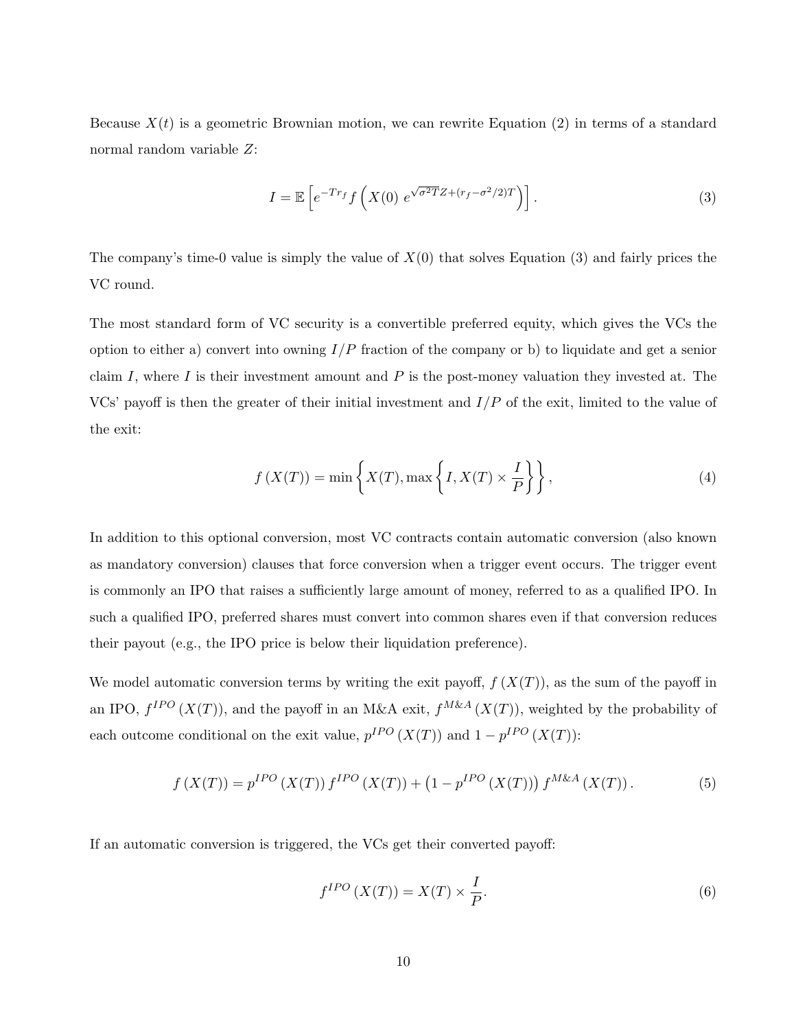Because $X(t)$ is a geometric Brownian motion, we can rewrite Equation (2) in terms of a standard normal random variable $Z$:

$$I = \mathbb{E}\left[e^{-Tr_f} f\left(X(0)\ e^{\sqrt{\sigma^2 T}Z + (r_f - \sigma^2/2)T}\right)\right]. \tag{3}$$

The company's time-0 value is simply the value of $X(0)$ that solves Equation (3) and fairly prices the VC round.

The most standard form of VC security is a convertible preferred equity, which gives the VCs the option to either a) convert into owning $I/P$ fraction of the company or b) to liquidate and get a senior claim $I$, where $I$ is their investment amount and $P$ is the post-money valuation they invested at. The VCs' payoff is then the greater of their initial investment and $I/P$ of the exit, limited to the value of the exit:

$$f\left(X(T)\right) = \min\left\{X(T), \max\left\{I, X(T) \times \frac{I}{P}\right\}\right\}, \tag{4}$$

In addition to this optional conversion, most VC contracts contain automatic conversion (also known as mandatory conversion) clauses that force conversion when a trigger event occurs. The trigger event is commonly an IPO that raises a sufficiently large amount of money, referred to as a qualified IPO. In such a qualified IPO, preferred shares must convert into common shares even if that conversion reduces their payout (e.g., the IPO price is below their liquidation preference).

We model automatic conversion terms by writing the exit payoff, $f\left(X(T)\right)$, as the sum of the payoff in an IPO, $f^{IPO}\left(X(T)\right)$, and the payoff in an M&A exit, $f^{M\&A}\left(X(T)\right)$, weighted by the probability of each outcome conditional on the exit value, $p^{IPO}\left(X(T)\right)$ and $1 - p^{IPO}\left(X(T)\right)$:

$$f\left(X(T)\right) = p^{IPO}\left(X(T)\right) f^{IPO}\left(X(T)\right) + \left(1 - p^{IPO}\left(X(T)\right)\right) f^{M\&A}\left(X(T)\right). \tag{5}$$

If an automatic conversion is triggered, the VCs get their converted payoff:

$$f^{IPO}\left(X(T)\right) = X(T) \times \frac{I}{P}. \tag{6}$$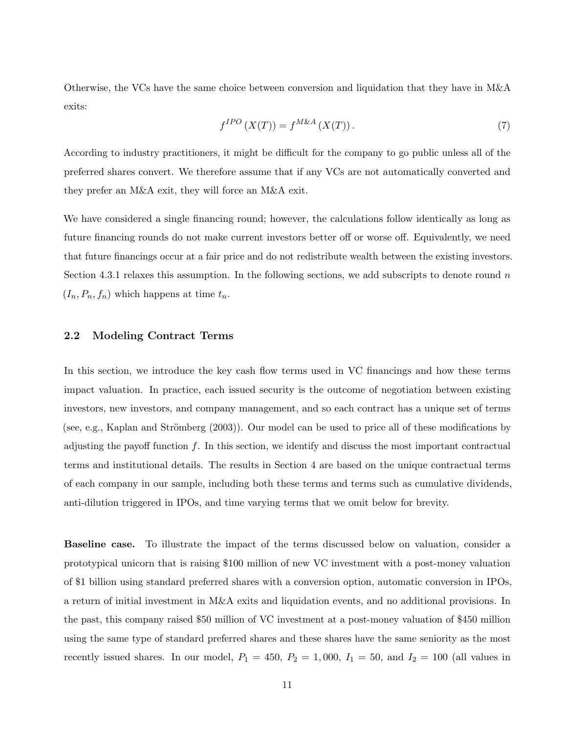Otherwise, the VCs have the same choice between conversion and liquidation that they have in M&A exits:

$$f^{IPO}(X(T)) = f^{M\&A}(X(T)). \tag{7}$$

According to industry practitioners, it might be difficult for the company to go public unless all of the preferred shares convert. We therefore assume that if any VCs are not automatically converted and they prefer an M&A exit, they will force an M&A exit.

We have considered a single financing round; however, the calculations follow identically as long as future financing rounds do not make current investors better off or worse off. Equivalently, we need that future financings occur at a fair price and do not redistribute wealth between the existing investors. Section 4.3.1 relaxes this assumption. In the following sections, we add subscripts to denote round $n$ $(I_n, P_n, f_n)$ which happens at time $t_n$.

## 2.2 Modeling Contract Terms

In this section, we introduce the key cash flow terms used in VC financings and how these terms impact valuation. In practice, each issued security is the outcome of negotiation between existing investors, new investors, and company management, and so each contract has a unique set of terms (see, e.g., Kaplan and Strömberg (2003)). Our model can be used to price all of these modifications by adjusting the payoff function $f$. In this section, we identify and discuss the most important contractual terms and institutional details. The results in Section 4 are based on the unique contractual terms of each company in our sample, including both these terms and terms such as cumulative dividends, anti-dilution triggered in IPOs, and time varying terms that we omit below for brevity.

**Baseline case.** To illustrate the impact of the terms discussed below on valuation, consider a prototypical unicorn that is raising \$100 million of new VC investment with a post-money valuation of \$1 billion using standard preferred shares with a conversion option, automatic conversion in IPOs, a return of initial investment in M&A exits and liquidation events, and no additional provisions. In the past, this company raised \$50 million of VC investment at a post-money valuation of \$450 million using the same type of standard preferred shares and these shares have the same seniority as the most recently issued shares. In our model, $P_1 = 450$, $P_2 = 1,000$, $I_1 = 50$, and $I_2 = 100$ (all values in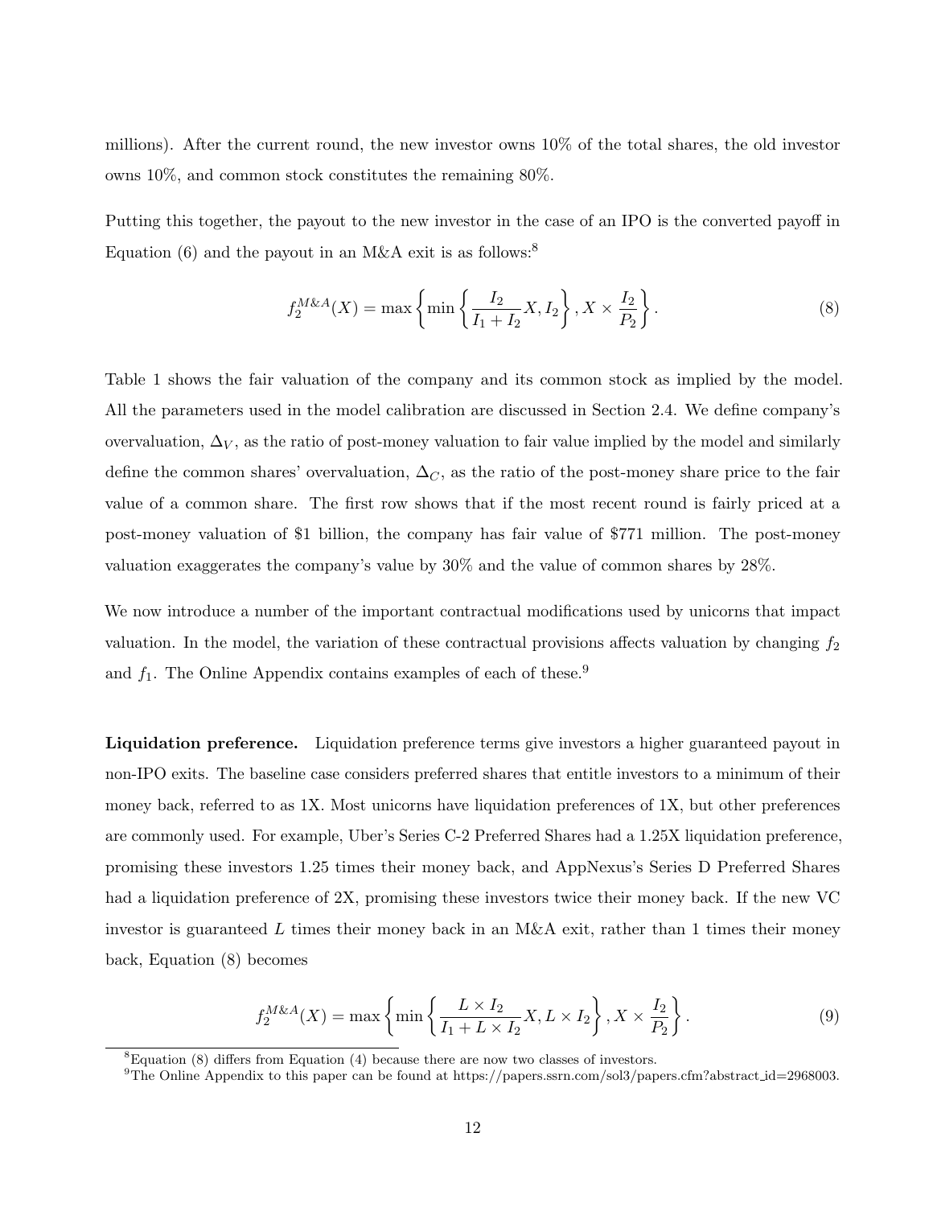millions). After the current round, the new investor owns 10% of the total shares, the old investor owns 10%, and common stock constitutes the remaining 80%.

Putting this together, the payout to the new investor in the case of an IPO is the converted payoff in Equation (6) and the payout in an M&A exit is as follows:[8]

$$f_2^{M\&A}(X) = \max\left\{\min\left\{\frac{I_2}{I_1 + I_2}X, I_2\right\}, X \times \frac{I_2}{P_2}\right\}. \tag{8}$$

Table 1 shows the fair valuation of the company and its common stock as implied by the model. All the parameters used in the model calibration are discussed in Section 2.4. We define company's overvaluation, $\Delta_V$, as the ratio of post-money valuation to fair value implied by the model and similarly define the common shares' overvaluation, $\Delta_C$, as the ratio of the post-money share price to the fair value of a common share. The first row shows that if the most recent round is fairly priced at a post-money valuation of \$1 billion, the company has fair value of \$771 million. The post-money valuation exaggerates the company's value by 30% and the value of common shares by 28%.

We now introduce a number of the important contractual modifications used by unicorns that impact valuation. In the model, the variation of these contractual provisions affects valuation by changing $f_2$ and $f_1$. The Online Appendix contains examples of each of these.[9]

**Liquidation preference.** Liquidation preference terms give investors a higher guaranteed payout in non-IPO exits. The baseline case considers preferred shares that entitle investors to a minimum of their money back, referred to as 1X. Most unicorns have liquidation preferences of 1X, but other preferences are commonly used. For example, Uber's Series C-2 Preferred Shares had a 1.25X liquidation preference, promising these investors 1.25 times their money back, and AppNexus's Series D Preferred Shares had a liquidation preference of 2X, promising these investors twice their money back. If the new VC investor is guaranteed $L$ times their money back in an M&A exit, rather than 1 times their money back, Equation (8) becomes

$$f_2^{M\&A}(X) = \max\left\{\min\left\{\frac{L \times I_2}{I_1 + L \times I_2}X, L \times I_2\right\}, X \times \frac{I_2}{P_2}\right\}. \tag{9}$$

[8] Equation (8) differs from Equation (4) because there are now two classes of investors.

[9] The Online Appendix to this paper can be found at https://papers.ssrn.com/sol3/papers.cfm?abstract_id=2968003.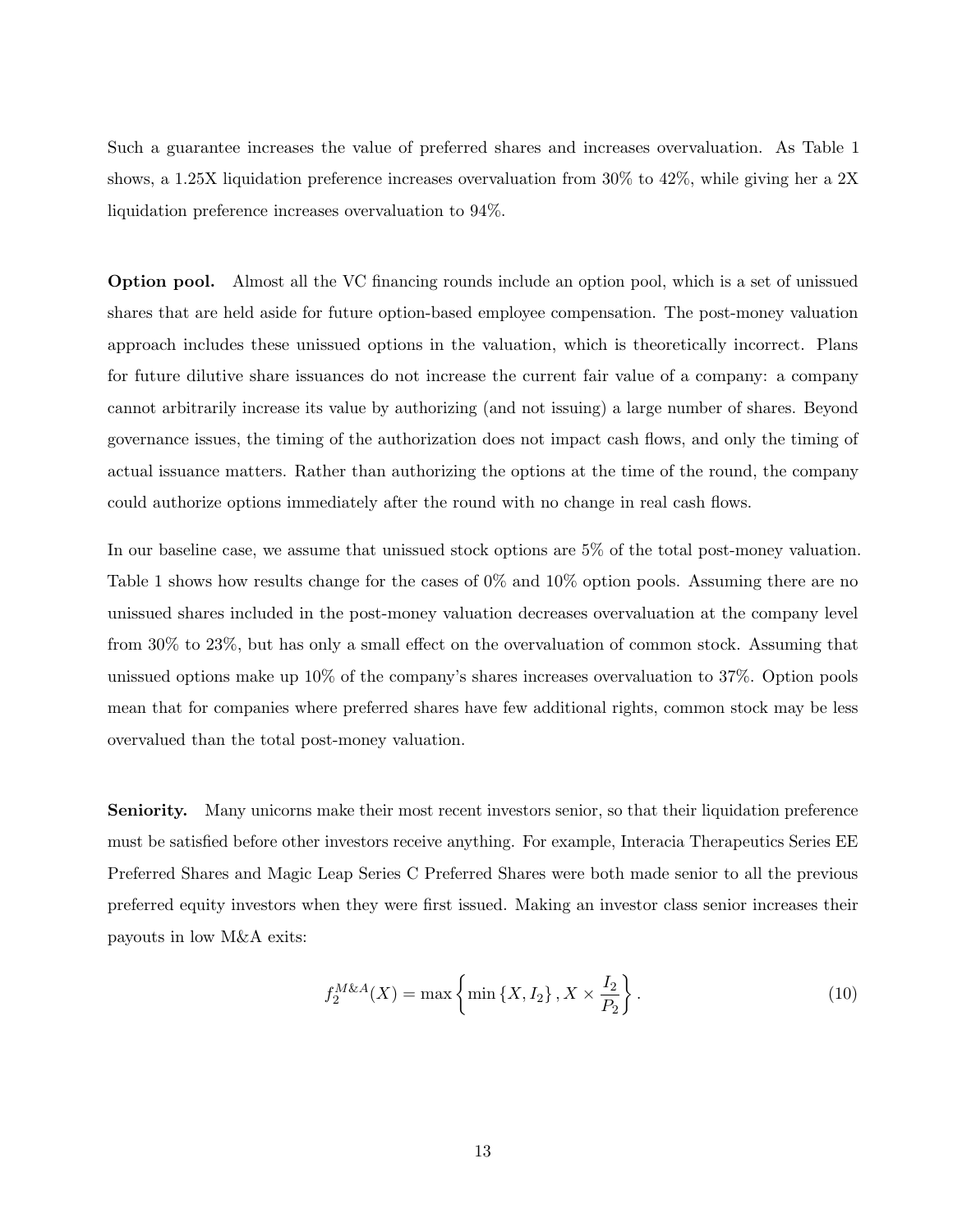Such a guarantee increases the value of preferred shares and increases overvaluation. As Table 1 shows, a 1.25X liquidation preference increases overvaluation from 30% to 42%, while giving her a 2X liquidation preference increases overvaluation to 94%.

**Option pool.** Almost all the VC financing rounds include an option pool, which is a set of unissued shares that are held aside for future option-based employee compensation. The post-money valuation approach includes these unissued options in the valuation, which is theoretically incorrect. Plans for future dilutive share issuances do not increase the current fair value of a company: a company cannot arbitrarily increase its value by authorizing (and not issuing) a large number of shares. Beyond governance issues, the timing of the authorization does not impact cash flows, and only the timing of actual issuance matters. Rather than authorizing the options at the time of the round, the company could authorize options immediately after the round with no change in real cash flows.

In our baseline case, we assume that unissued stock options are 5% of the total post-money valuation. Table 1 shows how results change for the cases of 0% and 10% option pools. Assuming there are no unissued shares included in the post-money valuation decreases overvaluation at the company level from 30% to 23%, but has only a small effect on the overvaluation of common stock. Assuming that unissued options make up 10% of the company's shares increases overvaluation to 37%. Option pools mean that for companies where preferred shares have few additional rights, common stock may be less overvalued than the total post-money valuation.

**Seniority.** Many unicorns make their most recent investors senior, so that their liquidation preference must be satisfied before other investors receive anything. For example, Interacia Therapeutics Series EE Preferred Shares and Magic Leap Series C Preferred Shares were both made senior to all the previous preferred equity investors when they were first issued. Making an investor class senior increases their payouts in low M&A exits:

$$f_2^{M\&A}(X) = \max\left\{\min\left\{X, I_2\right\}, X \times \frac{I_2}{P_2}\right\}. \tag{10}$$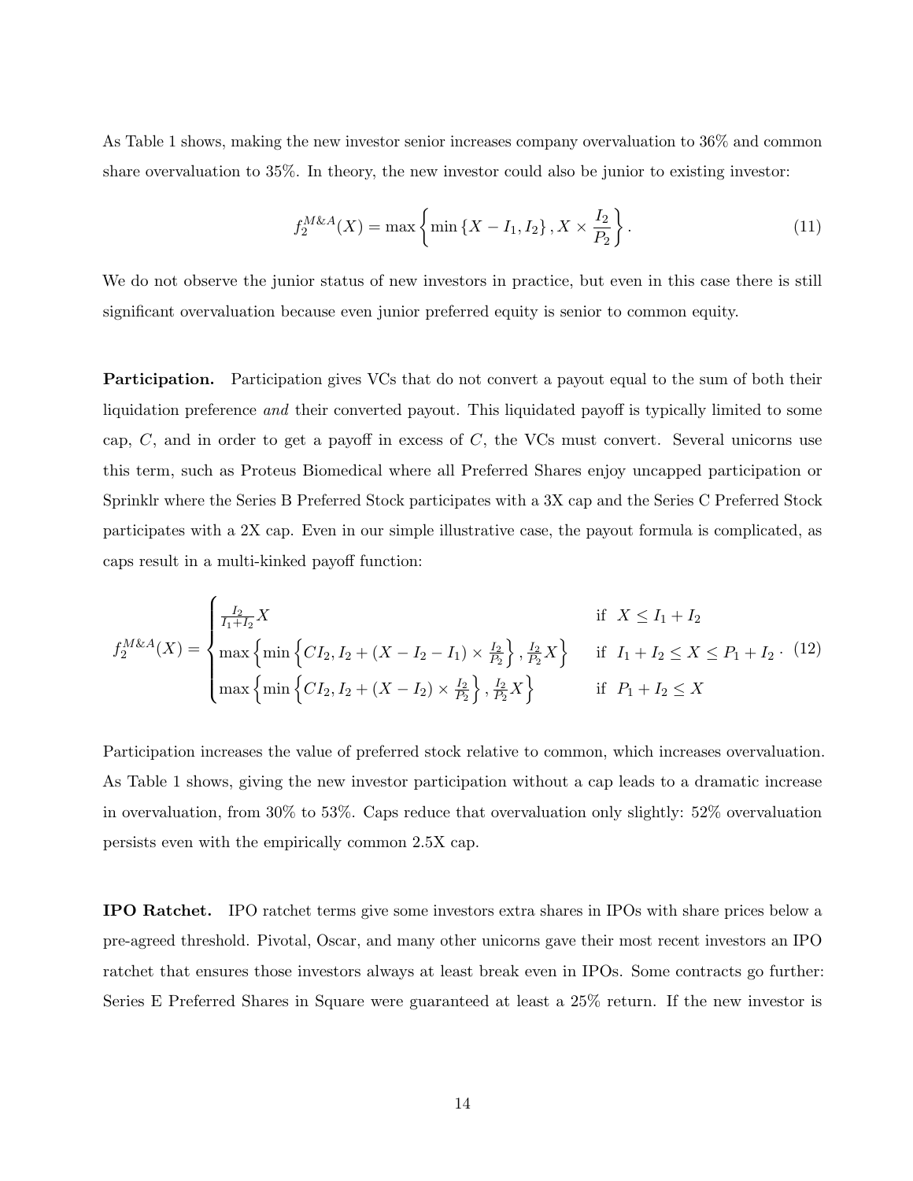As Table 1 shows, making the new investor senior increases company overvaluation to 36% and common share overvaluation to 35%. In theory, the new investor could also be junior to existing investor:

$$f_2^{M\&A}(X) = \max\left\{\min\left\{X - I_1, I_2\right\}, X \times \frac{I_2}{P_2}\right\}. \tag{11}$$

We do not observe the junior status of new investors in practice, but even in this case there is still significant overvaluation because even junior preferred equity is senior to common equity.

**Participation.** Participation gives VCs that do not convert a payout equal to the sum of both their liquidation preference *and* their converted payout. This liquidated payoff is typically limited to some cap, $C$, and in order to get a payoff in excess of $C$, the VCs must convert. Several unicorns use this term, such as Proteus Biomedical where all Preferred Shares enjoy uncapped participation or Sprinklr where the Series B Preferred Stock participates with a 3X cap and the Series C Preferred Stock participates with a 2X cap. Even in our simple illustrative case, the payout formula is complicated, as caps result in a multi-kinked payoff function:

$$f_2^{M\&A}(X) = \begin{cases} \frac{I_2}{I_1+I_2}X & \text{if } \ X \leq I_1 + I_2 \\ \max\left\{\min\left\{CI_2, I_2 + (X - I_2 - I_1) \times \frac{I_2}{P_2}\right\}, \frac{I_2}{P_2}X\right\} & \text{if } \ I_1 + I_2 \leq X \leq P_1 + I_2 \\ \max\left\{\min\left\{CI_2, I_2 + (X - I_2) \times \frac{I_2}{P_2}\right\}, \frac{I_2}{P_2}X\right\} & \text{if } \ P_1 + I_2 \leq X \end{cases}. \tag{12}$$

Participation increases the value of preferred stock relative to common, which increases overvaluation. As Table 1 shows, giving the new investor participation without a cap leads to a dramatic increase in overvaluation, from 30% to 53%. Caps reduce that overvaluation only slightly: 52% overvaluation persists even with the empirically common 2.5X cap.

**IPO Ratchet.** IPO ratchet terms give some investors extra shares in IPOs with share prices below a pre-agreed threshold. Pivotal, Oscar, and many other unicorns gave their most recent investors an IPO ratchet that ensures those investors always at least break even in IPOs. Some contracts go further: Series E Preferred Shares in Square were guaranteed at least a 25% return. If the new investor is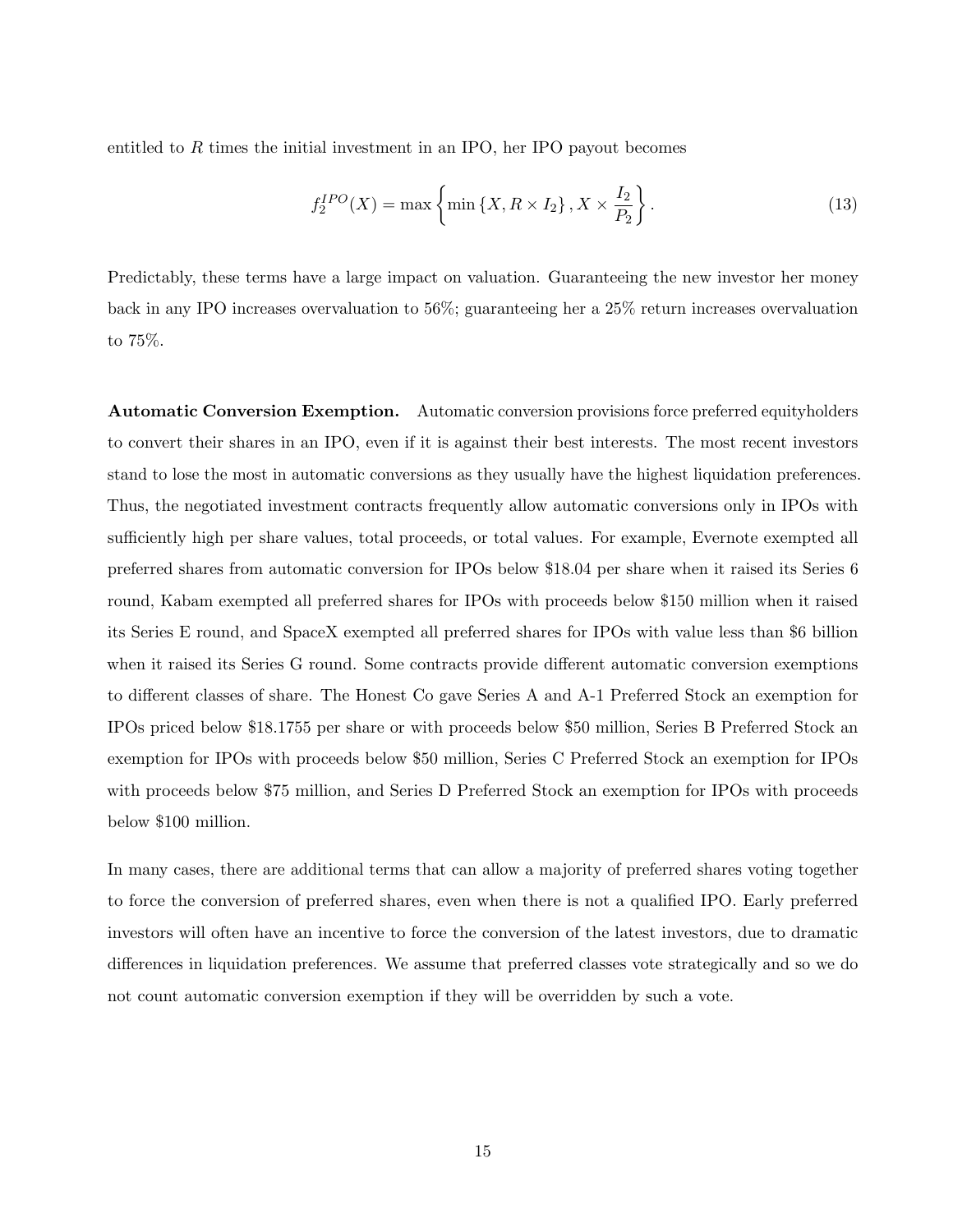entitled to $R$ times the initial investment in an IPO, her IPO payout becomes

$$f_2^{IPO}(X) = \max\left\{\min\left\{X, R \times I_2\right\}, X \times \frac{I_2}{P_2}\right\}. \tag{13}$$

Predictably, these terms have a large impact on valuation. Guaranteeing the new investor her money back in any IPO increases overvaluation to 56%; guaranteeing her a 25% return increases overvaluation to 75%.

**Automatic Conversion Exemption.** Automatic conversion provisions force preferred equityholders to convert their shares in an IPO, even if it is against their best interests. The most recent investors stand to lose the most in automatic conversions as they usually have the highest liquidation preferences. Thus, the negotiated investment contracts frequently allow automatic conversions only in IPOs with sufficiently high per share values, total proceeds, or total values. For example, Evernote exempted all preferred shares from automatic conversion for IPOs below \$18.04 per share when it raised its Series 6 round, Kabam exempted all preferred shares for IPOs with proceeds below \$150 million when it raised its Series E round, and SpaceX exempted all preferred shares for IPOs with value less than \$6 billion when it raised its Series G round. Some contracts provide different automatic conversion exemptions to different classes of share. The Honest Co gave Series A and A-1 Preferred Stock an exemption for IPOs priced below \$18.1755 per share or with proceeds below \$50 million, Series B Preferred Stock an exemption for IPOs with proceeds below \$50 million, Series C Preferred Stock an exemption for IPOs with proceeds below \$75 million, and Series D Preferred Stock an exemption for IPOs with proceeds below \$100 million.

In many cases, there are additional terms that can allow a majority of preferred shares voting together to force the conversion of preferred shares, even when there is not a qualified IPO. Early preferred investors will often have an incentive to force the conversion of the latest investors, due to dramatic differences in liquidation preferences. We assume that preferred classes vote strategically and so we do not count automatic conversion exemption if they will be overridden by such a vote.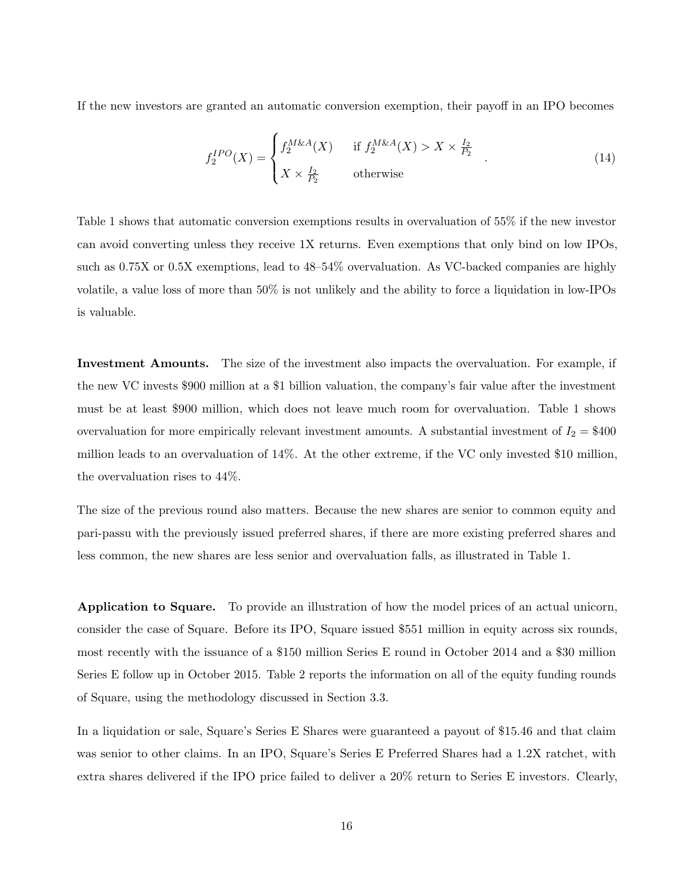If the new investors are granted an automatic conversion exemption, their payoff in an IPO becomes

$$f_2^{IPO}(X) = \begin{cases} f_2^{M\&A}(X) & \text{if } f_2^{M\&A}(X) > X \times \frac{I_2}{P_2} \\ X \times \frac{I_2}{P_2} & \text{otherwise} \end{cases} . \tag{14}$$

Table 1 shows that automatic conversion exemptions results in overvaluation of 55% if the new investor can avoid converting unless they receive 1X returns. Even exemptions that only bind on low IPOs, such as 0.75X or 0.5X exemptions, lead to 48–54% overvaluation. As VC-backed companies are highly volatile, a value loss of more than 50% is not unlikely and the ability to force a liquidation in low-IPOs is valuable.

**Investment Amounts.** The size of the investment also impacts the overvaluation. For example, if the new VC invests \$900 million at a \$1 billion valuation, the company's fair value after the investment must be at least \$900 million, which does not leave much room for overvaluation. Table 1 shows overvaluation for more empirically relevant investment amounts. A substantial investment of $I_2 = \$400$ million leads to an overvaluation of 14%. At the other extreme, if the VC only invested \$10 million, the overvaluation rises to 44%.

The size of the previous round also matters. Because the new shares are senior to common equity and pari-passu with the previously issued preferred shares, if there are more existing preferred shares and less common, the new shares are less senior and overvaluation falls, as illustrated in Table 1.

**Application to Square.** To provide an illustration of how the model prices of an actual unicorn, consider the case of Square. Before its IPO, Square issued \$551 million in equity across six rounds, most recently with the issuance of a \$150 million Series E round in October 2014 and a \$30 million Series E follow up in October 2015. Table 2 reports the information on all of the equity funding rounds of Square, using the methodology discussed in Section 3.3.

In a liquidation or sale, Square's Series E Shares were guaranteed a payout of \$15.46 and that claim was senior to other claims. In an IPO, Square's Series E Preferred Shares had a 1.2X ratchet, with extra shares delivered if the IPO price failed to deliver a 20% return to Series E investors. Clearly,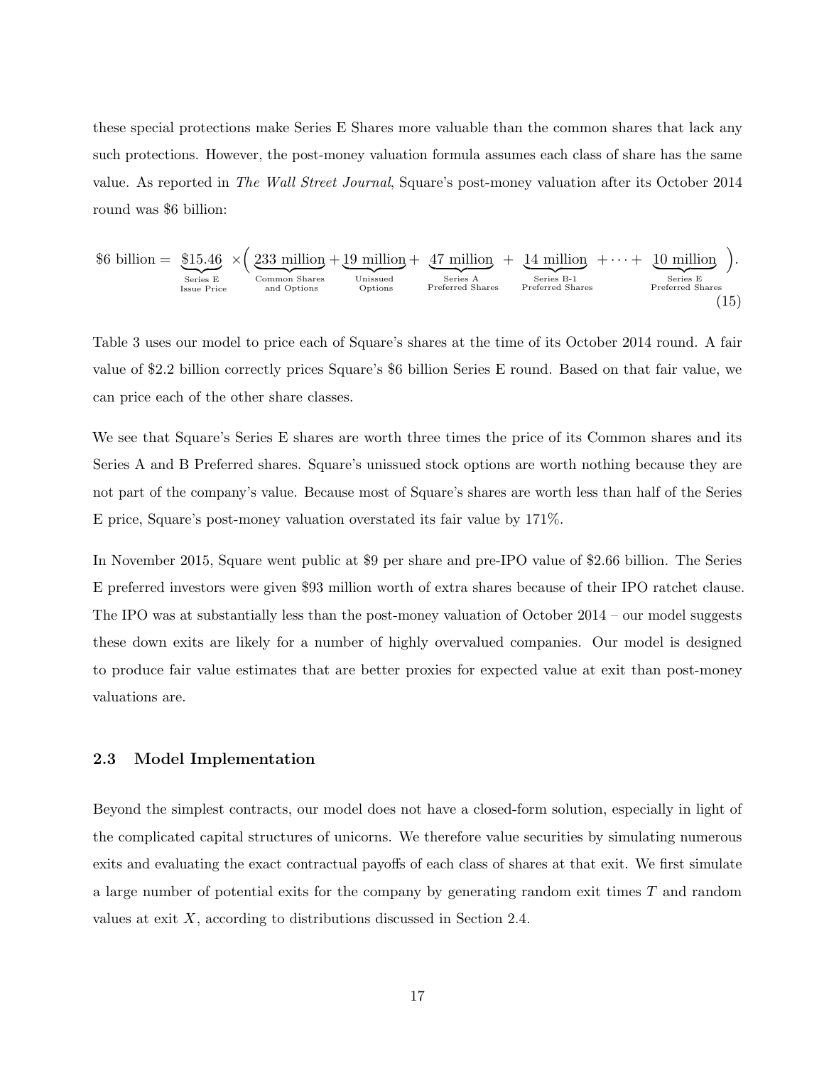these special protections make Series E Shares more valuable than the common shares that lack any such protections. However, the post-money valuation formula assumes each class of share has the same value. As reported in *The Wall Street Journal*, Square's post-money valuation after its October 2014 round was \$6 billion:

$$\$6 \text{ billion} = \underbrace{\$15.46}_{\substack{\text{Series E} \\ \text{Issue Price}}} \times \Big( \underbrace{233 \text{ million}}_{\substack{\text{Common Shares} \\ \text{and Options}}} + \underbrace{19 \text{ million}}_{\substack{\text{Unissued} \\ \text{Options}}} + \underbrace{47 \text{ million}}_{\substack{\text{Series A} \\ \text{Preferred Shares}}} + \underbrace{14 \text{ million}}_{\substack{\text{Series B-1} \\ \text{Preferred Shares}}} + \cdots + \underbrace{10 \text{ million}}_{\substack{\text{Series E} \\ \text{Preferred Shares}}} \Big). \tag{15}$$

Table 3 uses our model to price each of Square's shares at the time of its October 2014 round. A fair value of \$2.2 billion correctly prices Square's \$6 billion Series E round. Based on that fair value, we can price each of the other share classes.

We see that Square's Series E shares are worth three times the price of its Common shares and its Series A and B Preferred shares. Square's unissued stock options are worth nothing because they are not part of the company's value. Because most of Square's shares are worth less than half of the Series E price, Square's post-money valuation overstated its fair value by 171%.

In November 2015, Square went public at \$9 per share and pre-IPO value of \$2.66 billion. The Series E preferred investors were given \$93 million worth of extra shares because of their IPO ratchet clause. The IPO was at substantially less than the post-money valuation of October 2014 – our model suggests these down exits are likely for a number of highly overvalued companies. Our model is designed to produce fair value estimates that are better proxies for expected value at exit than post-money valuations are.

### 2.3 Model Implementation

Beyond the simplest contracts, our model does not have a closed-form solution, especially in light of the complicated capital structures of unicorns. We therefore value securities by simulating numerous exits and evaluating the exact contractual payoffs of each class of shares at that exit. We first simulate a large number of potential exits for the company by generating random exit times $T$ and random values at exit $X$, according to distributions discussed in Section 2.4.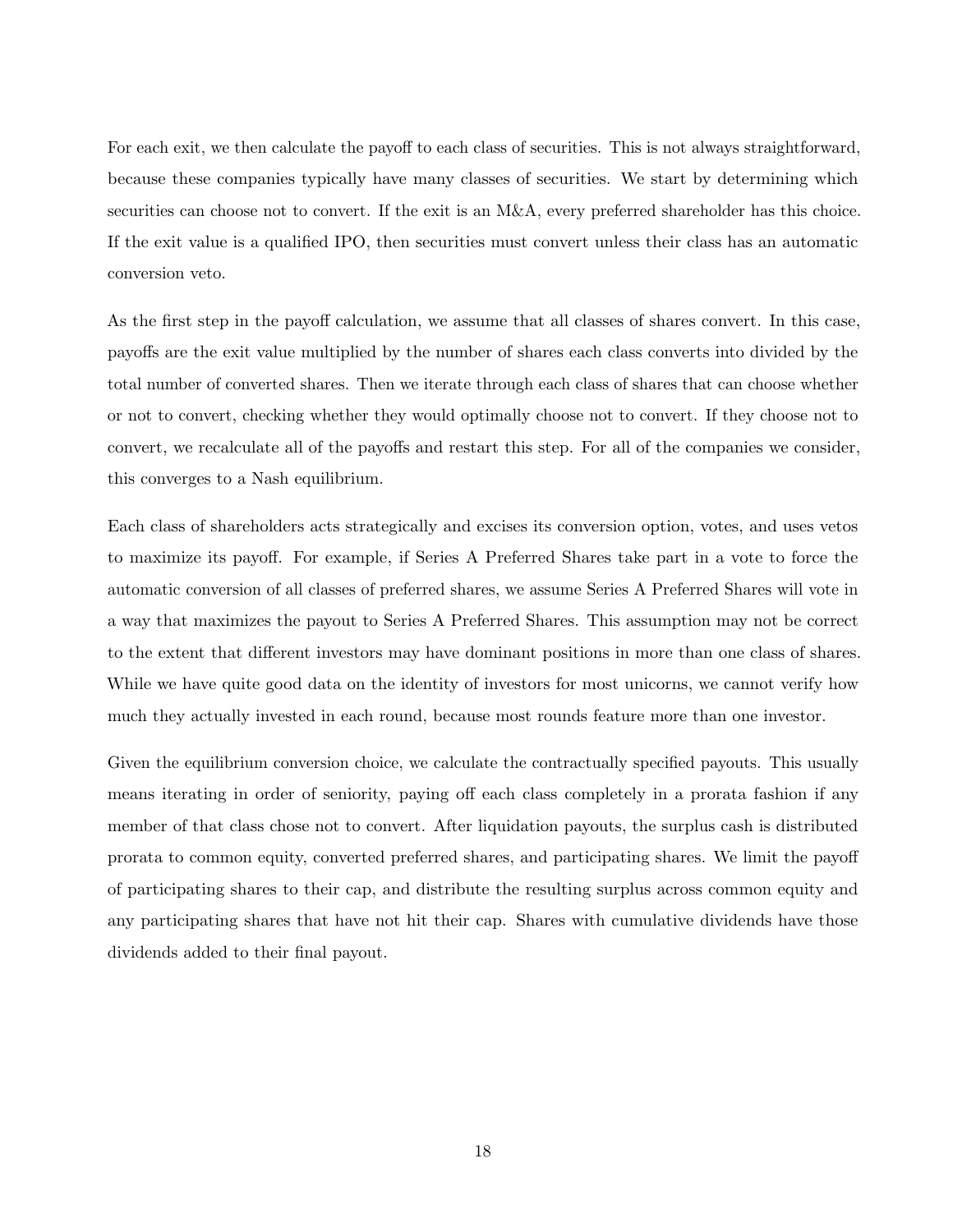For each exit, we then calculate the payoff to each class of securities. This is not always straightforward, because these companies typically have many classes of securities. We start by determining which securities can choose not to convert. If the exit is an M&A, every preferred shareholder has this choice. If the exit value is a qualified IPO, then securities must convert unless their class has an automatic conversion veto.

As the first step in the payoff calculation, we assume that all classes of shares convert. In this case, payoffs are the exit value multiplied by the number of shares each class converts into divided by the total number of converted shares. Then we iterate through each class of shares that can choose whether or not to convert, checking whether they would optimally choose not to convert. If they choose not to convert, we recalculate all of the payoffs and restart this step. For all of the companies we consider, this converges to a Nash equilibrium.

Each class of shareholders acts strategically and excises its conversion option, votes, and uses vetos to maximize its payoff. For example, if Series A Preferred Shares take part in a vote to force the automatic conversion of all classes of preferred shares, we assume Series A Preferred Shares will vote in a way that maximizes the payout to Series A Preferred Shares. This assumption may not be correct to the extent that different investors may have dominant positions in more than one class of shares. While we have quite good data on the identity of investors for most unicorns, we cannot verify how much they actually invested in each round, because most rounds feature more than one investor.

Given the equilibrium conversion choice, we calculate the contractually specified payouts. This usually means iterating in order of seniority, paying off each class completely in a prorata fashion if any member of that class chose not to convert. After liquidation payouts, the surplus cash is distributed prorata to common equity, converted preferred shares, and participating shares. We limit the payoff of participating shares to their cap, and distribute the resulting surplus across common equity and any participating shares that have not hit their cap. Shares with cumulative dividends have those dividends added to their final payout.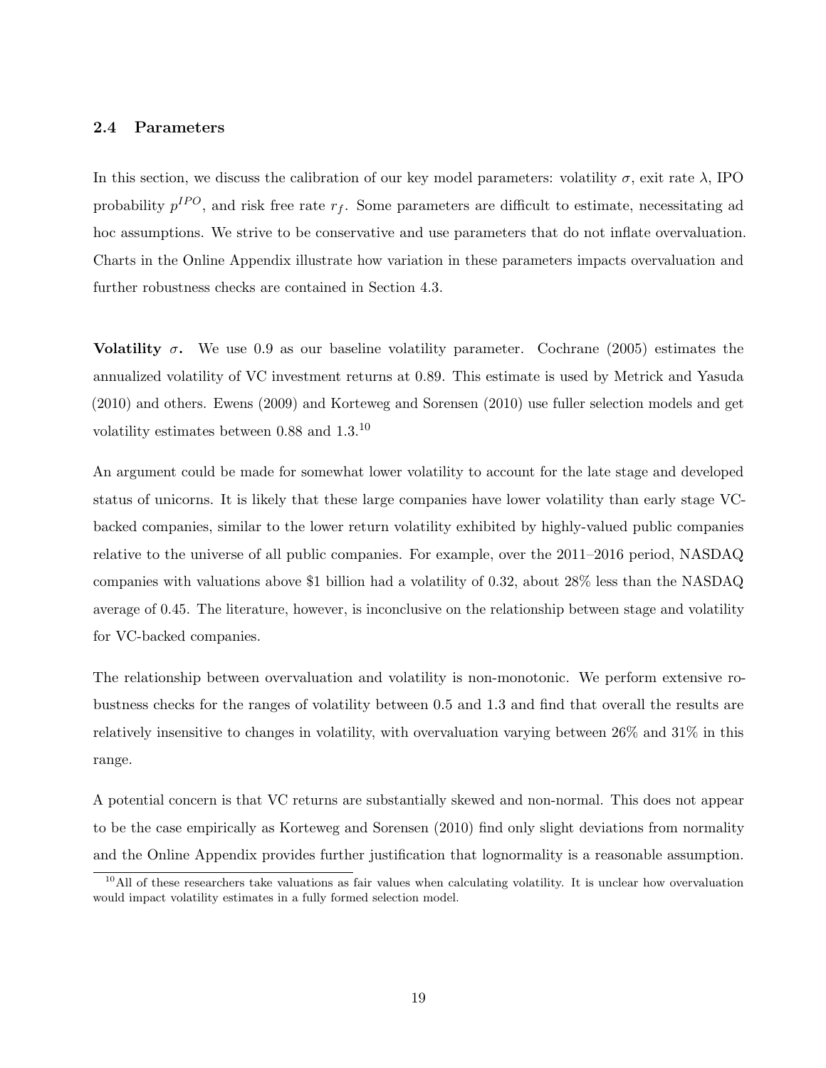### 2.4 Parameters

In this section, we discuss the calibration of our key model parameters: volatility $\sigma$, exit rate $\lambda$, IPO probability $p^{IPO}$, and risk free rate $r_f$. Some parameters are difficult to estimate, necessitating ad hoc assumptions. We strive to be conservative and use parameters that do not inflate overvaluation. Charts in the Online Appendix illustrate how variation in these parameters impacts overvaluation and further robustness checks are contained in Section 4.3.

**Volatility $\sigma$.** We use 0.9 as our baseline volatility parameter. Cochrane (2005) estimates the annualized volatility of VC investment returns at 0.89. This estimate is used by Metrick and Yasuda (2010) and others. Ewens (2009) and Korteweg and Sorensen (2010) use fuller selection models and get volatility estimates between 0.88 and 1.3.[10]

An argument could be made for somewhat lower volatility to account for the late stage and developed status of unicorns. It is likely that these large companies have lower volatility than early stage VC-backed companies, similar to the lower return volatility exhibited by highly-valued public companies relative to the universe of all public companies. For example, over the 2011–2016 period, NASDAQ companies with valuations above \$1 billion had a volatility of 0.32, about 28% less than the NASDAQ average of 0.45. The literature, however, is inconclusive on the relationship between stage and volatility for VC-backed companies.

The relationship between overvaluation and volatility is non-monotonic. We perform extensive robustness checks for the ranges of volatility between 0.5 and 1.3 and find that overall the results are relatively insensitive to changes in volatility, with overvaluation varying between 26% and 31% in this range.

A potential concern is that VC returns are substantially skewed and non-normal. This does not appear to be the case empirically as Korteweg and Sorensen (2010) find only slight deviations from normality and the Online Appendix provides further justification that lognormality is a reasonable assumption.

[10] All of these researchers take valuations as fair values when calculating volatility. It is unclear how overvaluation would impact volatility estimates in a fully formed selection model.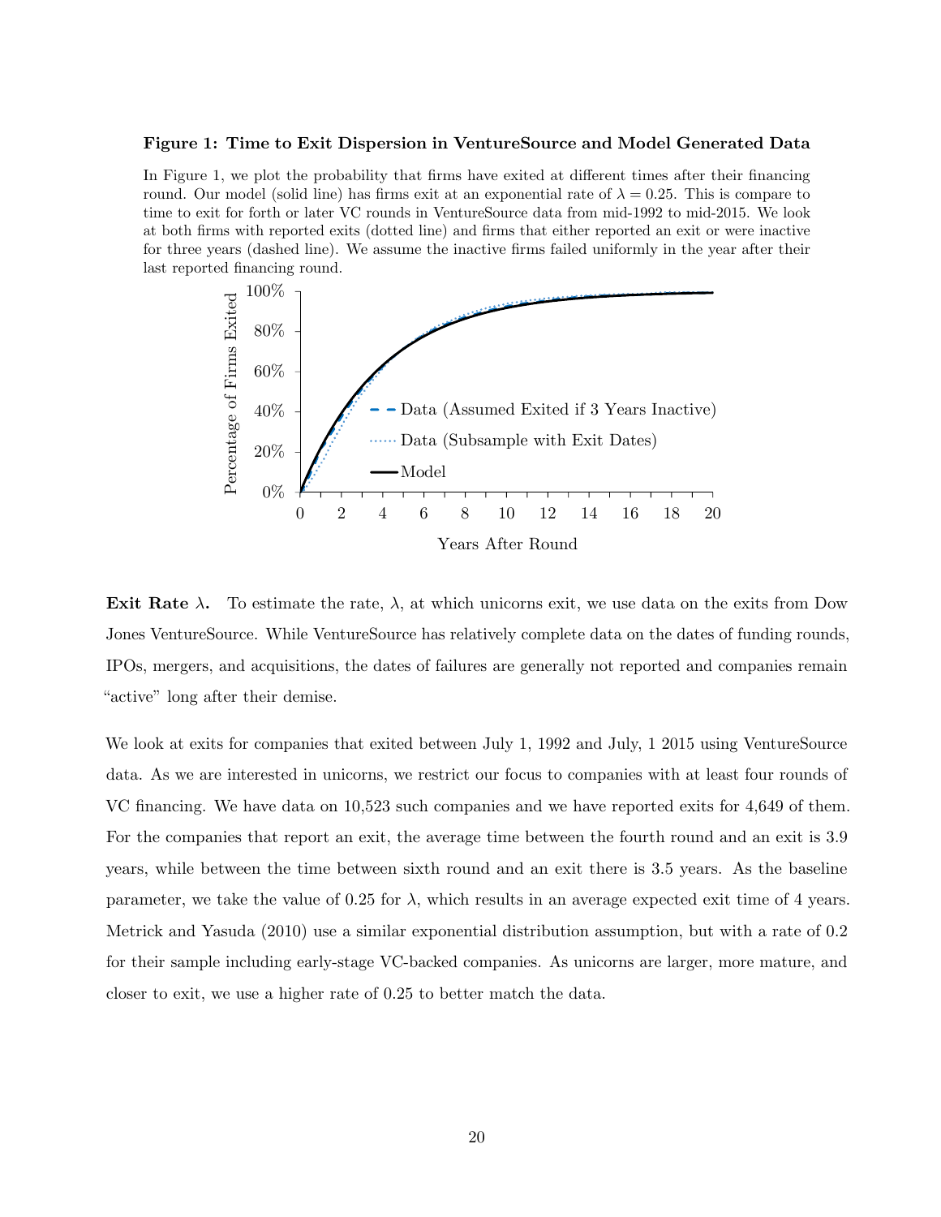**Figure 1: Time to Exit Dispersion in VentureSource and Model Generated Data**

In Figure 1, we plot the probability that firms have exited at different times after their financing round. Our model (solid line) has firms exit at an exponential rate of $\lambda = 0.25$. This is compare to time to exit for forth or later VC rounds in VentureSource data from mid-1992 to mid-2015. We look at both firms with reported exits (dotted line) and firms that either reported an exit or were inactive for three years (dashed line). We assume the inactive firms failed uniformly in the year after their last reported financing round.

**Exit Rate $\lambda$.** To estimate the rate, $\lambda$, at which unicorns exit, we use data on the exits from Dow Jones VentureSource. While VentureSource has relatively complete data on the dates of funding rounds, IPOs, mergers, and acquisitions, the dates of failures are generally not reported and companies remain "active" long after their demise.

We look at exits for companies that exited between July 1, 1992 and July, 1 2015 using VentureSource data. As we are interested in unicorns, we restrict our focus to companies with at least four rounds of VC financing. We have data on 10,523 such companies and we have reported exits for 4,649 of them. For the companies that report an exit, the average time between the fourth round and an exit is 3.9 years, while between the time between sixth round and an exit there is 3.5 years. As the baseline parameter, we take the value of 0.25 for $\lambda$, which results in an average expected exit time of 4 years. Metrick and Yasuda (2010) use a similar exponential distribution assumption, but with a rate of 0.2 for their sample including early-stage VC-backed companies. As unicorns are larger, more mature, and closer to exit, we use a higher rate of 0.25 to better match the data.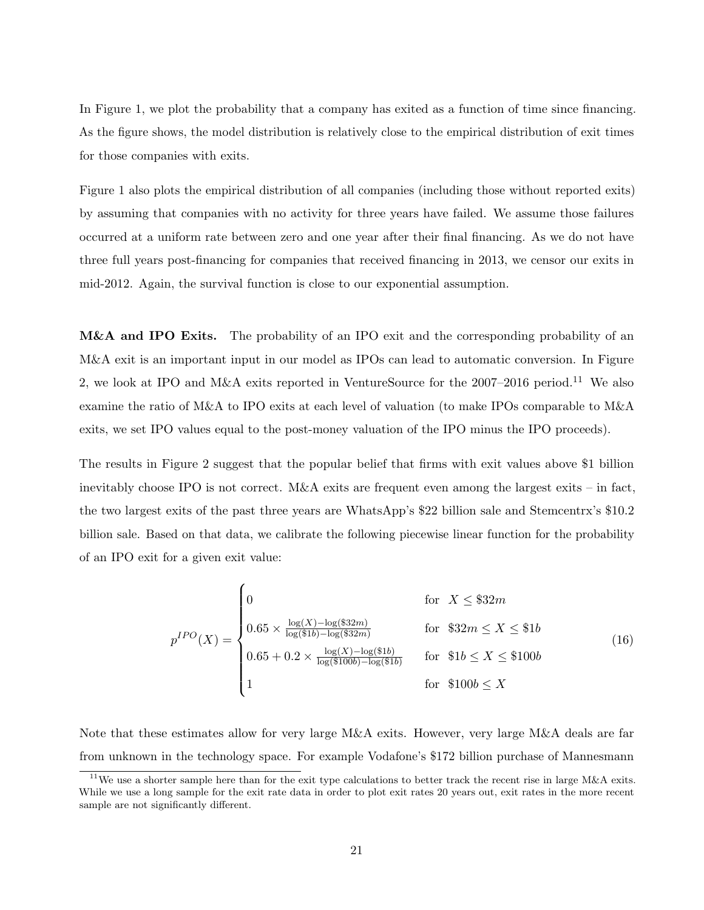In Figure 1, we plot the probability that a company has exited as a function of time since financing. As the figure shows, the model distribution is relatively close to the empirical distribution of exit times for those companies with exits.

Figure 1 also plots the empirical distribution of all companies (including those without reported exits) by assuming that companies with no activity for three years have failed. We assume those failures occurred at a uniform rate between zero and one year after their final financing. As we do not have three full years post-financing for companies that received financing in 2013, we censor our exits in mid-2012. Again, the survival function is close to our exponential assumption.

**M&A and IPO Exits.** The probability of an IPO exit and the corresponding probability of an M&A exit is an important input in our model as IPOs can lead to automatic conversion. In Figure 2, we look at IPO and M&A exits reported in VentureSource for the 2007–2016 period.[11] We also examine the ratio of M&A to IPO exits at each level of valuation (to make IPOs comparable to M&A exits, we set IPO values equal to the post-money valuation of the IPO minus the IPO proceeds).

The results in Figure 2 suggest that the popular belief that firms with exit values above \$1 billion inevitably choose IPO is not correct. M&A exits are frequent even among the largest exits – in fact, the two largest exits of the past three years are WhatsApp's \$22 billion sale and Stemcentrx's \$10.2 billion sale. Based on that data, we calibrate the following piecewise linear function for the probability of an IPO exit for a given exit value:

$$p^{IPO}(X) = \begin{cases} 0 & \text{for } \; X \leq \$32m \\ 0.65 \times \frac{\log(X) - \log(\$32m)}{\log(\$1b) - \log(\$32m)} & \text{for } \; \$32m \leq X \leq \$1b \\ 0.65 + 0.2 \times \frac{\log(X) - \log(\$1b)}{\log(\$100b) - \log(\$1b)} & \text{for } \; \$1b \leq X \leq \$100b \\ 1 & \text{for } \; \$100b \leq X \end{cases} \tag{16}$$

Note that these estimates allow for very large M&A exits. However, very large M&A deals are far from unknown in the technology space. For example Vodafone's \$172 billion purchase of Mannesmann

[11] We use a shorter sample here than for the exit type calculations to better track the recent rise in large M&A exits. While we use a long sample for the exit rate data in order to plot exit rates 20 years out, exit rates in the more recent sample are not significantly different.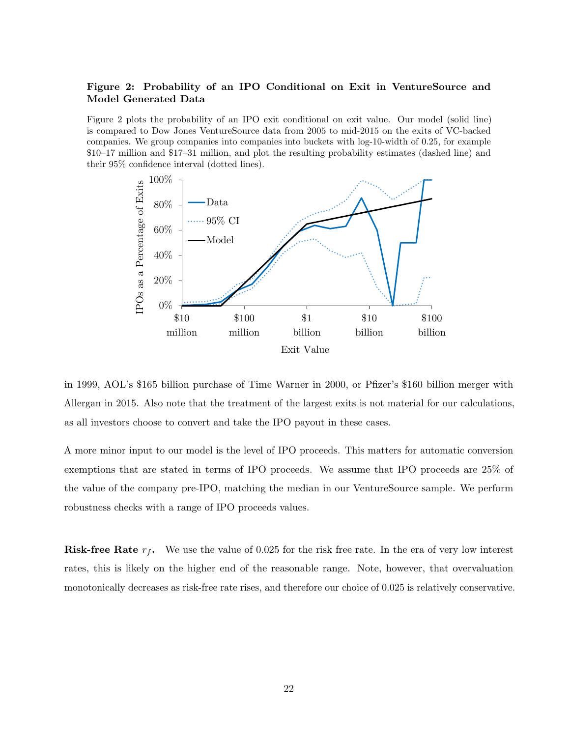**Figure 2: Probability of an IPO Conditional on Exit in VentureSource and Model Generated Data**

Figure 2 plots the probability of an IPO exit conditional on exit value. Our model (solid line) is compared to Dow Jones VentureSource data from 2005 to mid-2015 on the exits of VC-backed companies. We group companies into buckets with log-10-width of 0.25, for example \$10–17 million and \$17–31 million, and plot the resulting probability estimates (dashed line) and their 95% confidence interval (dotted lines).

in 1999, AOL's \$165 billion purchase of Time Warner in 2000, or Pfizer's \$160 billion merger with Allergan in 2015. Also note that the treatment of the largest exits is not material for our calculations, as all investors choose to convert and take the IPO payout in these cases.

A more minor input to our model is the level of IPO proceeds. This matters for automatic conversion exemptions that are stated in terms of IPO proceeds. We assume that IPO proceeds are 25% of the value of the company pre-IPO, matching the median in our VentureSource sample. We perform robustness checks with a range of IPO proceeds values.

**Risk-free Rate $r_f$.** We use the value of 0.025 for the risk free rate. In the era of very low interest rates, this is likely on the higher end of the reasonable range. Note, however, that overvaluation monotonically decreases as risk-free rate rises, and therefore our choice of 0.025 is relatively conservative.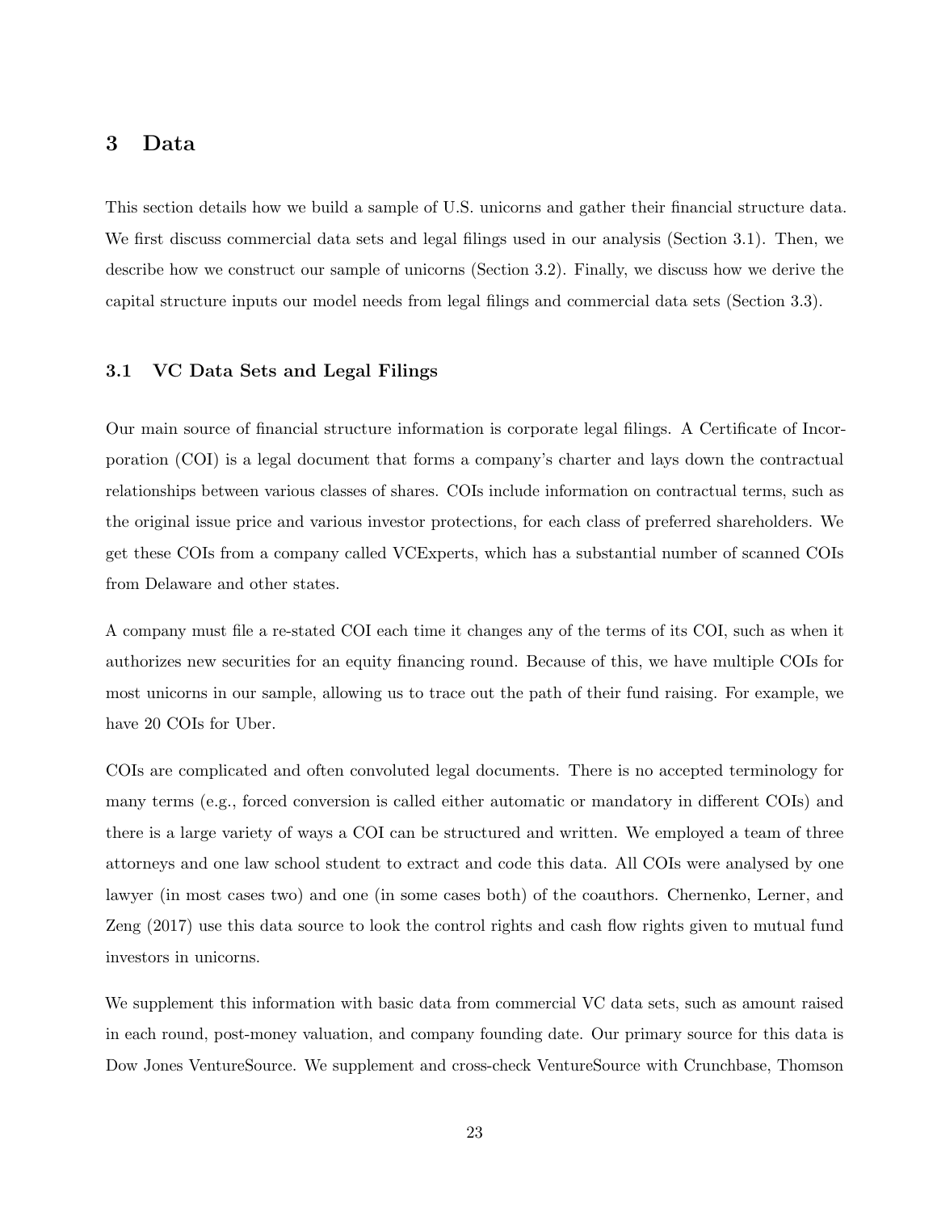# 3 Data

This section details how we build a sample of U.S. unicorns and gather their financial structure data. We first discuss commercial data sets and legal filings used in our analysis (Section 3.1). Then, we describe how we construct our sample of unicorns (Section 3.2). Finally, we discuss how we derive the capital structure inputs our model needs from legal filings and commercial data sets (Section 3.3).

## 3.1 VC Data Sets and Legal Filings

Our main source of financial structure information is corporate legal filings. A Certificate of Incorporation (COI) is a legal document that forms a company's charter and lays down the contractual relationships between various classes of shares. COIs include information on contractual terms, such as the original issue price and various investor protections, for each class of preferred shareholders. We get these COIs from a company called VCExperts, which has a substantial number of scanned COIs from Delaware and other states.

A company must file a re-stated COI each time it changes any of the terms of its COI, such as when it authorizes new securities for an equity financing round. Because of this, we have multiple COIs for most unicorns in our sample, allowing us to trace out the path of their fund raising. For example, we have 20 COIs for Uber.

COIs are complicated and often convoluted legal documents. There is no accepted terminology for many terms (e.g., forced conversion is called either automatic or mandatory in different COIs) and there is a large variety of ways a COI can be structured and written. We employed a team of three attorneys and one law school student to extract and code this data. All COIs were analysed by one lawyer (in most cases two) and one (in some cases both) of the coauthors. Chernenko, Lerner, and Zeng (2017) use this data source to look the control rights and cash flow rights given to mutual fund investors in unicorns.

We supplement this information with basic data from commercial VC data sets, such as amount raised in each round, post-money valuation, and company founding date. Our primary source for this data is Dow Jones VentureSource. We supplement and cross-check VentureSource with Crunchbase, Thomson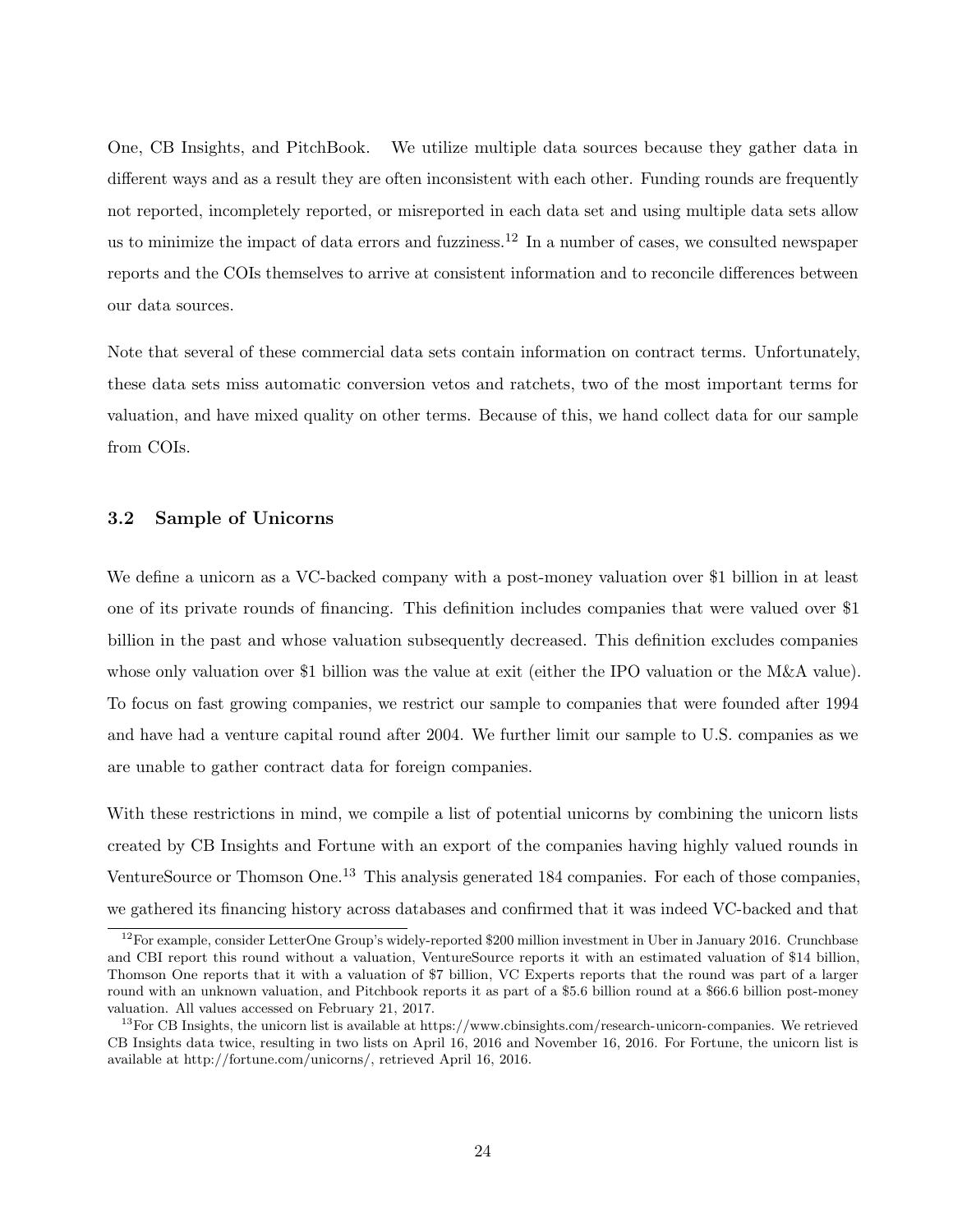One, CB Insights, and PitchBook. We utilize multiple data sources because they gather data in different ways and as a result they are often inconsistent with each other. Funding rounds are frequently not reported, incompletely reported, or misreported in each data set and using multiple data sets allow us to minimize the impact of data errors and fuzziness.[12] In a number of cases, we consulted newspaper reports and the COIs themselves to arrive at consistent information and to reconcile differences between our data sources.

Note that several of these commercial data sets contain information on contract terms. Unfortunately, these data sets miss automatic conversion vetos and ratchets, two of the most important terms for valuation, and have mixed quality on other terms. Because of this, we hand collect data for our sample from COIs.

### 3.2 Sample of Unicorns

We define a unicorn as a VC-backed company with a post-money valuation over $1 billion in at least one of its private rounds of financing. This definition includes companies that were valued over $1 billion in the past and whose valuation subsequently decreased. This definition excludes companies whose only valuation over $1 billion was the value at exit (either the IPO valuation or the M&A value). To focus on fast growing companies, we restrict our sample to companies that were founded after 1994 and have had a venture capital round after 2004. We further limit our sample to U.S. companies as we are unable to gather contract data for foreign companies.

With these restrictions in mind, we compile a list of potential unicorns by combining the unicorn lists created by CB Insights and Fortune with an export of the companies having highly valued rounds in VentureSource or Thomson One.[13] This analysis generated 184 companies. For each of those companies, we gathered its financing history across databases and confirmed that it was indeed VC-backed and that

[12] For example, consider LetterOne Group's widely-reported $200 million investment in Uber in January 2016. Crunchbase and CBI report this round without a valuation, VentureSource reports it with an estimated valuation of $14 billion, Thomson One reports that it with a valuation of $7 billion, VC Experts reports that the round was part of a larger round with an unknown valuation, and Pitchbook reports it as part of a $5.6 billion round at a $66.6 billion post-money valuation. All values accessed on February 21, 2017.

[13] For CB Insights, the unicorn list is available at https://www.cbinsights.com/research-unicorn-companies. We retrieved CB Insights data twice, resulting in two lists on April 16, 2016 and November 16, 2016. For Fortune, the unicorn list is available at http://fortune.com/unicorns/, retrieved April 16, 2016.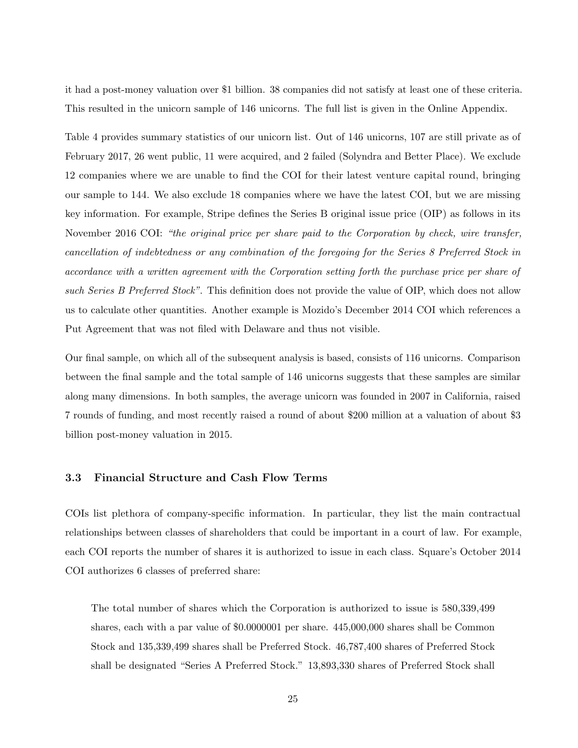it had a post-money valuation over \$1 billion. 38 companies did not satisfy at least one of these criteria. This resulted in the unicorn sample of 146 unicorns. The full list is given in the Online Appendix.

Table 4 provides summary statistics of our unicorn list. Out of 146 unicorns, 107 are still private as of February 2017, 26 went public, 11 were acquired, and 2 failed (Solyndra and Better Place). We exclude 12 companies where we are unable to find the COI for their latest venture capital round, bringing our sample to 144. We also exclude 18 companies where we have the latest COI, but we are missing key information. For example, Stripe defines the Series B original issue price (OIP) as follows in its November 2016 COI: *"the original price per share paid to the Corporation by check, wire transfer, cancellation of indebtedness or any combination of the foregoing for the Series 8 Preferred Stock in accordance with a written agreement with the Corporation setting forth the purchase price per share of such Series B Preferred Stock"*. This definition does not provide the value of OIP, which does not allow us to calculate other quantities. Another example is Mozido's December 2014 COI which references a Put Agreement that was not filed with Delaware and thus not visible.

Our final sample, on which all of the subsequent analysis is based, consists of 116 unicorns. Comparison between the final sample and the total sample of 146 unicorns suggests that these samples are similar along many dimensions. In both samples, the average unicorn was founded in 2007 in California, raised 7 rounds of funding, and most recently raised a round of about \$200 million at a valuation of about \$3 billion post-money valuation in 2015.

### 3.3 Financial Structure and Cash Flow Terms

COIs list plethora of company-specific information. In particular, they list the main contractual relationships between classes of shareholders that could be important in a court of law. For example, each COI reports the number of shares it is authorized to issue in each class. Square's October 2014 COI authorizes 6 classes of preferred share:

> The total number of shares which the Corporation is authorized to issue is 580,339,499 shares, each with a par value of \$0.0000001 per share. 445,000,000 shares shall be Common Stock and 135,339,499 shares shall be Preferred Stock. 46,787,400 shares of Preferred Stock shall be designated "Series A Preferred Stock." 13,893,330 shares of Preferred Stock shall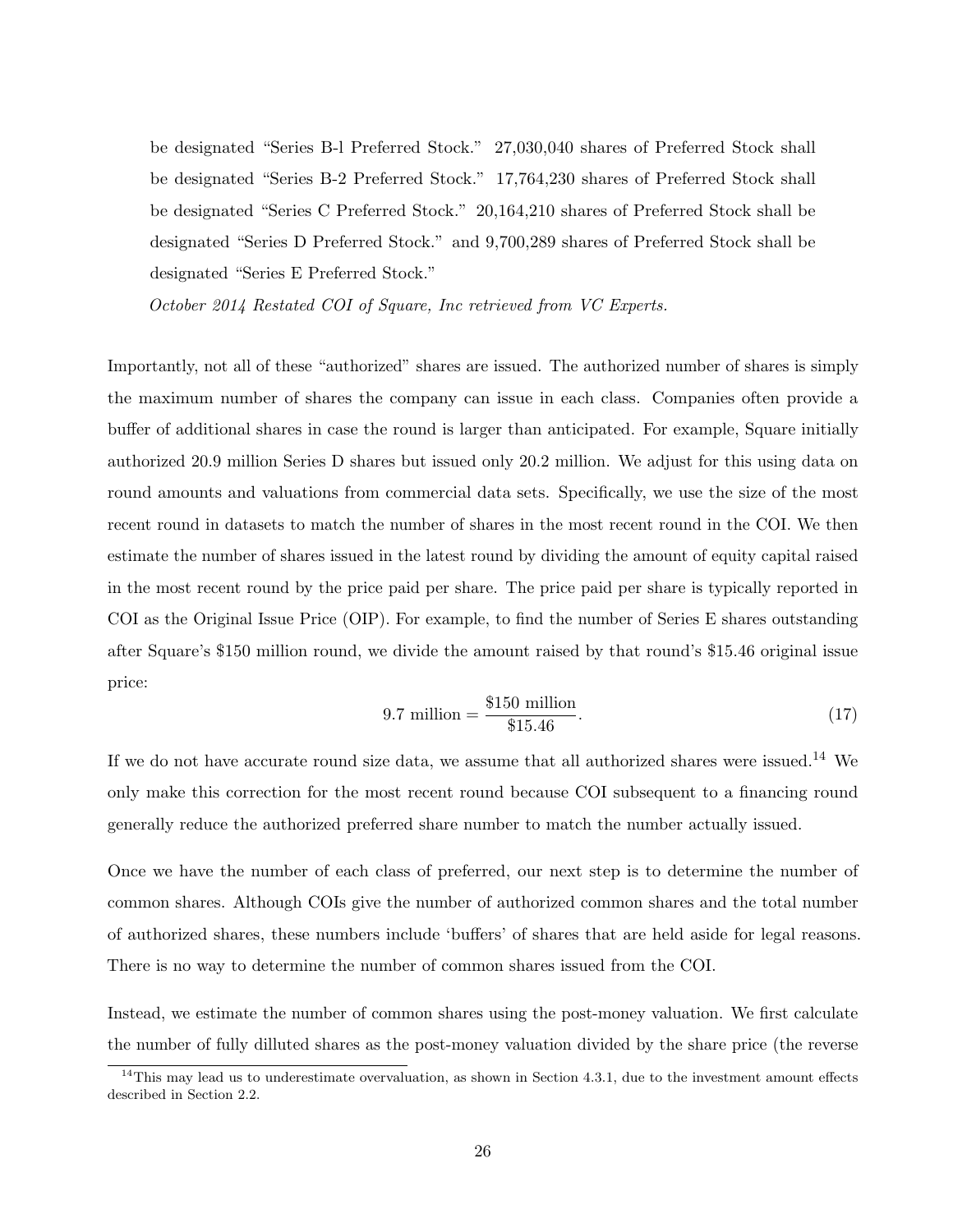> be designated "Series B-l Preferred Stock." 27,030,040 shares of Preferred Stock shall be designated "Series B-2 Preferred Stock." 17,764,230 shares of Preferred Stock shall be designated "Series C Preferred Stock." 20,164,210 shares of Preferred Stock shall be designated "Series D Preferred Stock." and 9,700,289 shares of Preferred Stock shall be designated "Series E Preferred Stock."
>
> *October 2014 Restated COI of Square, Inc retrieved from VC Experts.*

Importantly, not all of these "authorized" shares are issued. The authorized number of shares is simply the maximum number of shares the company can issue in each class. Companies often provide a buffer of additional shares in case the round is larger than anticipated. For example, Square initially authorized 20.9 million Series D shares but issued only 20.2 million. We adjust for this using data on round amounts and valuations from commercial data sets. Specifically, we use the size of the most recent round in datasets to match the number of shares in the most recent round in the COI. We then estimate the number of shares issued in the latest round by dividing the amount of equity capital raised in the most recent round by the price paid per share. The price paid per share is typically reported in COI as the Original Issue Price (OIP). For example, to find the number of Series E shares outstanding after Square's \$150 million round, we divide the amount raised by that round's \$15.46 original issue price:

$$9.7 \text{ million} = \frac{\$150 \text{ million}}{\$15.46}. \tag{17}$$

If we do not have accurate round size data, we assume that all authorized shares were issued.[14] We only make this correction for the most recent round because COI subsequent to a financing round generally reduce the authorized preferred share number to match the number actually issued.

Once we have the number of each class of preferred, our next step is to determine the number of common shares. Although COIs give the number of authorized common shares and the total number of authorized shares, these numbers include 'buffers' of shares that are held aside for legal reasons. There is no way to determine the number of common shares issued from the COI.

Instead, we estimate the number of common shares using the post-money valuation. We first calculate the number of fully dilluted shares as the post-money valuation divided by the share price (the reverse

[14] This may lead us to underestimate overvaluation, as shown in Section 4.3.1, due to the investment amount effects described in Section 2.2.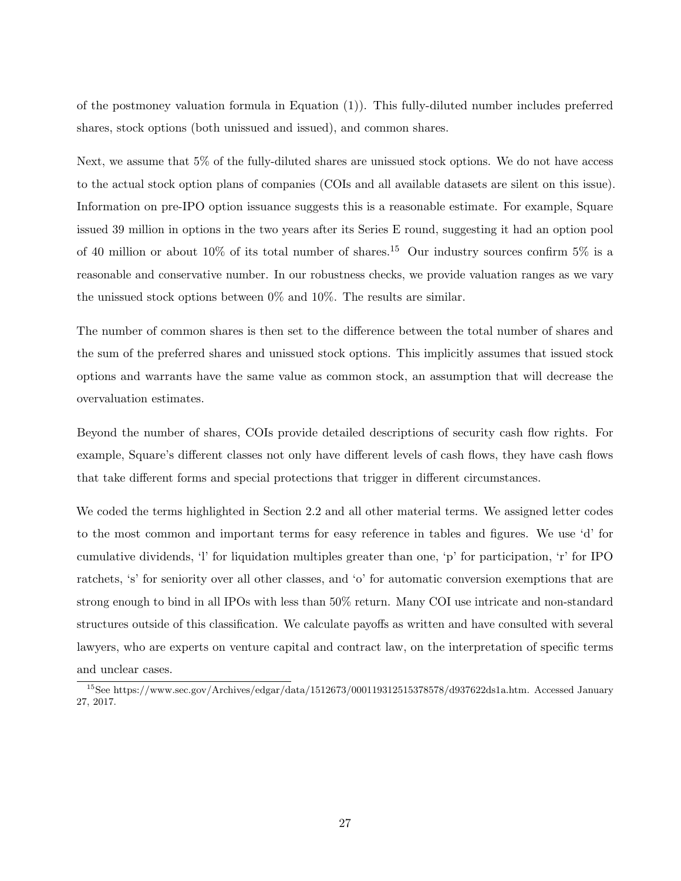of the postmoney valuation formula in Equation (1)). This fully-diluted number includes preferred shares, stock options (both unissued and issued), and common shares.

Next, we assume that 5% of the fully-diluted shares are unissued stock options. We do not have access to the actual stock option plans of companies (COIs and all available datasets are silent on this issue). Information on pre-IPO option issuance suggests this is a reasonable estimate. For example, Square issued 39 million in options in the two years after its Series E round, suggesting it had an option pool of 40 million or about 10% of its total number of shares.[15] Our industry sources confirm 5% is a reasonable and conservative number. In our robustness checks, we provide valuation ranges as we vary the unissued stock options between 0% and 10%. The results are similar.

The number of common shares is then set to the difference between the total number of shares and the sum of the preferred shares and unissued stock options. This implicitly assumes that issued stock options and warrants have the same value as common stock, an assumption that will decrease the overvaluation estimates.

Beyond the number of shares, COIs provide detailed descriptions of security cash flow rights. For example, Square's different classes not only have different levels of cash flows, they have cash flows that take different forms and special protections that trigger in different circumstances.

We coded the terms highlighted in Section 2.2 and all other material terms. We assigned letter codes to the most common and important terms for easy reference in tables and figures. We use 'd' for cumulative dividends, 'l' for liquidation multiples greater than one, 'p' for participation, 'r' for IPO ratchets, 's' for seniority over all other classes, and 'o' for automatic conversion exemptions that are strong enough to bind in all IPOs with less than 50% return. Many COI use intricate and non-standard structures outside of this classification. We calculate payoffs as written and have consulted with several lawyers, who are experts on venture capital and contract law, on the interpretation of specific terms and unclear cases.

[15] See https://www.sec.gov/Archives/edgar/data/1512673/000119312515378578/d937622ds1a.htm. Accessed January 27, 2017.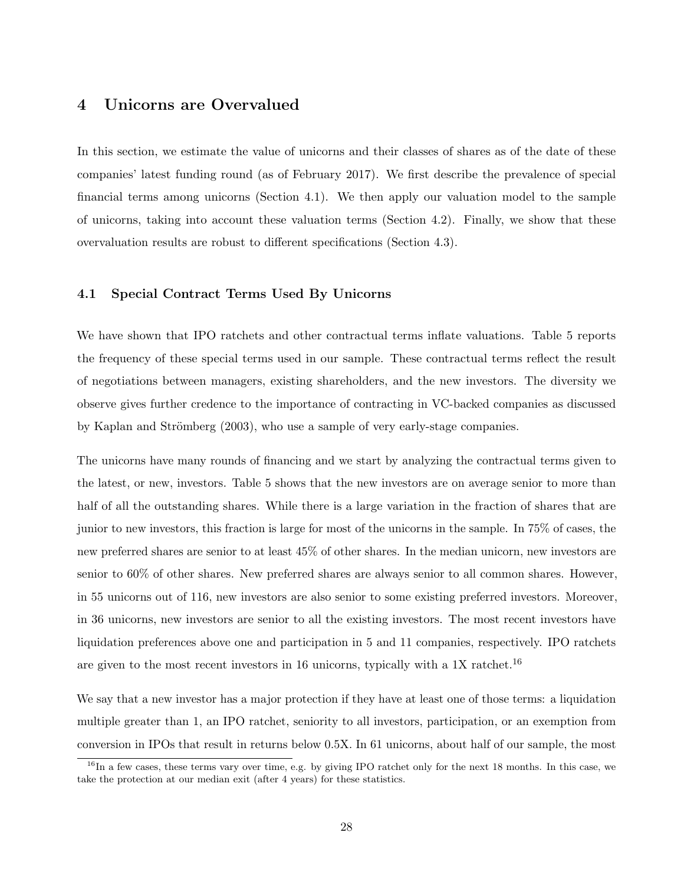## 4 Unicorns are Overvalued

In this section, we estimate the value of unicorns and their classes of shares as of the date of these companies' latest funding round (as of February 2017). We first describe the prevalence of special financial terms among unicorns (Section 4.1). We then apply our valuation model to the sample of unicorns, taking into account these valuation terms (Section 4.2). Finally, we show that these overvaluation results are robust to different specifications (Section 4.3).

### 4.1 Special Contract Terms Used By Unicorns

We have shown that IPO ratchets and other contractual terms inflate valuations. Table 5 reports the frequency of these special terms used in our sample. These contractual terms reflect the result of negotiations between managers, existing shareholders, and the new investors. The diversity we observe gives further credence to the importance of contracting in VC-backed companies as discussed by Kaplan and Strömberg (2003), who use a sample of very early-stage companies.

The unicorns have many rounds of financing and we start by analyzing the contractual terms given to the latest, or new, investors. Table 5 shows that the new investors are on average senior to more than half of all the outstanding shares. While there is a large variation in the fraction of shares that are junior to new investors, this fraction is large for most of the unicorns in the sample. In 75% of cases, the new preferred shares are senior to at least 45% of other shares. In the median unicorn, new investors are senior to 60% of other shares. New preferred shares are always senior to all common shares. However, in 55 unicorns out of 116, new investors are also senior to some existing preferred investors. Moreover, in 36 unicorns, new investors are senior to all the existing investors. The most recent investors have liquidation preferences above one and participation in 5 and 11 companies, respectively. IPO ratchets are given to the most recent investors in 16 unicorns, typically with a 1X ratchet.[16]

We say that a new investor has a major protection if they have at least one of those terms: a liquidation multiple greater than 1, an IPO ratchet, seniority to all investors, participation, or an exemption from conversion in IPOs that result in returns below 0.5X. In 61 unicorns, about half of our sample, the most

[16] In a few cases, these terms vary over time, e.g. by giving IPO ratchet only for the next 18 months. In this case, we take the protection at our median exit (after 4 years) for these statistics.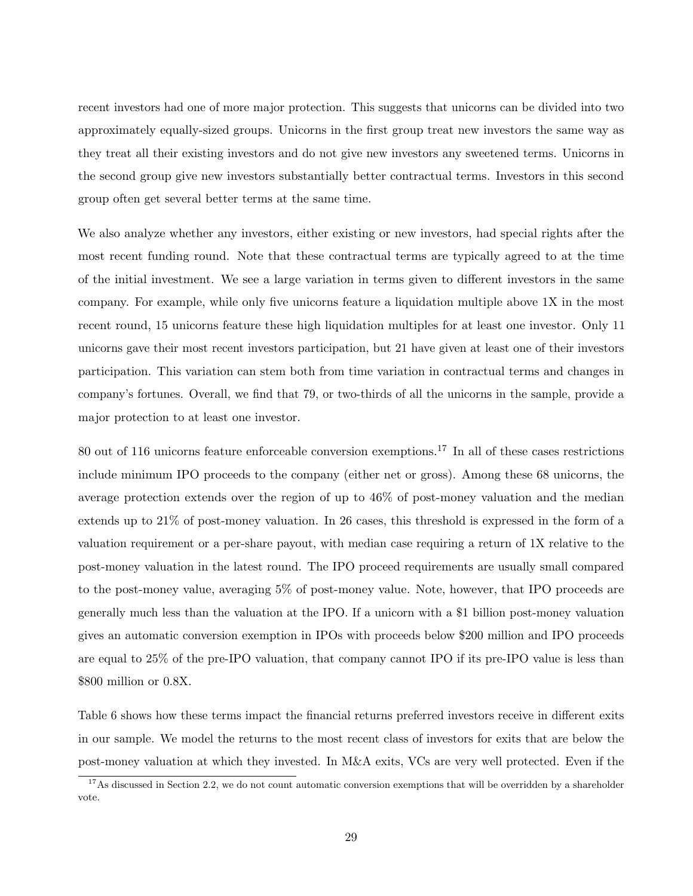recent investors had one of more major protection. This suggests that unicorns can be divided into two approximately equally-sized groups. Unicorns in the first group treat new investors the same way as they treat all their existing investors and do not give new investors any sweetened terms. Unicorns in the second group give new investors substantially better contractual terms. Investors in this second group often get several better terms at the same time.

We also analyze whether any investors, either existing or new investors, had special rights after the most recent funding round. Note that these contractual terms are typically agreed to at the time of the initial investment. We see a large variation in terms given to different investors in the same company. For example, while only five unicorns feature a liquidation multiple above 1X in the most recent round, 15 unicorns feature these high liquidation multiples for at least one investor. Only 11 unicorns gave their most recent investors participation, but 21 have given at least one of their investors participation. This variation can stem both from time variation in contractual terms and changes in company's fortunes. Overall, we find that 79, or two-thirds of all the unicorns in the sample, provide a major protection to at least one investor.

80 out of 116 unicorns feature enforceable conversion exemptions.[17] In all of these cases restrictions include minimum IPO proceeds to the company (either net or gross). Among these 68 unicorns, the average protection extends over the region of up to 46% of post-money valuation and the median extends up to 21% of post-money valuation. In 26 cases, this threshold is expressed in the form of a valuation requirement or a per-share payout, with median case requiring a return of 1X relative to the post-money valuation in the latest round. The IPO proceed requirements are usually small compared to the post-money value, averaging 5% of post-money value. Note, however, that IPO proceeds are generally much less than the valuation at the IPO. If a unicorn with a $1 billion post-money valuation gives an automatic conversion exemption in IPOs with proceeds below $200 million and IPO proceeds are equal to 25% of the pre-IPO valuation, that company cannot IPO if its pre-IPO value is less than $800 million or 0.8X.

Table 6 shows how these terms impact the financial returns preferred investors receive in different exits in our sample. We model the returns to the most recent class of investors for exits that are below the post-money valuation at which they invested. In M&A exits, VCs are very well protected. Even if the

[17] As discussed in Section 2.2, we do not count automatic conversion exemptions that will be overridden by a shareholder vote.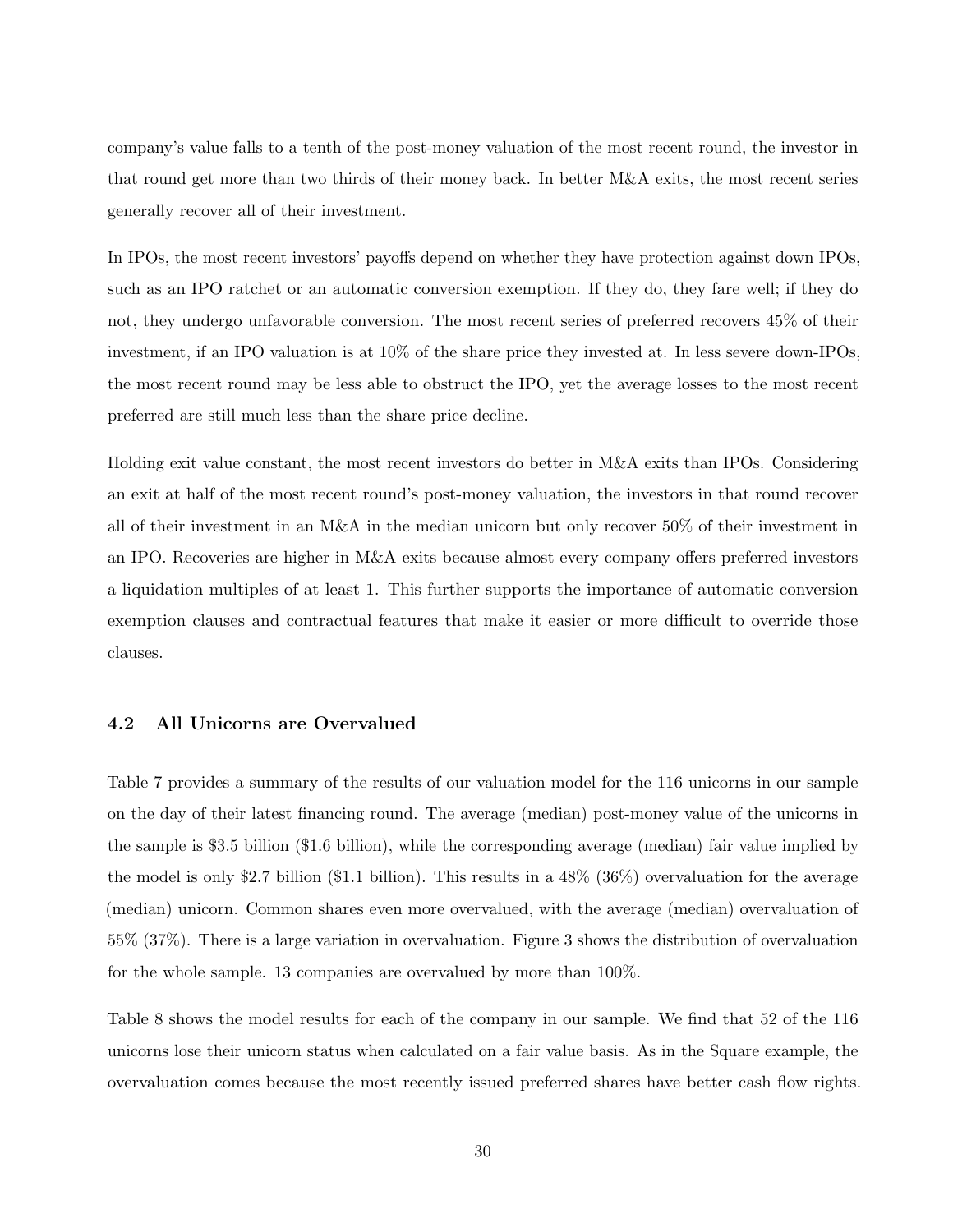company's value falls to a tenth of the post-money valuation of the most recent round, the investor in that round get more than two thirds of their money back. In better M&A exits, the most recent series generally recover all of their investment.

In IPOs, the most recent investors' payoffs depend on whether they have protection against down IPOs, such as an IPO ratchet or an automatic conversion exemption. If they do, they fare well; if they do not, they undergo unfavorable conversion. The most recent series of preferred recovers 45% of their investment, if an IPO valuation is at 10% of the share price they invested at. In less severe down-IPOs, the most recent round may be less able to obstruct the IPO, yet the average losses to the most recent preferred are still much less than the share price decline.

Holding exit value constant, the most recent investors do better in M&A exits than IPOs. Considering an exit at half of the most recent round's post-money valuation, the investors in that round recover all of their investment in an M&A in the median unicorn but only recover 50% of their investment in an IPO. Recoveries are higher in M&A exits because almost every company offers preferred investors a liquidation multiples of at least 1. This further supports the importance of automatic conversion exemption clauses and contractual features that make it easier or more difficult to override those clauses.

### 4.2 All Unicorns are Overvalued

Table 7 provides a summary of the results of our valuation model for the 116 unicorns in our sample on the day of their latest financing round. The average (median) post-money value of the unicorns in the sample is $3.5 billion ($1.6 billion), while the corresponding average (median) fair value implied by the model is only $2.7 billion ($1.1 billion). This results in a 48% (36%) overvaluation for the average (median) unicorn. Common shares even more overvalued, with the average (median) overvaluation of 55% (37%). There is a large variation in overvaluation. Figure 3 shows the distribution of overvaluation for the whole sample. 13 companies are overvalued by more than 100%.

Table 8 shows the model results for each of the company in our sample. We find that 52 of the 116 unicorns lose their unicorn status when calculated on a fair value basis. As in the Square example, the overvaluation comes because the most recently issued preferred shares have better cash flow rights.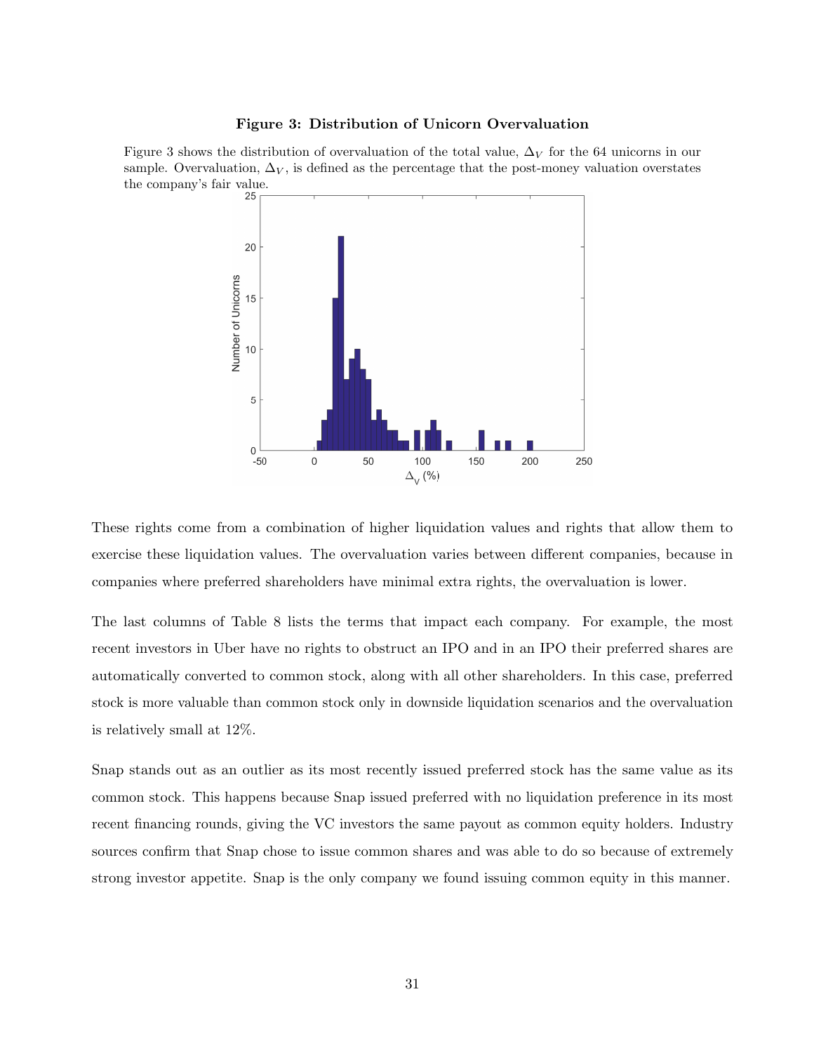**Figure 3: Distribution of Unicorn Overvaluation**

Figure 3 shows the distribution of overvaluation of the total value, $\Delta_V$ for the 64 unicorns in our sample. Overvaluation, $\Delta_V$, is defined as the percentage that the post-money valuation overstates the company's fair value.

These rights come from a combination of higher liquidation values and rights that allow them to exercise these liquidation values. The overvaluation varies between different companies, because in companies where preferred shareholders have minimal extra rights, the overvaluation is lower.

The last columns of Table 8 lists the terms that impact each company. For example, the most recent investors in Uber have no rights to obstruct an IPO and in an IPO their preferred shares are automatically converted to common stock, along with all other shareholders. In this case, preferred stock is more valuable than common stock only in downside liquidation scenarios and the overvaluation is relatively small at 12%.

Snap stands out as an outlier as its most recently issued preferred stock has the same value as its common stock. This happens because Snap issued preferred with no liquidation preference in its most recent financing rounds, giving the VC investors the same payout as common equity holders. Industry sources confirm that Snap chose to issue common shares and was able to do so because of extremely strong investor appetite. Snap is the only company we found issuing common equity in this manner.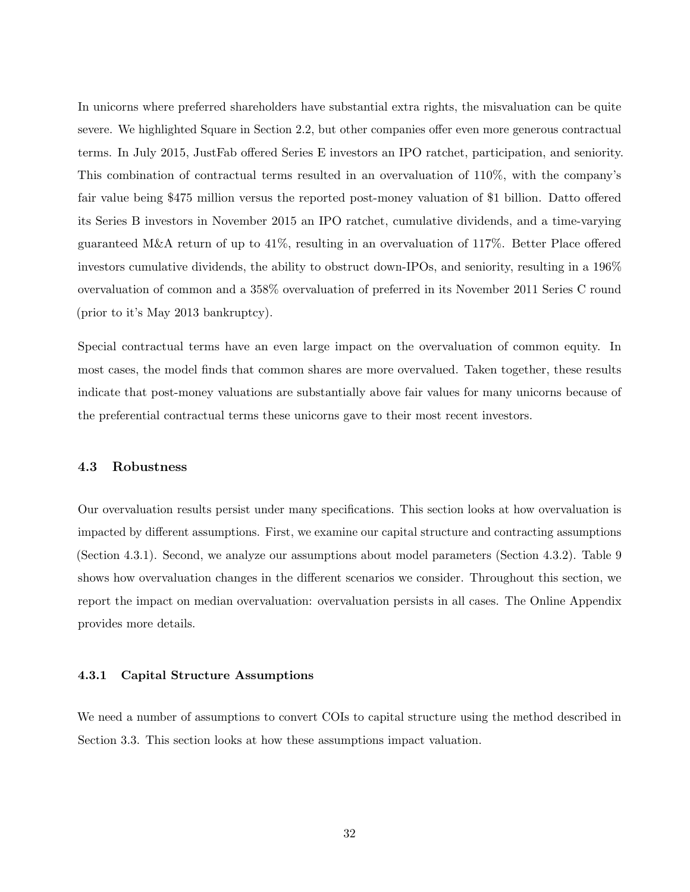In unicorns where preferred shareholders have substantial extra rights, the misvaluation can be quite severe. We highlighted Square in Section 2.2, but other companies offer even more generous contractual terms. In July 2015, JustFab offered Series E investors an IPO ratchet, participation, and seniority. This combination of contractual terms resulted in an overvaluation of 110%, with the company's fair value being $475 million versus the reported post-money valuation of $1 billion. Datto offered its Series B investors in November 2015 an IPO ratchet, cumulative dividends, and a time-varying guaranteed M&A return of up to 41%, resulting in an overvaluation of 117%. Better Place offered investors cumulative dividends, the ability to obstruct down-IPOs, and seniority, resulting in a 196% overvaluation of common and a 358% overvaluation of preferred in its November 2011 Series C round (prior to it's May 2013 bankruptcy).

Special contractual terms have an even large impact on the overvaluation of common equity. In most cases, the model finds that common shares are more overvalued. Taken together, these results indicate that post-money valuations are substantially above fair values for many unicorns because of the preferential contractual terms these unicorns gave to their most recent investors.

### 4.3 Robustness

Our overvaluation results persist under many specifications. This section looks at how overvaluation is impacted by different assumptions. First, we examine our capital structure and contracting assumptions (Section 4.3.1). Second, we analyze our assumptions about model parameters (Section 4.3.2). Table 9 shows how overvaluation changes in the different scenarios we consider. Throughout this section, we report the impact on median overvaluation: overvaluation persists in all cases. The Online Appendix provides more details.

#### 4.3.1 Capital Structure Assumptions

We need a number of assumptions to convert COIs to capital structure using the method described in Section 3.3. This section looks at how these assumptions impact valuation.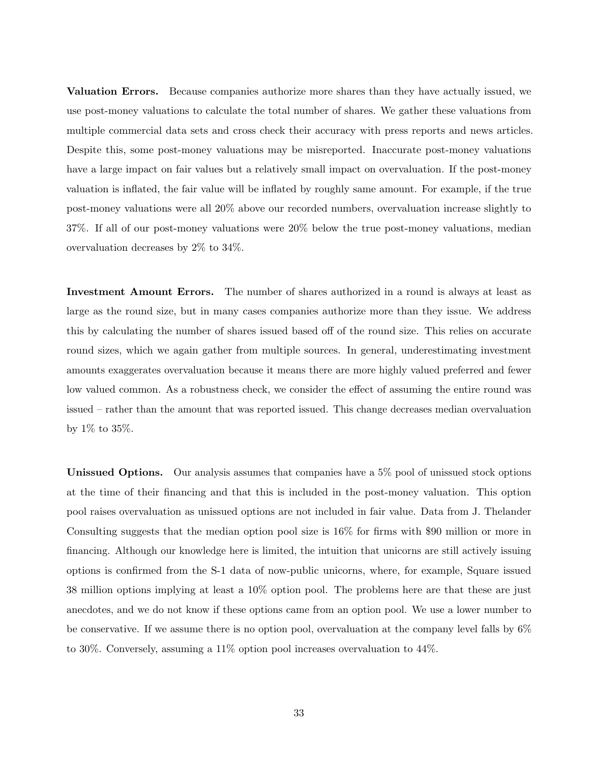**Valuation Errors.** Because companies authorize more shares than they have actually issued, we use post-money valuations to calculate the total number of shares. We gather these valuations from multiple commercial data sets and cross check their accuracy with press reports and news articles. Despite this, some post-money valuations may be misreported. Inaccurate post-money valuations have a large impact on fair values but a relatively small impact on overvaluation. If the post-money valuation is inflated, the fair value will be inflated by roughly same amount. For example, if the true post-money valuations were all 20% above our recorded numbers, overvaluation increase slightly to 37%. If all of our post-money valuations were 20% below the true post-money valuations, median overvaluation decreases by 2% to 34%.

**Investment Amount Errors.** The number of shares authorized in a round is always at least as large as the round size, but in many cases companies authorize more than they issue. We address this by calculating the number of shares issued based off of the round size. This relies on accurate round sizes, which we again gather from multiple sources. In general, underestimating investment amounts exaggerates overvaluation because it means there are more highly valued preferred and fewer low valued common. As a robustness check, we consider the effect of assuming the entire round was issued – rather than the amount that was reported issued. This change decreases median overvaluation by 1% to 35%.

**Unissued Options.** Our analysis assumes that companies have a 5% pool of unissued stock options at the time of their financing and that this is included in the post-money valuation. This option pool raises overvaluation as unissued options are not included in fair value. Data from J. Thelander Consulting suggests that the median option pool size is 16% for firms with $90 million or more in financing. Although our knowledge here is limited, the intuition that unicorns are still actively issuing options is confirmed from the S-1 data of now-public unicorns, where, for example, Square issued 38 million options implying at least a 10% option pool. The problems here are that these are just anecdotes, and we do not know if these options came from an option pool. We use a lower number to be conservative. If we assume there is no option pool, overvaluation at the company level falls by 6% to 30%. Conversely, assuming a 11% option pool increases overvaluation to 44%.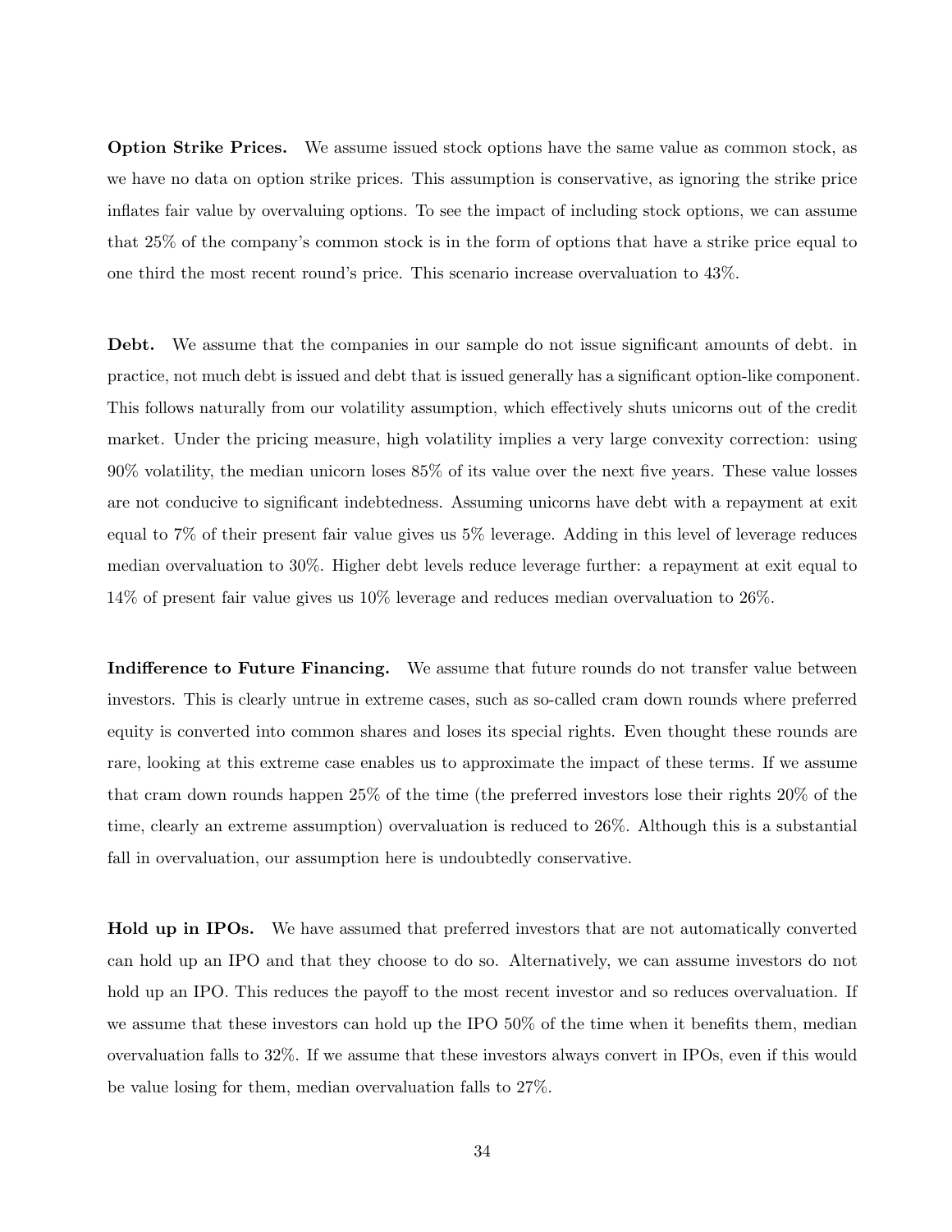**Option Strike Prices.** We assume issued stock options have the same value as common stock, as we have no data on option strike prices. This assumption is conservative, as ignoring the strike price inflates fair value by overvaluing options. To see the impact of including stock options, we can assume that 25% of the company's common stock is in the form of options that have a strike price equal to one third the most recent round's price. This scenario increase overvaluation to 43%.

**Debt.** We assume that the companies in our sample do not issue significant amounts of debt. in practice, not much debt is issued and debt that is issued generally has a significant option-like component. This follows naturally from our volatility assumption, which effectively shuts unicorns out of the credit market. Under the pricing measure, high volatility implies a very large convexity correction: using 90% volatility, the median unicorn loses 85% of its value over the next five years. These value losses are not conducive to significant indebtedness. Assuming unicorns have debt with a repayment at exit equal to 7% of their present fair value gives us 5% leverage. Adding in this level of leverage reduces median overvaluation to 30%. Higher debt levels reduce leverage further: a repayment at exit equal to 14% of present fair value gives us 10% leverage and reduces median overvaluation to 26%.

**Indifference to Future Financing.** We assume that future rounds do not transfer value between investors. This is clearly untrue in extreme cases, such as so-called cram down rounds where preferred equity is converted into common shares and loses its special rights. Even thought these rounds are rare, looking at this extreme case enables us to approximate the impact of these terms. If we assume that cram down rounds happen 25% of the time (the preferred investors lose their rights 20% of the time, clearly an extreme assumption) overvaluation is reduced to 26%. Although this is a substantial fall in overvaluation, our assumption here is undoubtedly conservative.

**Hold up in IPOs.** We have assumed that preferred investors that are not automatically converted can hold up an IPO and that they choose to do so. Alternatively, we can assume investors do not hold up an IPO. This reduces the payoff to the most recent investor and so reduces overvaluation. If we assume that these investors can hold up the IPO 50% of the time when it benefits them, median overvaluation falls to 32%. If we assume that these investors always convert in IPOs, even if this would be value losing for them, median overvaluation falls to 27%.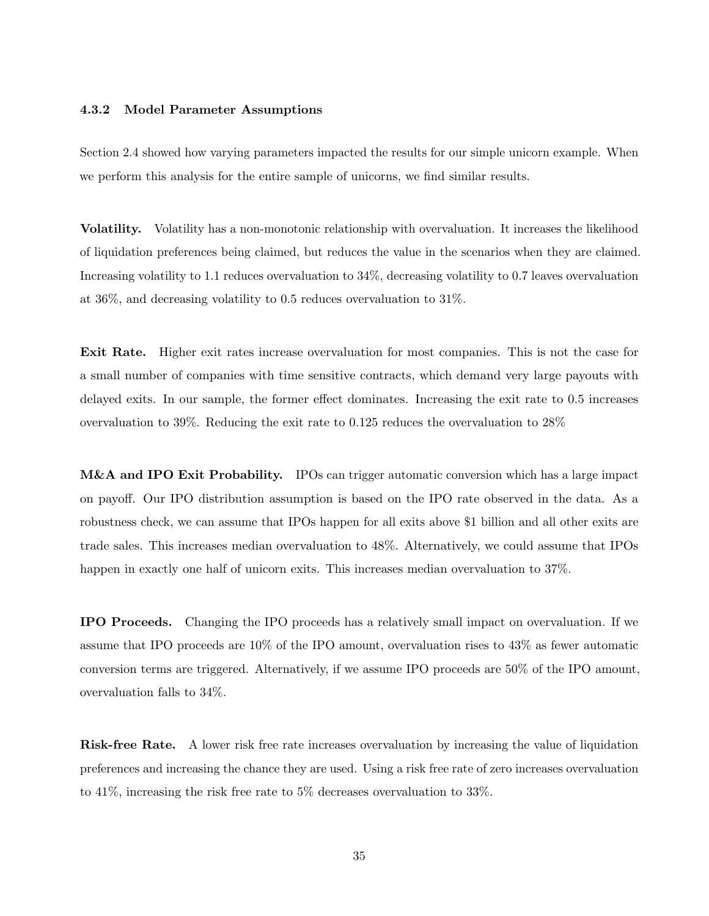### 4.3.2 Model Parameter Assumptions

Section 2.4 showed how varying parameters impacted the results for our simple unicorn example. When we perform this analysis for the entire sample of unicorns, we find similar results.

**Volatility.** Volatility has a non-monotonic relationship with overvaluation. It increases the likelihood of liquidation preferences being claimed, but reduces the value in the scenarios when they are claimed. Increasing volatility to 1.1 reduces overvaluation to 34%, decreasing volatility to 0.7 leaves overvaluation at 36%, and decreasing volatility to 0.5 reduces overvaluation to 31%.

**Exit Rate.** Higher exit rates increase overvaluation for most companies. This is not the case for a small number of companies with time sensitive contracts, which demand very large payouts with delayed exits. In our sample, the former effect dominates. Increasing the exit rate to 0.5 increases overvaluation to 39%. Reducing the exit rate to 0.125 reduces the overvaluation to 28%

**M&A and IPO Exit Probability.** IPOs can trigger automatic conversion which has a large impact on payoff. Our IPO distribution assumption is based on the IPO rate observed in the data. As a robustness check, we can assume that IPOs happen for all exits above $1 billion and all other exits are trade sales. This increases median overvaluation to 48%. Alternatively, we could assume that IPOs happen in exactly one half of unicorn exits. This increases median overvaluation to 37%.

**IPO Proceeds.** Changing the IPO proceeds has a relatively small impact on overvaluation. If we assume that IPO proceeds are 10% of the IPO amount, overvaluation rises to 43% as fewer automatic conversion terms are triggered. Alternatively, if we assume IPO proceeds are 50% of the IPO amount, overvaluation falls to 34%.

**Risk-free Rate.** A lower risk free rate increases overvaluation by increasing the value of liquidation preferences and increasing the chance they are used. Using a risk free rate of zero increases overvaluation to 41%, increasing the risk free rate to 5% decreases overvaluation to 33%.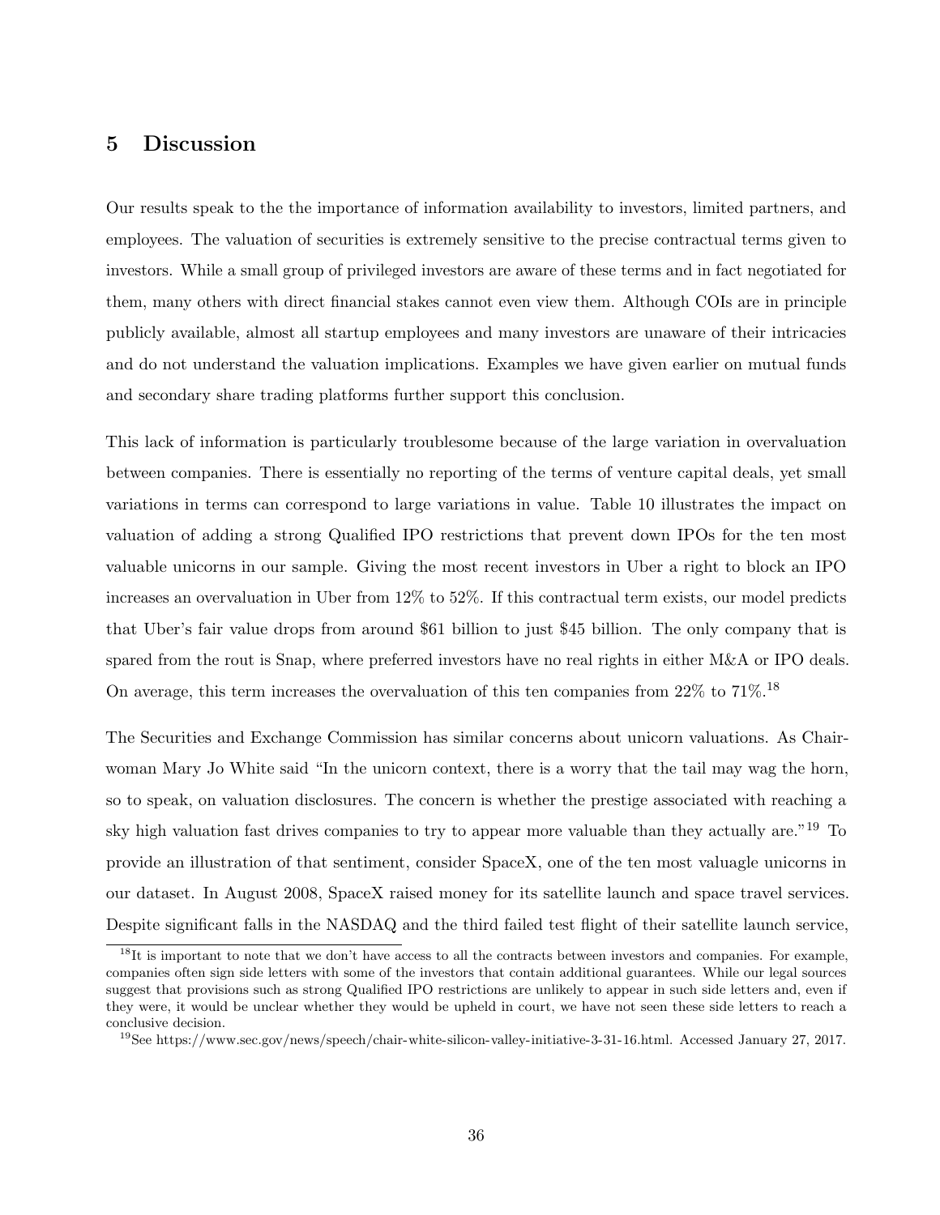## 5 Discussion

Our results speak to the the importance of information availability to investors, limited partners, and employees. The valuation of securities is extremely sensitive to the precise contractual terms given to investors. While a small group of privileged investors are aware of these terms and in fact negotiated for them, many others with direct financial stakes cannot even view them. Although COIs are in principle publicly available, almost all startup employees and many investors are unaware of their intricacies and do not understand the valuation implications. Examples we have given earlier on mutual funds and secondary share trading platforms further support this conclusion.

This lack of information is particularly troublesome because of the large variation in overvaluation between companies. There is essentially no reporting of the terms of venture capital deals, yet small variations in terms can correspond to large variations in value. Table 10 illustrates the impact on valuation of adding a strong Qualified IPO restrictions that prevent down IPOs for the ten most valuable unicorns in our sample. Giving the most recent investors in Uber a right to block an IPO increases an overvaluation in Uber from 12% to 52%. If this contractual term exists, our model predicts that Uber's fair value drops from around \$61 billion to just \$45 billion. The only company that is spared from the rout is Snap, where preferred investors have no real rights in either M&A or IPO deals. On average, this term increases the overvaluation of this ten companies from 22% to 71%.[18]

The Securities and Exchange Commission has similar concerns about unicorn valuations. As Chairwoman Mary Jo White said "In the unicorn context, there is a worry that the tail may wag the horn, so to speak, on valuation disclosures. The concern is whether the prestige associated with reaching a sky high valuation fast drives companies to try to appear more valuable than they actually are."[19] To provide an illustration of that sentiment, consider SpaceX, one of the ten most valuagle unicorns in our dataset. In August 2008, SpaceX raised money for its satellite launch and space travel services. Despite significant falls in the NASDAQ and the third failed test flight of their satellite launch service,

[18] It is important to note that we don't have access to all the contracts between investors and companies. For example, companies often sign side letters with some of the investors that contain additional guarantees. While our legal sources suggest that provisions such as strong Qualified IPO restrictions are unlikely to appear in such side letters and, even if they were, it would be unclear whether they would be upheld in court, we have not seen these side letters to reach a conclusive decision.

[19] See https://www.sec.gov/news/speech/chair-white-silicon-valley-initiative-3-31-16.html. Accessed January 27, 2017.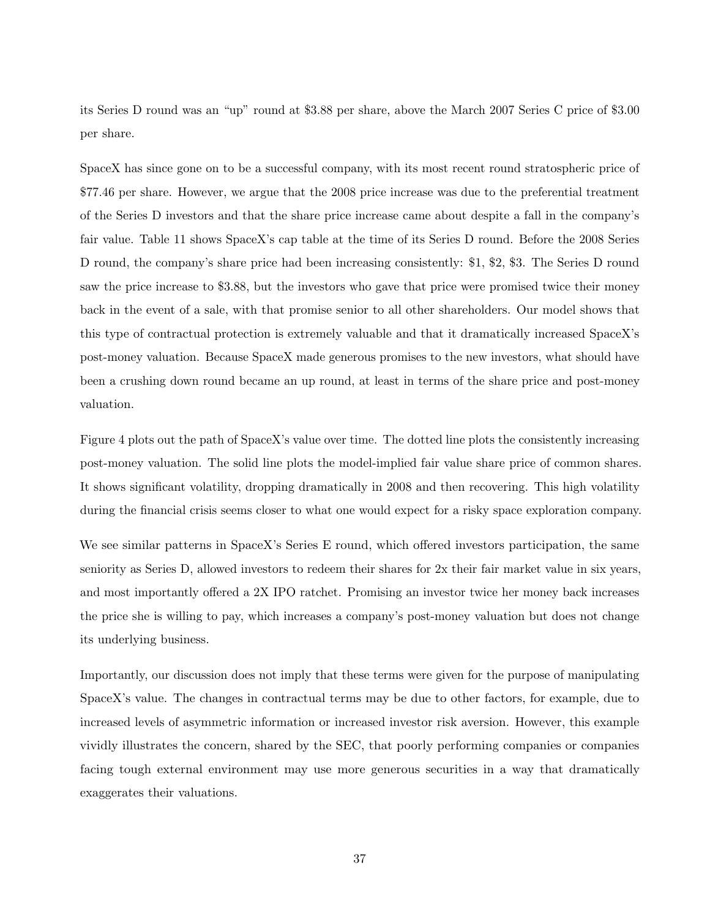its Series D round was an "up" round at $3.88 per share, above the March 2007 Series C price of $3.00 per share.

SpaceX has since gone on to be a successful company, with its most recent round stratospheric price of $77.46 per share. However, we argue that the 2008 price increase was due to the preferential treatment of the Series D investors and that the share price increase came about despite a fall in the company's fair value. Table 11 shows SpaceX's cap table at the time of its Series D round. Before the 2008 Series D round, the company's share price had been increasing consistently: $1, $2, $3. The Series D round saw the price increase to $3.88, but the investors who gave that price were promised twice their money back in the event of a sale, with that promise senior to all other shareholders. Our model shows that this type of contractual protection is extremely valuable and that it dramatically increased SpaceX's post-money valuation. Because SpaceX made generous promises to the new investors, what should have been a crushing down round became an up round, at least in terms of the share price and post-money valuation.

Figure 4 plots out the path of SpaceX's value over time. The dotted line plots the consistently increasing post-money valuation. The solid line plots the model-implied fair value share price of common shares. It shows significant volatility, dropping dramatically in 2008 and then recovering. This high volatility during the financial crisis seems closer to what one would expect for a risky space exploration company.

We see similar patterns in SpaceX's Series E round, which offered investors participation, the same seniority as Series D, allowed investors to redeem their shares for 2x their fair market value in six years, and most importantly offered a 2X IPO ratchet. Promising an investor twice her money back increases the price she is willing to pay, which increases a company's post-money valuation but does not change its underlying business.

Importantly, our discussion does not imply that these terms were given for the purpose of manipulating SpaceX's value. The changes in contractual terms may be due to other factors, for example, due to increased levels of asymmetric information or increased investor risk aversion. However, this example vividly illustrates the concern, shared by the SEC, that poorly performing companies or companies facing tough external environment may use more generous securities in a way that dramatically exaggerates their valuations.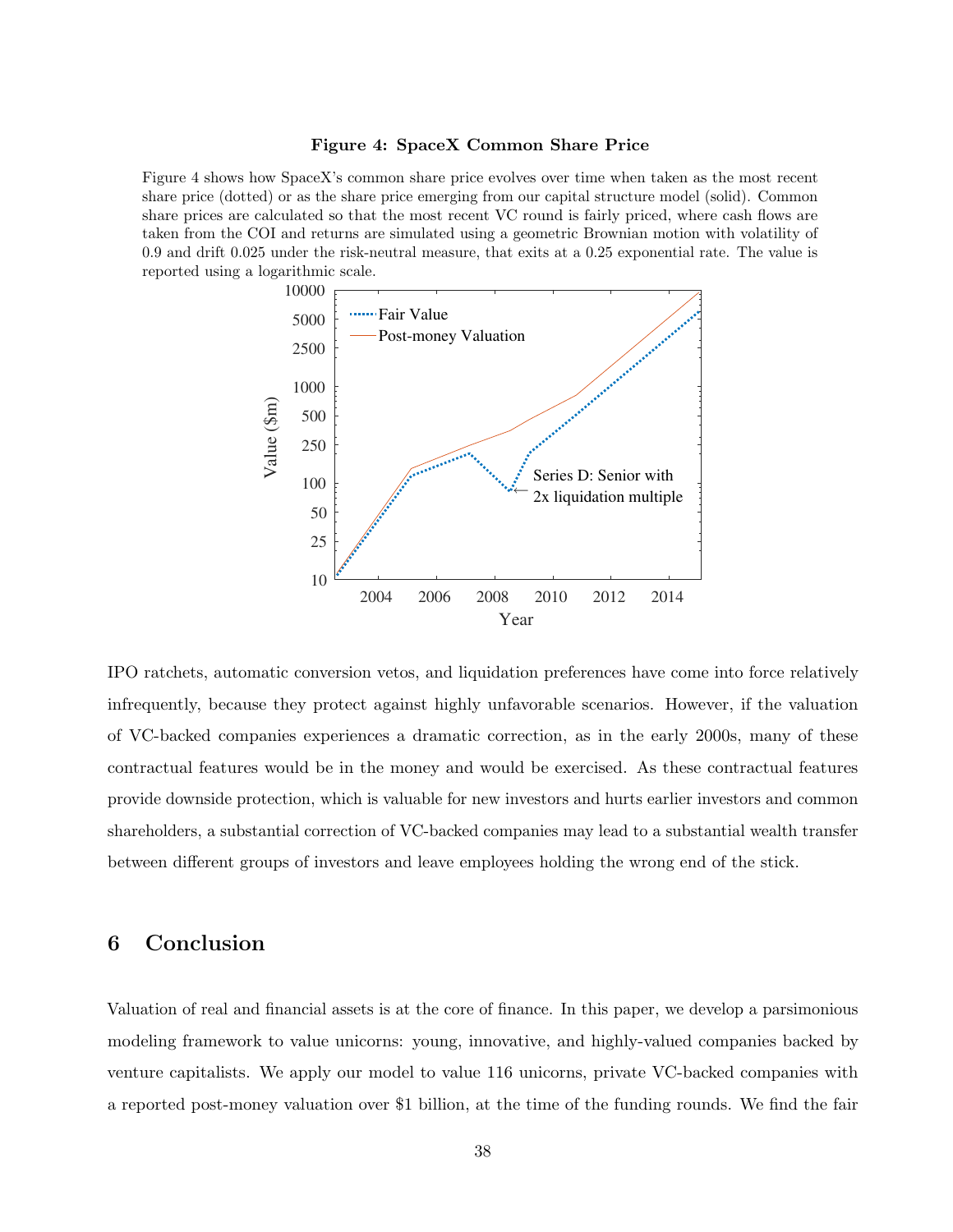**Figure 4: SpaceX Common Share Price**

Figure 4 shows how SpaceX's common share price evolves over time when taken as the most recent share price (dotted) or as the share price emerging from our capital structure model (solid). Common share prices are calculated so that the most recent VC round is fairly priced, where cash flows are taken from the COI and returns are simulated using a geometric Brownian motion with volatility of 0.9 and drift 0.025 under the risk-neutral measure, that exits at a 0.25 exponential rate. The value is reported using a logarithmic scale.

IPO ratchets, automatic conversion vetos, and liquidation preferences have come into force relatively infrequently, because they protect against highly unfavorable scenarios. However, if the valuation of VC-backed companies experiences a dramatic correction, as in the early 2000s, many of these contractual features would be in the money and would be exercised. As these contractual features provide downside protection, which is valuable for new investors and hurts earlier investors and common shareholders, a substantial correction of VC-backed companies may lead to a substantial wealth transfer between different groups of investors and leave employees holding the wrong end of the stick.

## 6 Conclusion

Valuation of real and financial assets is at the core of finance. In this paper, we develop a parsimonious modeling framework to value unicorns: young, innovative, and highly-valued companies backed by venture capitalists. We apply our model to value 116 unicorns, private VC-backed companies with a reported post-money valuation over $1 billion, at the time of the funding rounds. We find the fair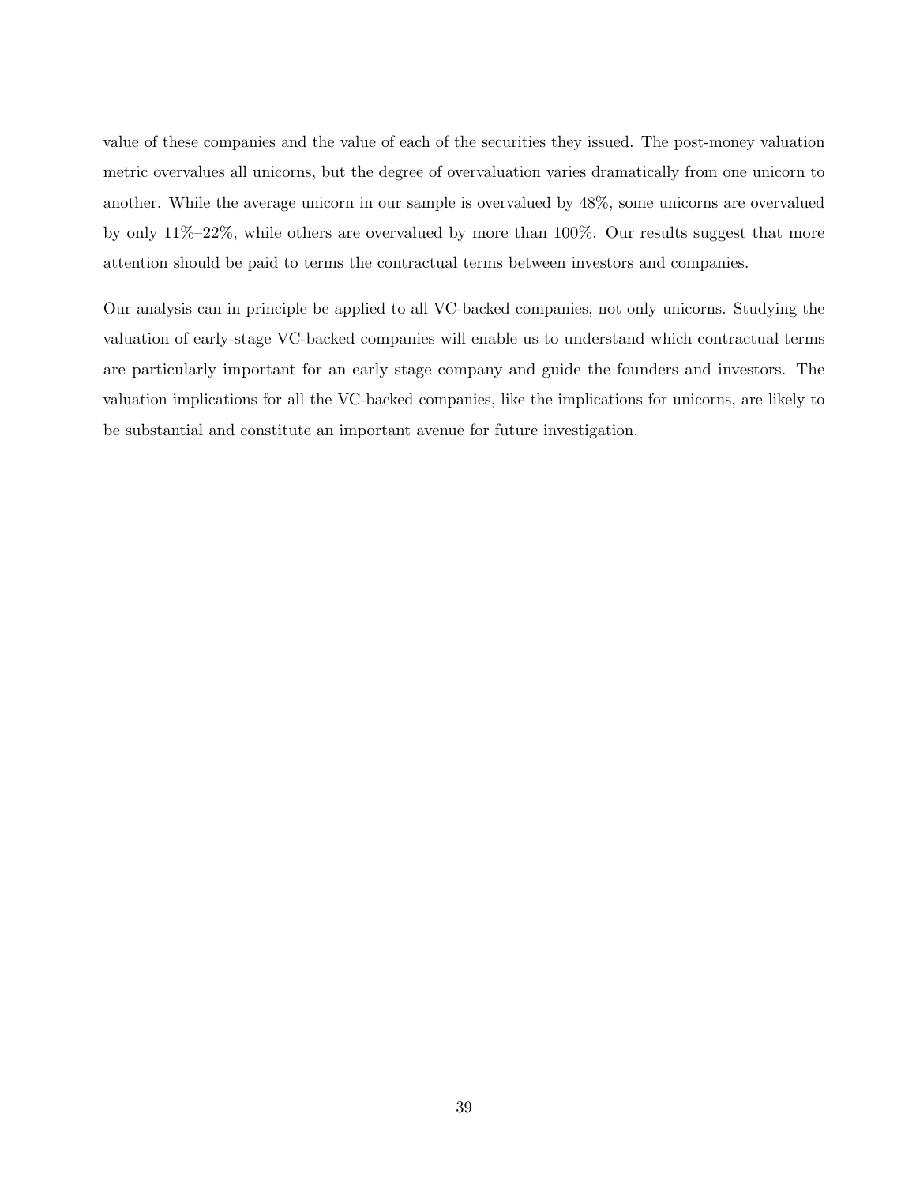value of these companies and the value of each of the securities they issued. The post-money valuation metric overvalues all unicorns, but the degree of overvaluation varies dramatically from one unicorn to another. While the average unicorn in our sample is overvalued by 48%, some unicorns are overvalued by only 11%–22%, while others are overvalued by more than 100%. Our results suggest that more attention should be paid to terms the contractual terms between investors and companies.

Our analysis can in principle be applied to all VC-backed companies, not only unicorns. Studying the valuation of early-stage VC-backed companies will enable us to understand which contractual terms are particularly important for an early stage company and guide the founders and investors. The valuation implications for all the VC-backed companies, like the implications for unicorns, are likely to be substantial and constitute an important avenue for future investigation.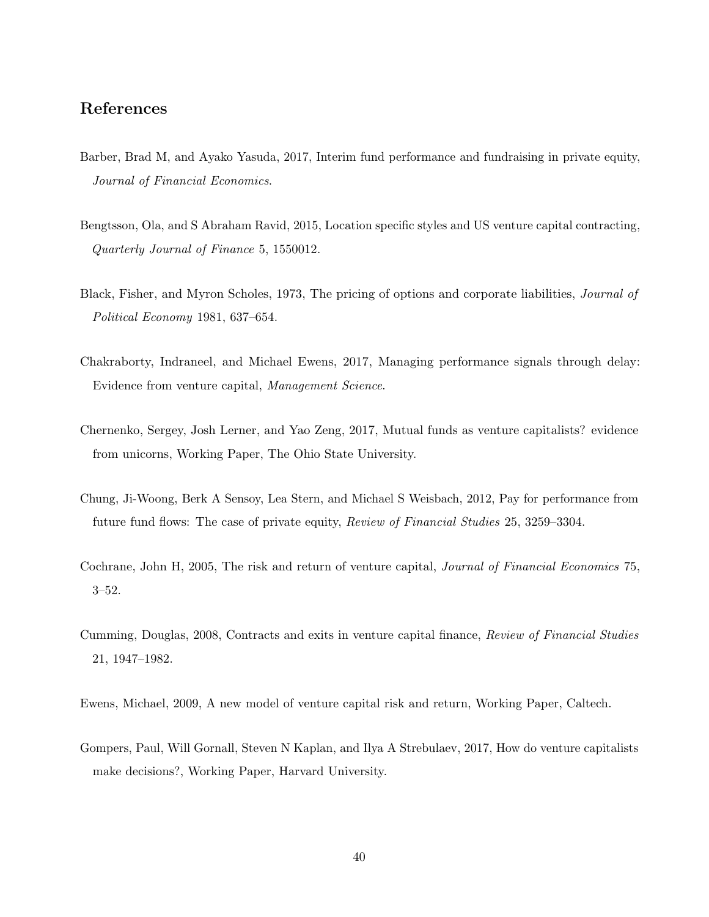## References

Barber, Brad M, and Ayako Yasuda, 2017, Interim fund performance and fundraising in private equity, *Journal of Financial Economics*.

Bengtsson, Ola, and S Abraham Ravid, 2015, Location specific styles and US venture capital contracting, *Quarterly Journal of Finance* 5, 1550012.

Black, Fisher, and Myron Scholes, 1973, The pricing of options and corporate liabilities, *Journal of Political Economy* 1981, 637–654.

Chakraborty, Indraneel, and Michael Ewens, 2017, Managing performance signals through delay: Evidence from venture capital, *Management Science*.

Chernenko, Sergey, Josh Lerner, and Yao Zeng, 2017, Mutual funds as venture capitalists? evidence from unicorns, Working Paper, The Ohio State University.

Chung, Ji-Woong, Berk A Sensoy, Lea Stern, and Michael S Weisbach, 2012, Pay for performance from future fund flows: The case of private equity, *Review of Financial Studies* 25, 3259–3304.

Cochrane, John H, 2005, The risk and return of venture capital, *Journal of Financial Economics* 75, 3–52.

Cumming, Douglas, 2008, Contracts and exits in venture capital finance, *Review of Financial Studies* 21, 1947–1982.

Ewens, Michael, 2009, A new model of venture capital risk and return, Working Paper, Caltech.

Gompers, Paul, Will Gornall, Steven N Kaplan, and Ilya A Strebulaev, 2017, How do venture capitalists make decisions?, Working Paper, Harvard University.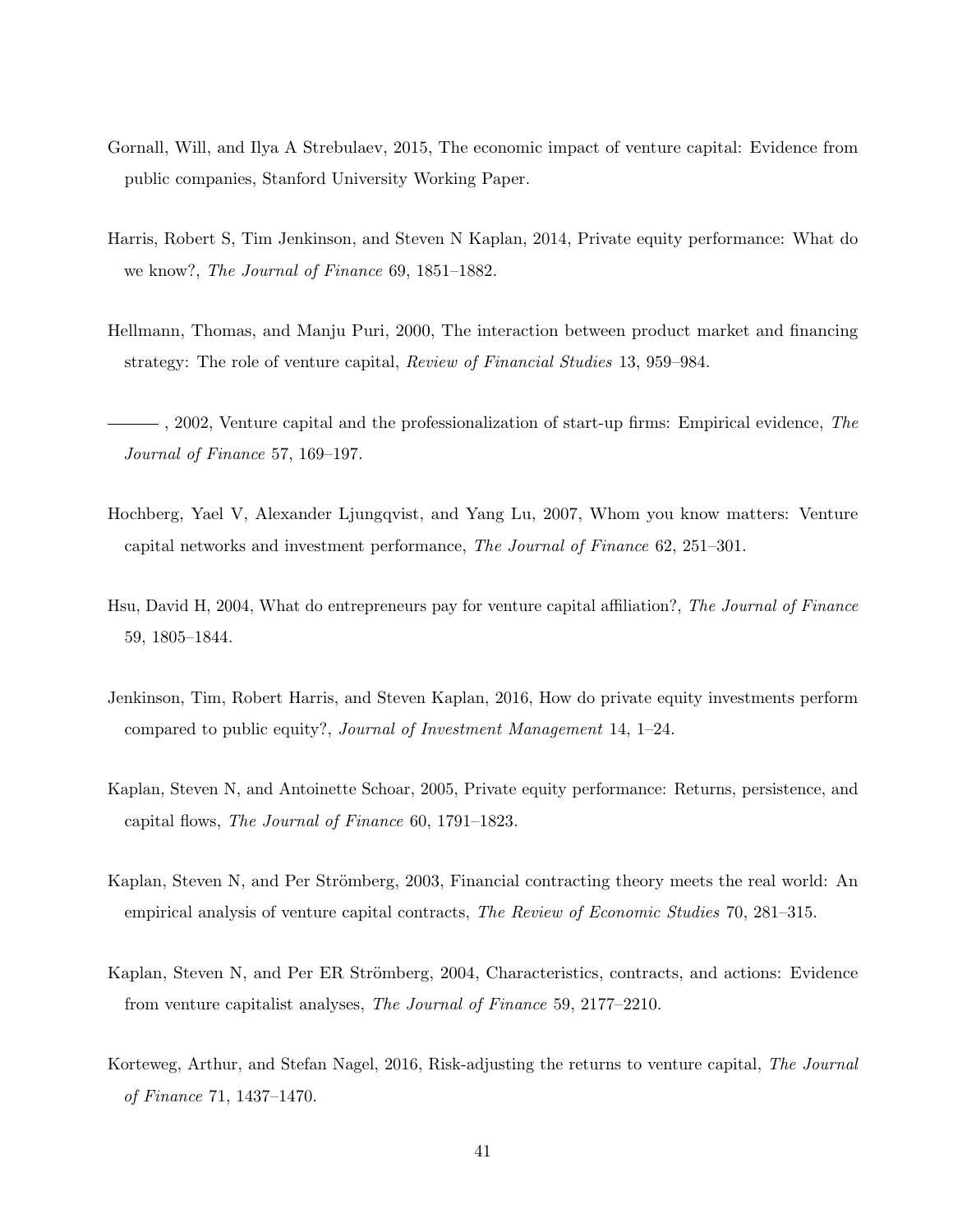Gornall, Will, and Ilya A Strebulaev, 2015, The economic impact of venture capital: Evidence from public companies, Stanford University Working Paper.

Harris, Robert S, Tim Jenkinson, and Steven N Kaplan, 2014, Private equity performance: What do we know?, *The Journal of Finance* 69, 1851–1882.

Hellmann, Thomas, and Manju Puri, 2000, The interaction between product market and financing strategy: The role of venture capital, *Review of Financial Studies* 13, 959–984.

———, 2002, Venture capital and the professionalization of start-up firms: Empirical evidence, *The Journal of Finance* 57, 169–197.

Hochberg, Yael V, Alexander Ljungqvist, and Yang Lu, 2007, Whom you know matters: Venture capital networks and investment performance, *The Journal of Finance* 62, 251–301.

Hsu, David H, 2004, What do entrepreneurs pay for venture capital affiliation?, *The Journal of Finance* 59, 1805–1844.

Jenkinson, Tim, Robert Harris, and Steven Kaplan, 2016, How do private equity investments perform compared to public equity?, *Journal of Investment Management* 14, 1–24.

Kaplan, Steven N, and Antoinette Schoar, 2005, Private equity performance: Returns, persistence, and capital flows, *The Journal of Finance* 60, 1791–1823.

Kaplan, Steven N, and Per Strömberg, 2003, Financial contracting theory meets the real world: An empirical analysis of venture capital contracts, *The Review of Economic Studies* 70, 281–315.

Kaplan, Steven N, and Per ER Strömberg, 2004, Characteristics, contracts, and actions: Evidence from venture capitalist analyses, *The Journal of Finance* 59, 2177–2210.

Korteweg, Arthur, and Stefan Nagel, 2016, Risk-adjusting the returns to venture capital, *The Journal of Finance* 71, 1437–1470.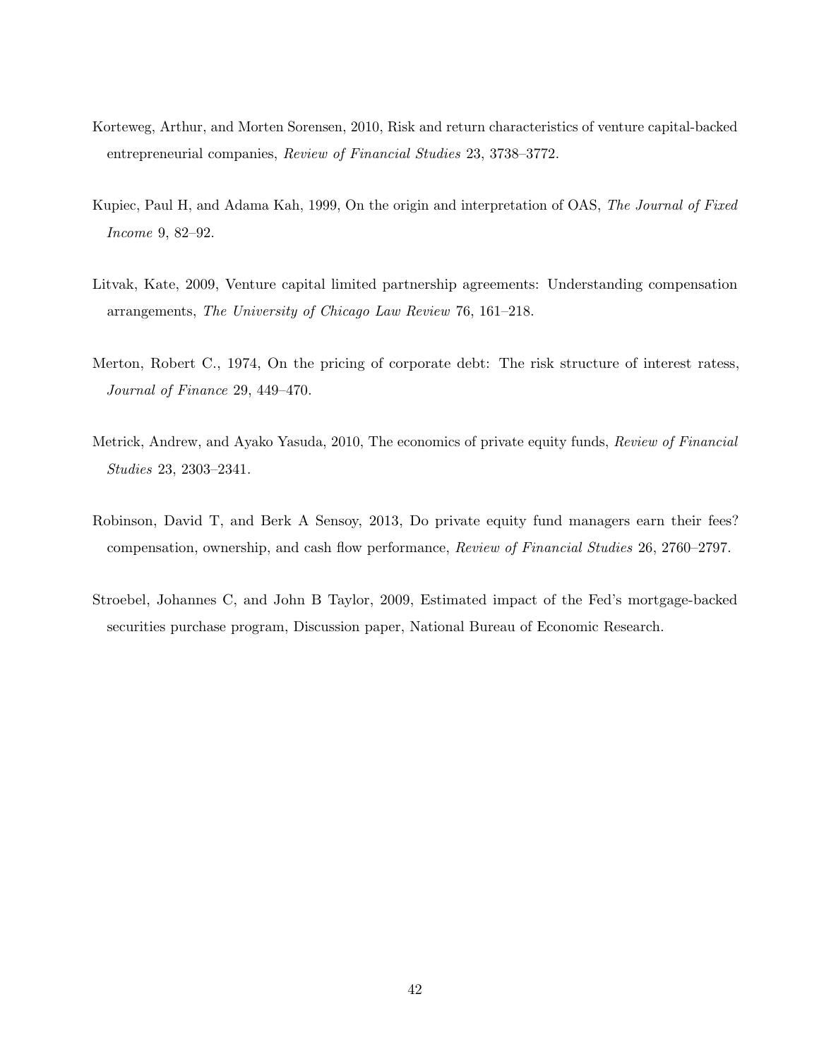Korteweg, Arthur, and Morten Sorensen, 2010, Risk and return characteristics of venture capital-backed entrepreneurial companies, *Review of Financial Studies* 23, 3738–3772.

Kupiec, Paul H, and Adama Kah, 1999, On the origin and interpretation of OAS, *The Journal of Fixed Income* 9, 82–92.

Litvak, Kate, 2009, Venture capital limited partnership agreements: Understanding compensation arrangements, *The University of Chicago Law Review* 76, 161–218.

Merton, Robert C., 1974, On the pricing of corporate debt: The risk structure of interest ratess, *Journal of Finance* 29, 449–470.

Metrick, Andrew, and Ayako Yasuda, 2010, The economics of private equity funds, *Review of Financial Studies* 23, 2303–2341.

Robinson, David T, and Berk A Sensoy, 2013, Do private equity fund managers earn their fees? compensation, ownership, and cash flow performance, *Review of Financial Studies* 26, 2760–2797.

Stroebel, Johannes C, and John B Taylor, 2009, Estimated impact of the Fed's mortgage-backed securities purchase program, Discussion paper, National Bureau of Economic Research.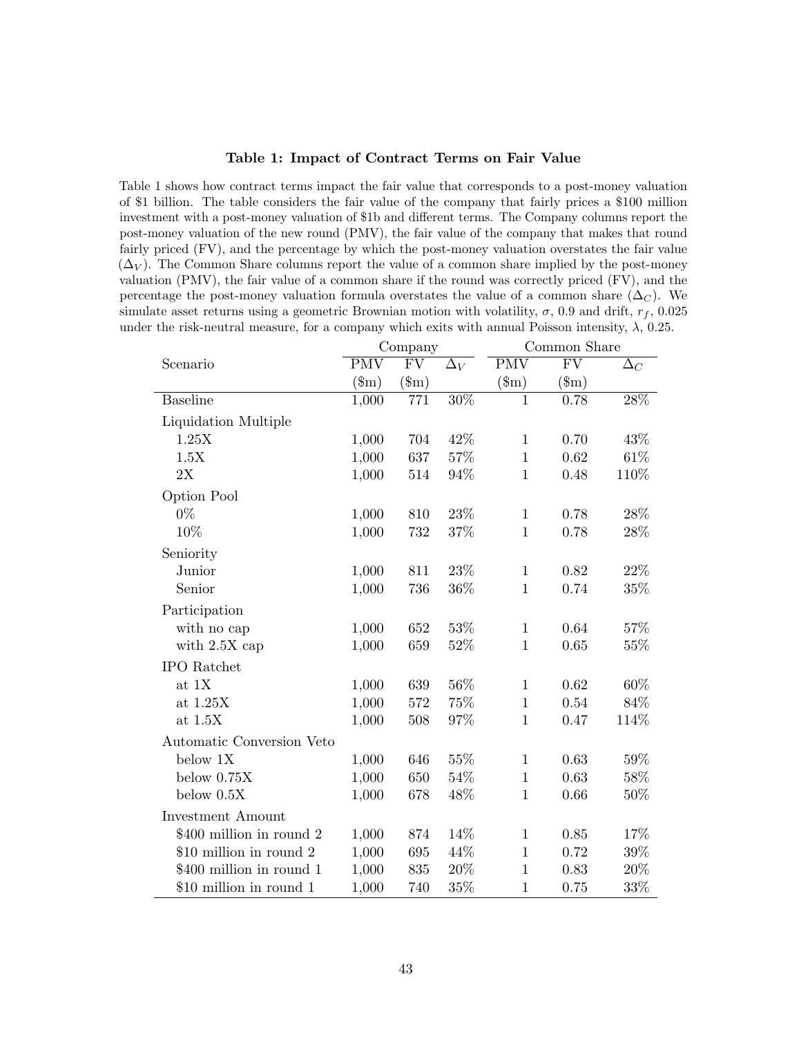**Table 1: Impact of Contract Terms on Fair Value**

Table 1 shows how contract terms impact the fair value that corresponds to a post-money valuation of $1 billion. The table considers the fair value of the company that fairly prices a $100 million investment with a post-money valuation of $1b and different terms. The Company columns report the post-money valuation of the new round (PMV), the fair value of the company that makes that round fairly priced (FV), and the percentage by which the post-money valuation overstates the fair value ($\Delta_V$). The Common Share columns report the value of a common share implied by the post-money valuation (PMV), the fair value of a common share if the round was correctly priced (FV), and the percentage the post-money valuation formula overstates the value of a common share ($\Delta_C$). We simulate asset returns using a geometric Brownian motion with volatility, $\sigma$, 0.9 and drift, $r_f$, 0.025 under the risk-neutral measure, for a company which exits with annual Poisson intensity, $\lambda$, 0.25.

| Scenario | Company | | | Common Share | | |
|---|---|---|---|---|---|---|
| | PMV ($m) | FV ($m) | $\Delta_V$ | PMV ($m) | FV ($m) | $\Delta_C$ |
| Baseline | 1,000 | 771 | 30% | 1 | 0.78 | 28% |
| Liquidation Multiple | | | | | | |
| 1.25X | 1,000 | 704 | 42% | 1 | 0.70 | 43% |
| 1.5X | 1,000 | 637 | 57% | 1 | 0.62 | 61% |
| 2X | 1,000 | 514 | 94% | 1 | 0.48 | 110% |
| Option Pool | | | | | | |
| 0% | 1,000 | 810 | 23% | 1 | 0.78 | 28% |
| 10% | 1,000 | 732 | 37% | 1 | 0.78 | 28% |
| Seniority | | | | | | |
| Junior | 1,000 | 811 | 23% | 1 | 0.82 | 22% |
| Senior | 1,000 | 736 | 36% | 1 | 0.74 | 35% |
| Participation | | | | | | |
| with no cap | 1,000 | 652 | 53% | 1 | 0.64 | 57% |
| with 2.5X cap | 1,000 | 659 | 52% | 1 | 0.65 | 55% |
| IPO Ratchet | | | | | | |
| at 1X | 1,000 | 639 | 56% | 1 | 0.62 | 60% |
| at 1.25X | 1,000 | 572 | 75% | 1 | 0.54 | 84% |
| at 1.5X | 1,000 | 508 | 97% | 1 | 0.47 | 114% |
| Automatic Conversion Veto | | | | | | |
| below 1X | 1,000 | 646 | 55% | 1 | 0.63 | 59% |
| below 0.75X | 1,000 | 650 | 54% | 1 | 0.63 | 58% |
| below 0.5X | 1,000 | 678 | 48% | 1 | 0.66 | 50% |
| Investment Amount | | | | | | |
| $400 million in round 2 | 1,000 | 874 | 14% | 1 | 0.85 | 17% |
| $10 million in round 2 | 1,000 | 695 | 44% | 1 | 0.72 | 39% |
| $400 million in round 1 | 1,000 | 835 | 20% | 1 | 0.83 | 20% |
| $10 million in round 1 | 1,000 | 740 | 35% | 1 | 0.75 | 33% |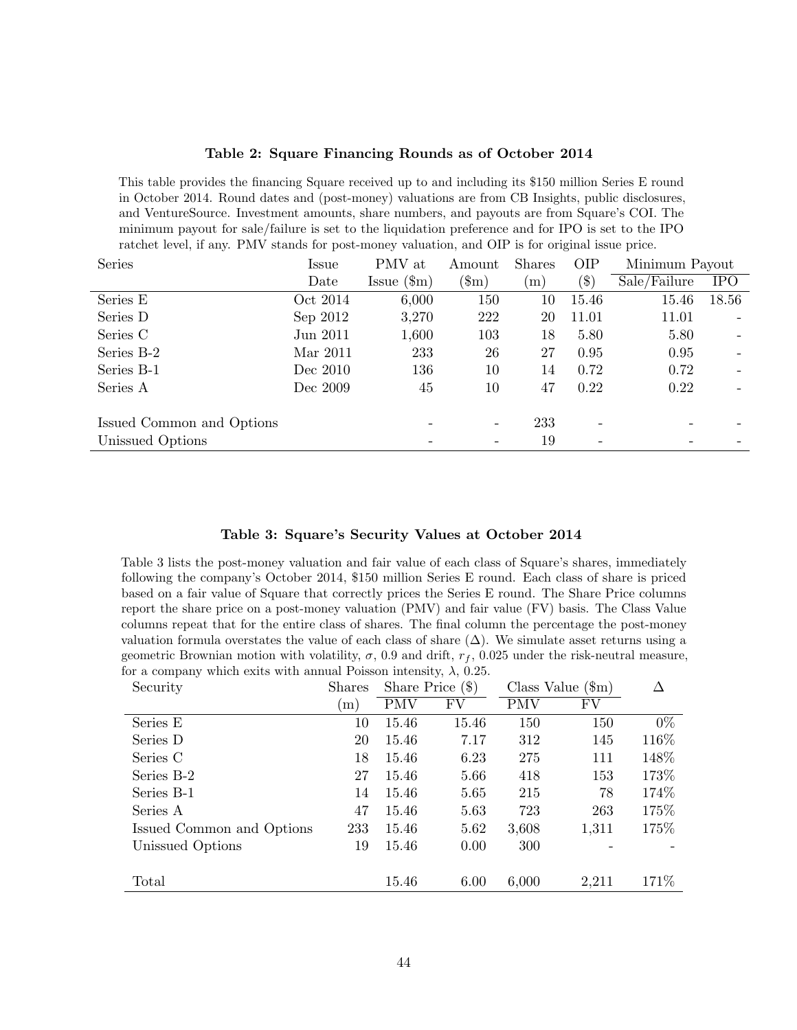**Table 2: Square Financing Rounds as of October 2014**

This table provides the financing Square received up to and including its \$150 million Series E round in October 2014. Round dates and (post-money) valuations are from CB Insights, public disclosures, and VentureSource. Investment amounts, share numbers, and payouts are from Square's COI. The minimum payout for sale/failure is set to the liquidation preference and for IPO is set to the IPO ratchet level, if any. PMV stands for post-money valuation, and OIP is for original issue price.

| Series | Issue Date | PMV at Issue (\$m) | Amount (\$m) | Shares (m) | OIP (\$) | Minimum Payout | |
|---|---|---|---|---|---|---|---|
| | | | | | | Sale/Failure | IPO |
| Series E | Oct 2014 | 6,000 | 150 | 10 | 15.46 | 15.46 | 18.56 |
| Series D | Sep 2012 | 3,270 | 222 | 20 | 11.01 | 11.01 | - |
| Series C | Jun 2011 | 1,600 | 103 | 18 | 5.80 | 5.80 | - |
| Series B-2 | Mar 2011 | 233 | 26 | 27 | 0.95 | 0.95 | - |
| Series B-1 | Dec 2010 | 136 | 10 | 14 | 0.72 | 0.72 | - |
| Series A | Dec 2009 | 45 | 10 | 47 | 0.22 | 0.22 | - |
| Issued Common and Options | | - | - | 233 | - | - | - |
| Unissued Options | | - | - | 19 | - | - | - |

**Table 3: Square's Security Values at October 2014**

Table 3 lists the post-money valuation and fair value of each class of Square's shares, immediately following the company's October 2014, \$150 million Series E round. Each class of share is priced based on a fair value of Square that correctly prices the Series E round. The Share Price columns report the share price on a post-money valuation (PMV) and fair value (FV) basis. The Class Value columns repeat that for the entire class of shares. The final column the percentage the post-money valuation formula overstates the value of each class of share ($\Delta$). We simulate asset returns using a geometric Brownian motion with volatility, $\sigma$, 0.9 and drift, $r_f$, 0.025 under the risk-neutral measure, for a company which exits with annual Poisson intensity, $\lambda$, 0.25.

| Security | Shares (m) | Share Price (\$) | | Class Value (\$m) | | $\Delta$ |
|---|---|---|---|---|---|---|
| | | PMV | FV | PMV | FV | |
| Series E | 10 | 15.46 | 15.46 | 150 | 150 | 0% |
| Series D | 20 | 15.46 | 7.17 | 312 | 145 | 116% |
| Series C | 18 | 15.46 | 6.23 | 275 | 111 | 148% |
| Series B-2 | 27 | 15.46 | 5.66 | 418 | 153 | 173% |
| Series B-1 | 14 | 15.46 | 5.65 | 215 | 78 | 174% |
| Series A | 47 | 15.46 | 5.63 | 723 | 263 | 175% |
| Issued Common and Options | 233 | 15.46 | 5.62 | 3,608 | 1,311 | 175% |
| Unissued Options | 19 | 15.46 | 0.00 | 300 | - | - |
| Total | | 15.46 | 6.00 | 6,000 | 2,211 | 171% |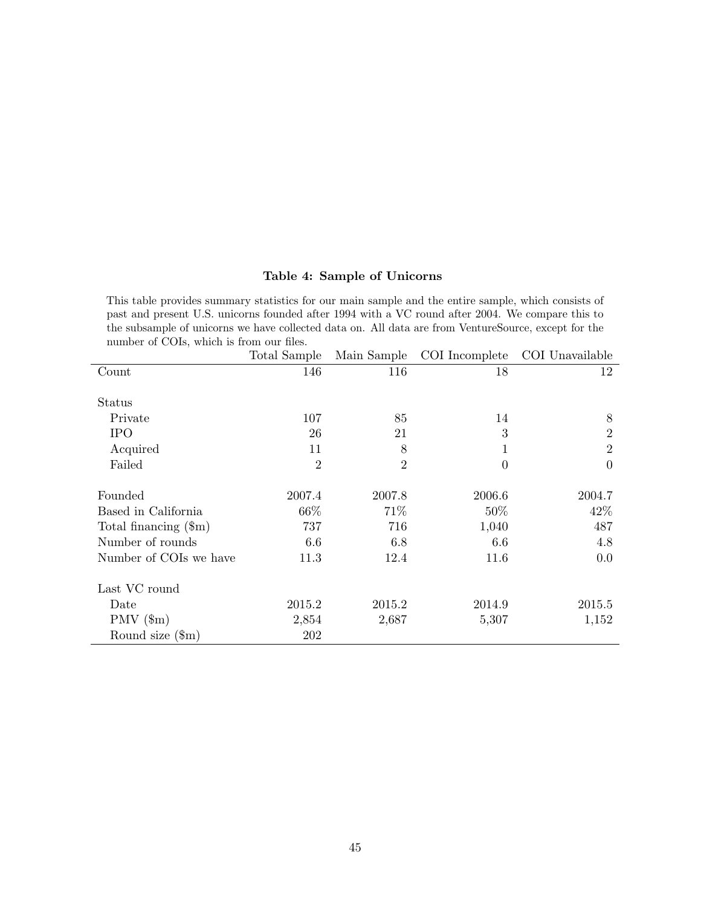**Table 4: Sample of Unicorns**

This table provides summary statistics for our main sample and the entire sample, which consists of past and present U.S. unicorns founded after 1994 with a VC round after 2004. We compare this to the subsample of unicorns we have collected data on. All data are from VentureSource, except for the number of COIs, which is from our files.

| | Total Sample | Main Sample | COI Incomplete | COI Unavailable |
|---|---|---|---|---|
| Count | 146 | 116 | 18 | 12 |
| | | | | |
| Status | | | | |
| Private | 107 | 85 | 14 | 8 |
| IPO | 26 | 21 | 3 | 2 |
| Acquired | 11 | 8 | 1 | 2 |
| Failed | 2 | 2 | 0 | 0 |
| | | | | |
| Founded | 2007.4 | 2007.8 | 2006.6 | 2004.7 |
| Based in California | 66% | 71% | 50% | 42% |
| Total financing ($m) | 737 | 716 | 1,040 | 487 |
| Number of rounds | 6.6 | 6.8 | 6.6 | 4.8 |
| Number of COIs we have | 11.3 | 12.4 | 11.6 | 0.0 |
| | | | | |
| Last VC round | | | | |
| Date | 2015.2 | 2015.2 | 2014.9 | 2015.5 |
| PMV ($m) | 2,854 | 2,687 | 5,307 | 1,152 |
| Round size ($m) | 202 | | | |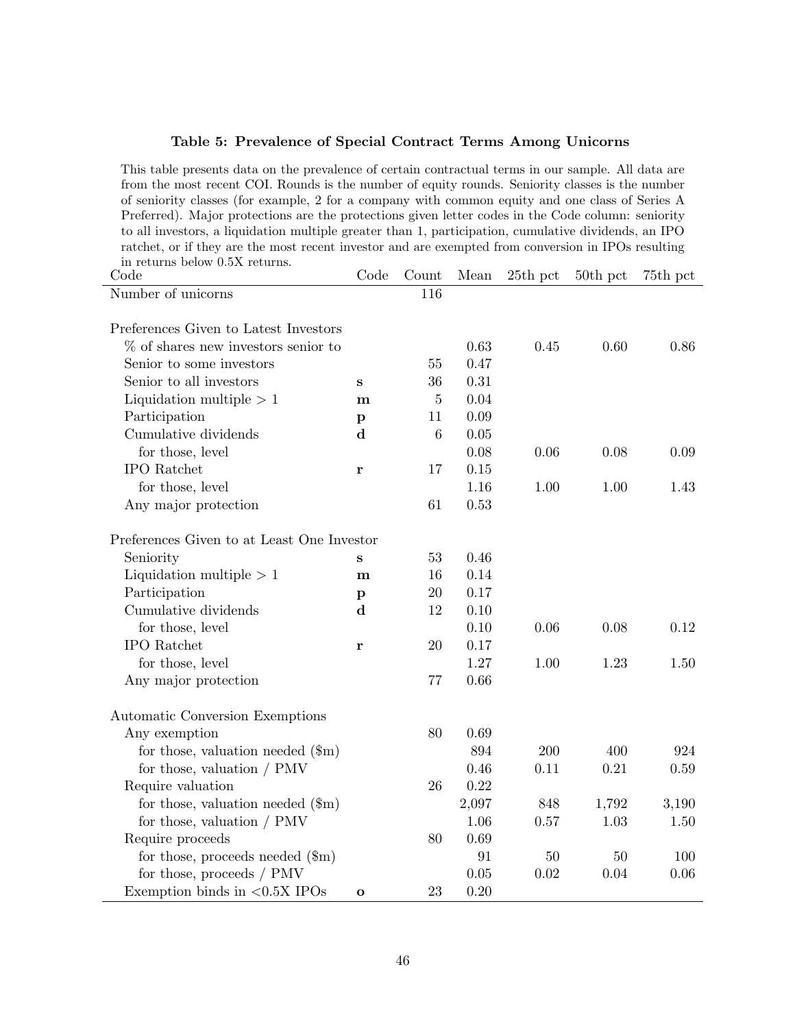**Table 5: Prevalence of Special Contract Terms Among Unicorns**

This table presents data on the prevalence of certain contractual terms in our sample. All data are from the most recent COI. Rounds is the number of equity rounds. Seniority classes is the number of seniority classes (for example, 2 for a company with common equity and one class of Series A Preferred). Major protections are the protections given letter codes in the Code column: seniority to all investors, a liquidation multiple greater than 1, participation, cumulative dividends, an IPO ratchet, or if they are the most recent investor and are exempted from conversion in IPOs resulting in returns below 0.5X returns.

| Code | Code | Count | Mean | 25th pct | 50th pct | 75th pct |
|---|---|---|---|---|---|---|
| Number of unicorns | | 116 | | | | |
| | | | | | | |
| Preferences Given to Latest Investors | | | | | | |
| % of shares new investors senior to | | | 0.63 | 0.45 | 0.60 | 0.86 |
| Senior to some investors | | 55 | 0.47 | | | |
| Senior to all investors | **s** | 36 | 0.31 | | | |
| Liquidation multiple > 1 | **m** | 5 | 0.04 | | | |
| Participation | **p** | 11 | 0.09 | | | |
| Cumulative dividends | **d** | 6 | 0.05 | | | |
| for those, level | | | 0.08 | 0.06 | 0.08 | 0.09 |
| IPO Ratchet | **r** | 17 | 0.15 | | | |
| for those, level | | | 1.16 | 1.00 | 1.00 | 1.43 |
| Any major protection | | 61 | 0.53 | | | |
| | | | | | | |
| Preferences Given to at Least One Investor | | | | | | |
| Seniority | **s** | 53 | 0.46 | | | |
| Liquidation multiple > 1 | **m** | 16 | 0.14 | | | |
| Participation | **p** | 20 | 0.17 | | | |
| Cumulative dividends | **d** | 12 | 0.10 | | | |
| for those, level | | | 0.10 | 0.06 | 0.08 | 0.12 |
| IPO Ratchet | **r** | 20 | 0.17 | | | |
| for those, level | | | 1.27 | 1.00 | 1.23 | 1.50 |
| Any major protection | | 77 | 0.66 | | | |
| | | | | | | |
| Automatic Conversion Exemptions | | | | | | |
| Any exemption | | 80 | 0.69 | | | |
| for those, valuation needed ($m) | | | 894 | 200 | 400 | 924 |
| for those, valuation / PMV | | | 0.46 | 0.11 | 0.21 | 0.59 |
| Require valuation | | 26 | 0.22 | | | |
| for those, valuation needed ($m) | | | 2,097 | 848 | 1,792 | 3,190 |
| for those, valuation / PMV | | | 1.06 | 0.57 | 1.03 | 1.50 |
| Require proceeds | | 80 | 0.69 | | | |
| for those, proceeds needed ($m) | | | 91 | 50 | 50 | 100 |
| for those, proceeds / PMV | | | 0.05 | 0.02 | 0.04 | 0.06 |
| Exemption binds in <0.5X IPOs | **o** | 23 | 0.20 | | | |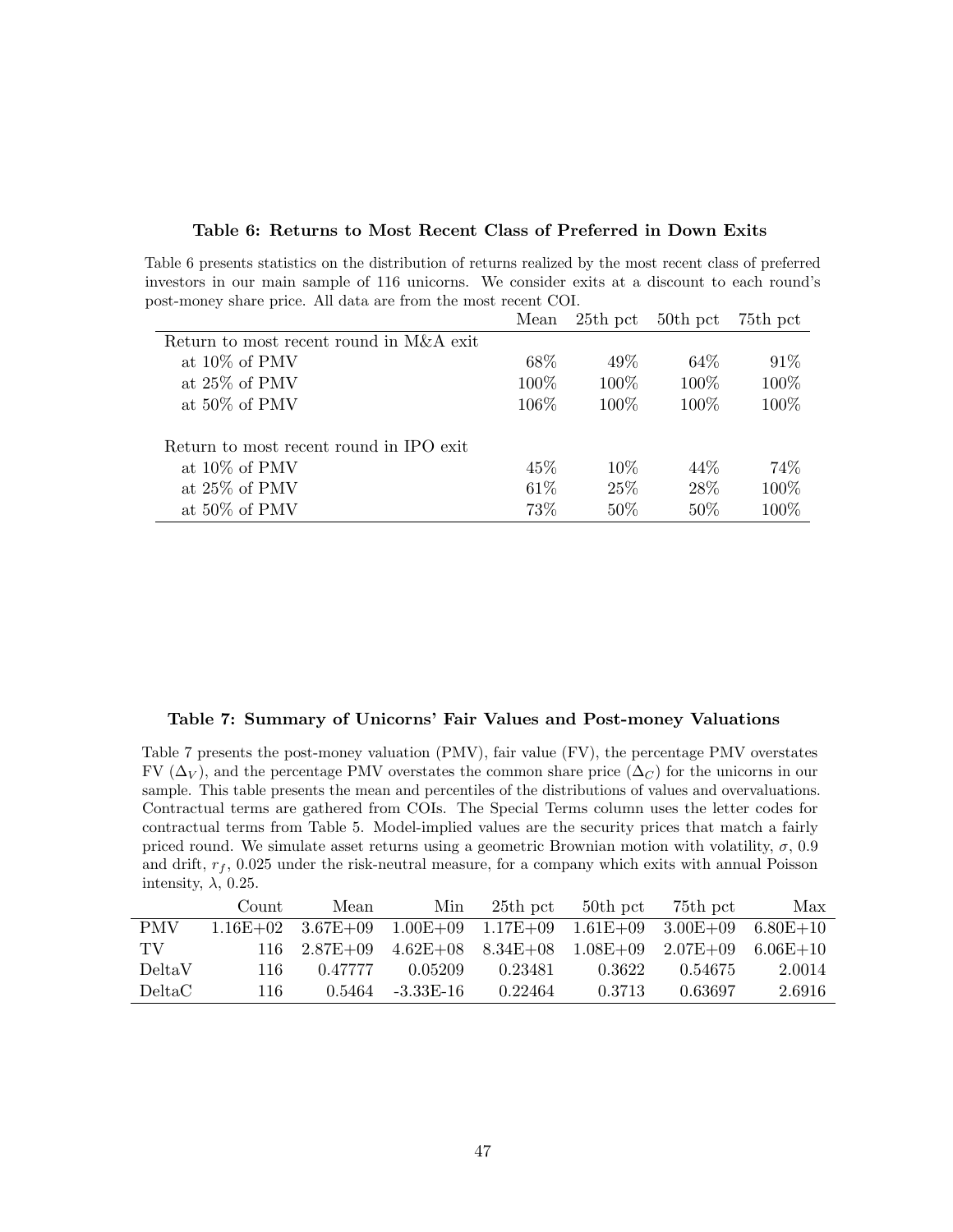### Table 6: Returns to Most Recent Class of Preferred in Down Exits

Table 6 presents statistics on the distribution of returns realized by the most recent class of preferred investors in our main sample of 116 unicorns. We consider exits at a discount to each round's post-money share price. All data are from the most recent COI.

| | Mean | 25th pct | 50th pct | 75th pct |
|---|---|---|---|---|
| Return to most recent round in M&A exit | | | | |
| at 10% of PMV | 68% | 49% | 64% | 91% |
| at 25% of PMV | 100% | 100% | 100% | 100% |
| at 50% of PMV | 106% | 100% | 100% | 100% |
| Return to most recent round in IPO exit | | | | |
| at 10% of PMV | 45% | 10% | 44% | 74% |
| at 25% of PMV | 61% | 25% | 28% | 100% |
| at 50% of PMV | 73% | 50% | 50% | 100% |

### Table 7: Summary of Unicorns' Fair Values and Post-money Valuations

Table 7 presents the post-money valuation (PMV), fair value (FV), the percentage PMV overstates FV ($\Delta_V$), and the percentage PMV overstates the common share price ($\Delta_C$) for the unicorns in our sample. This table presents the mean and percentiles of the distributions of values and overvaluations. Contractual terms are gathered from COIs. The Special Terms column uses the letter codes for contractual terms from Table 5. Model-implied values are the security prices that match a fairly priced round. We simulate asset returns using a geometric Brownian motion with volatility, $\sigma$, 0.9 and drift, $r_f$, 0.025 under the risk-neutral measure, for a company which exits with annual Poisson intensity, $\lambda$, 0.25.

| | Count | Mean | Min | 25th pct | 50th pct | 75th pct | Max |
|---|---|---|---|---|---|---|---|
| PMV | 1.16E+02 | 3.67E+09 | 1.00E+09 | 1.17E+09 | 1.61E+09 | 3.00E+09 | 6.80E+10 |
| TV | 116 | 2.87E+09 | 4.62E+08 | 8.34E+08 | 1.08E+09 | 2.07E+09 | 6.06E+10 |
| DeltaV | 116 | 0.47777 | 0.05209 | 0.23481 | 0.3622 | 0.54675 | 2.0014 |
| DeltaC | 116 | 0.5464 | -3.33E-16 | 0.22464 | 0.3713 | 0.63697 | 2.6916 |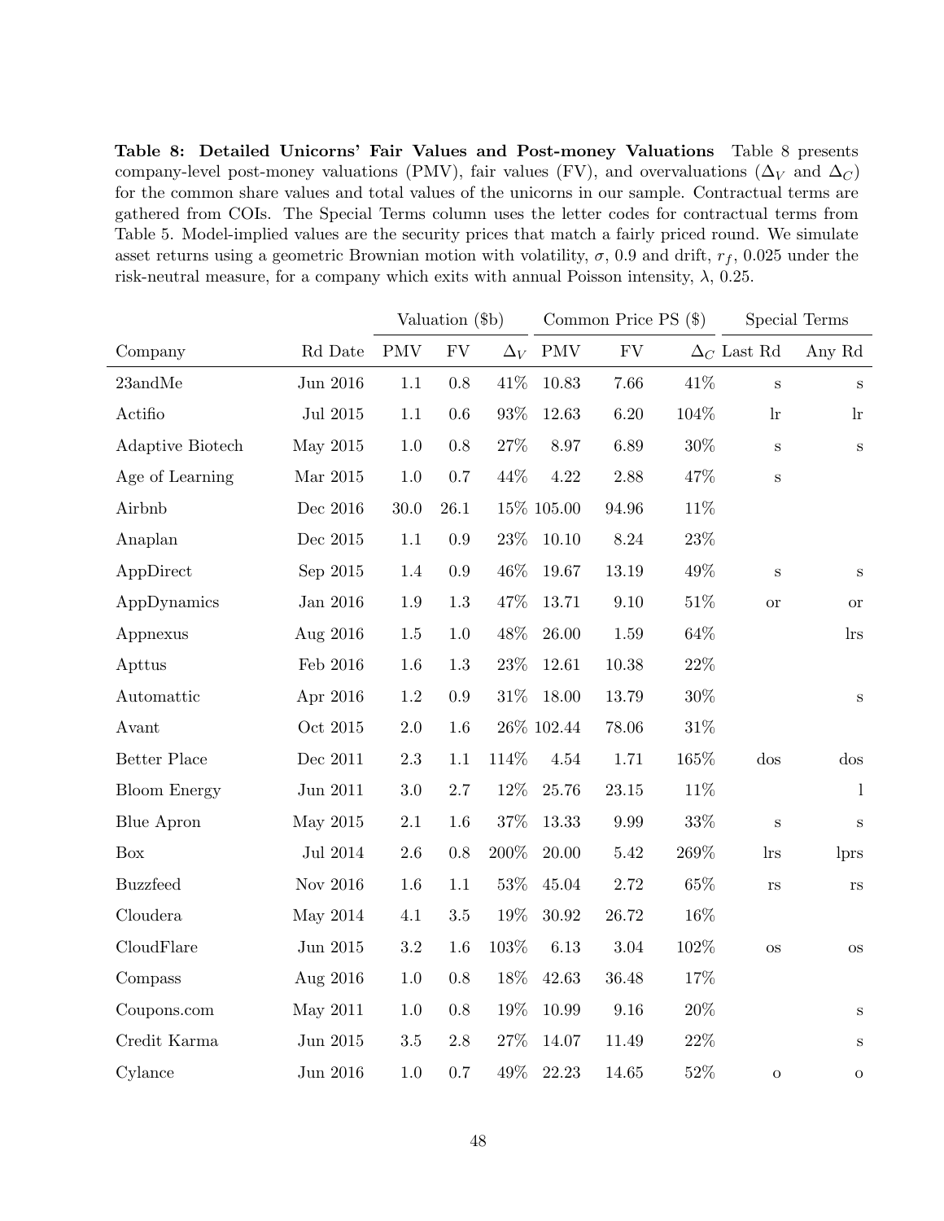**Table 8: Detailed Unicorns' Fair Values and Post-money Valuations** Table 8 presents company-level post-money valuations (PMV), fair values (FV), and overvaluations ($\Delta_V$ and $\Delta_C$) for the common share values and total values of the unicorns in our sample. Contractual terms are gathered from COIs. The Special Terms column uses the letter codes for contractual terms from Table 5. Model-implied values are the security prices that match a fairly priced round. We simulate asset returns using a geometric Brownian motion with volatility, $\sigma$, 0.9 and drift, $r_f$, 0.025 under the risk-neutral measure, for a company which exits with annual Poisson intensity, $\lambda$, 0.25.

| | | Valuation ($b) | | | Common Price PS ($) | | | Special Terms | |
|---|---|---|---|---|---|---|---|---|---|
| Company | Rd Date | PMV | FV | $\Delta_V$ | PMV | FV | $\Delta_C$ | Last Rd | Any Rd |
| 23andMe | Jun 2016 | 1.1 | 0.8 | 41% | 10.83 | 7.66 | 41% | s | s |
| Actifio | Jul 2015 | 1.1 | 0.6 | 93% | 12.63 | 6.20 | 104% | lr | lr |
| Adaptive Biotech | May 2015 | 1.0 | 0.8 | 27% | 8.97 | 6.89 | 30% | s | s |
| Age of Learning | Mar 2015 | 1.0 | 0.7 | 44% | 4.22 | 2.88 | 47% | s | |
| Airbnb | Dec 2016 | 30.0 | 26.1 | 15% | 105.00 | 94.96 | 11% | | |
| Anaplan | Dec 2015 | 1.1 | 0.9 | 23% | 10.10 | 8.24 | 23% | | |
| AppDirect | Sep 2015 | 1.4 | 0.9 | 46% | 19.67 | 13.19 | 49% | s | s |
| AppDynamics | Jan 2016 | 1.9 | 1.3 | 47% | 13.71 | 9.10 | 51% | or | or |
| Appnexus | Aug 2016 | 1.5 | 1.0 | 48% | 26.00 | 1.59 | 64% | | lrs |
| Apttus | Feb 2016 | 1.6 | 1.3 | 23% | 12.61 | 10.38 | 22% | | |
| Automattic | Apr 2016 | 1.2 | 0.9 | 31% | 18.00 | 13.79 | 30% | | s |
| Avant | Oct 2015 | 2.0 | 1.6 | 26% | 102.44 | 78.06 | 31% | | |
| Better Place | Dec 2011 | 2.3 | 1.1 | 114% | 4.54 | 1.71 | 165% | dos | dos |
| Bloom Energy | Jun 2011 | 3.0 | 2.7 | 12% | 25.76 | 23.15 | 11% | | l |
| Blue Apron | May 2015 | 2.1 | 1.6 | 37% | 13.33 | 9.99 | 33% | s | s |
| Box | Jul 2014 | 2.6 | 0.8 | 200% | 20.00 | 5.42 | 269% | lrs | lprs |
| Buzzfeed | Nov 2016 | 1.6 | 1.1 | 53% | 45.04 | 2.72 | 65% | rs | rs |
| Cloudera | May 2014 | 4.1 | 3.5 | 19% | 30.92 | 26.72 | 16% | | |
| CloudFlare | Jun 2015 | 3.2 | 1.6 | 103% | 6.13 | 3.04 | 102% | os | os |
| Compass | Aug 2016 | 1.0 | 0.8 | 18% | 42.63 | 36.48 | 17% | | |
| Coupons.com | May 2011 | 1.0 | 0.8 | 19% | 10.99 | 9.16 | 20% | | s |
| Credit Karma | Jun 2015 | 3.5 | 2.8 | 27% | 14.07 | 11.49 | 22% | | s |
| Cylance | Jun 2016 | 1.0 | 0.7 | 49% | 22.23 | 14.65 | 52% | o | o |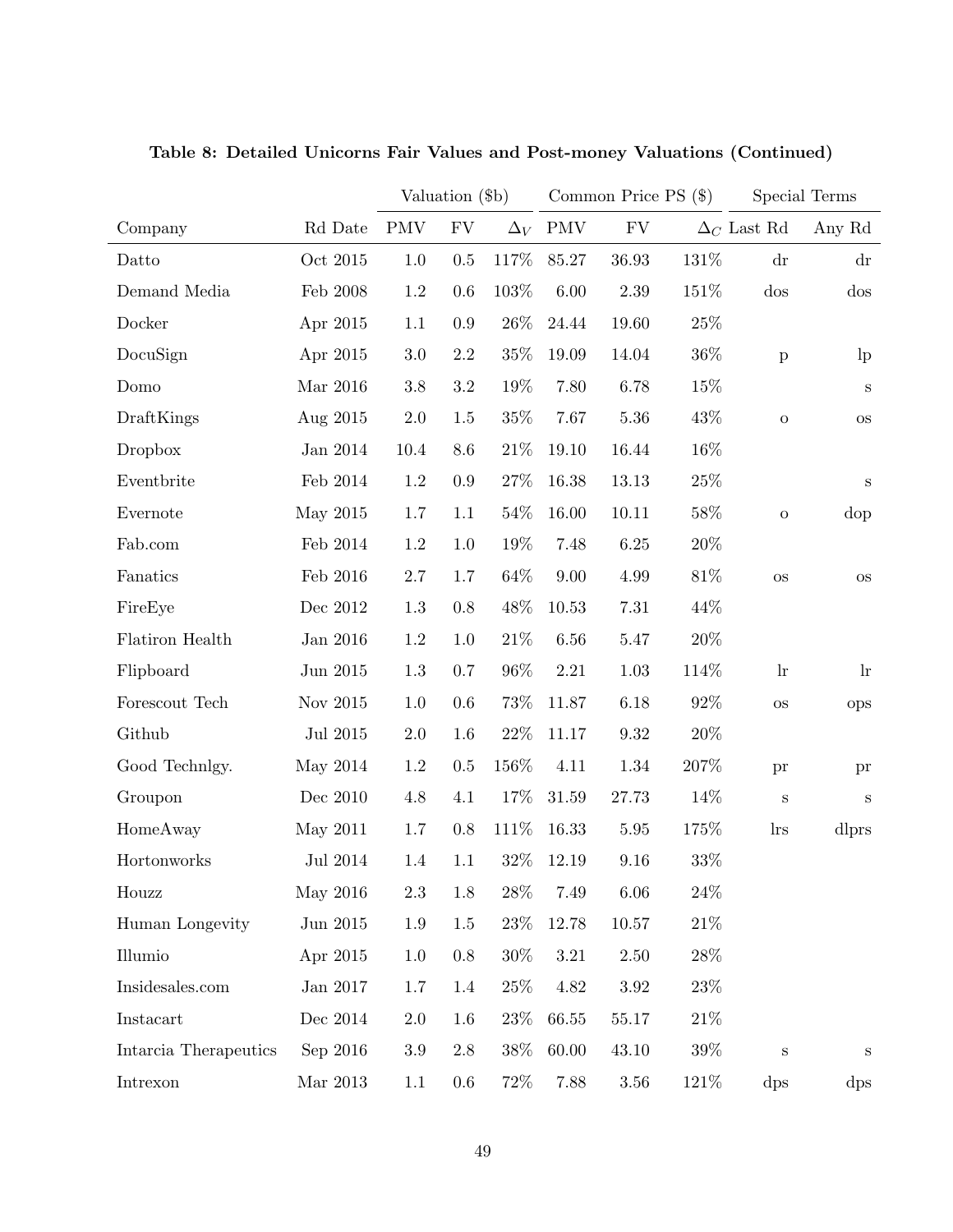**Table 8: Detailed Unicorns Fair Values and Post-money Valuations (Continued)**

| | | Valuation ($b) | | | Common Price PS ($) | | | Special Terms | |
|---|---|---|---|---|---|---|---|---|---|
| Company | Rd Date | PMV | FV | $\Delta_V$ | PMV | FV | $\Delta_C$ | Last Rd | Any Rd |
| Datto | Oct 2015 | 1.0 | 0.5 | 117% | 85.27 | 36.93 | 131% | dr | dr |
| Demand Media | Feb 2008 | 1.2 | 0.6 | 103% | 6.00 | 2.39 | 151% | dos | dos |
| Docker | Apr 2015 | 1.1 | 0.9 | 26% | 24.44 | 19.60 | 25% | | |
| DocuSign | Apr 2015 | 3.0 | 2.2 | 35% | 19.09 | 14.04 | 36% | p | lp |
| Domo | Mar 2016 | 3.8 | 3.2 | 19% | 7.80 | 6.78 | 15% | | s |
| DraftKings | Aug 2015 | 2.0 | 1.5 | 35% | 7.67 | 5.36 | 43% | o | os |
| Dropbox | Jan 2014 | 10.4 | 8.6 | 21% | 19.10 | 16.44 | 16% | | |
| Eventbrite | Feb 2014 | 1.2 | 0.9 | 27% | 16.38 | 13.13 | 25% | | s |
| Evernote | May 2015 | 1.7 | 1.1 | 54% | 16.00 | 10.11 | 58% | o | dop |
| Fab.com | Feb 2014 | 1.2 | 1.0 | 19% | 7.48 | 6.25 | 20% | | |
| Fanatics | Feb 2016 | 2.7 | 1.7 | 64% | 9.00 | 4.99 | 81% | os | os |
| FireEye | Dec 2012 | 1.3 | 0.8 | 48% | 10.53 | 7.31 | 44% | | |
| Flatiron Health | Jan 2016 | 1.2 | 1.0 | 21% | 6.56 | 5.47 | 20% | | |
| Flipboard | Jun 2015 | 1.3 | 0.7 | 96% | 2.21 | 1.03 | 114% | lr | lr |
| Forescout Tech | Nov 2015 | 1.0 | 0.6 | 73% | 11.87 | 6.18 | 92% | os | ops |
| Github | Jul 2015 | 2.0 | 1.6 | 22% | 11.17 | 9.32 | 20% | | |
| Good Technlgy. | May 2014 | 1.2 | 0.5 | 156% | 4.11 | 1.34 | 207% | pr | pr |
| Groupon | Dec 2010 | 4.8 | 4.1 | 17% | 31.59 | 27.73 | 14% | s | s |
| HomeAway | May 2011 | 1.7 | 0.8 | 111% | 16.33 | 5.95 | 175% | lrs | dlprs |
| Hortonworks | Jul 2014 | 1.4 | 1.1 | 32% | 12.19 | 9.16 | 33% | | |
| Houzz | May 2016 | 2.3 | 1.8 | 28% | 7.49 | 6.06 | 24% | | |
| Human Longevity | Jun 2015 | 1.9 | 1.5 | 23% | 12.78 | 10.57 | 21% | | |
| Illumio | Apr 2015 | 1.0 | 0.8 | 30% | 3.21 | 2.50 | 28% | | |
| Insidesales.com | Jan 2017 | 1.7 | 1.4 | 25% | 4.82 | 3.92 | 23% | | |
| Instacart | Dec 2014 | 2.0 | 1.6 | 23% | 66.55 | 55.17 | 21% | | |
| Intarcia Therapeutics | Sep 2016 | 3.9 | 2.8 | 38% | 60.00 | 43.10 | 39% | s | s |
| Intrexon | Mar 2013 | 1.1 | 0.6 | 72% | 7.88 | 3.56 | 121% | dps | dps |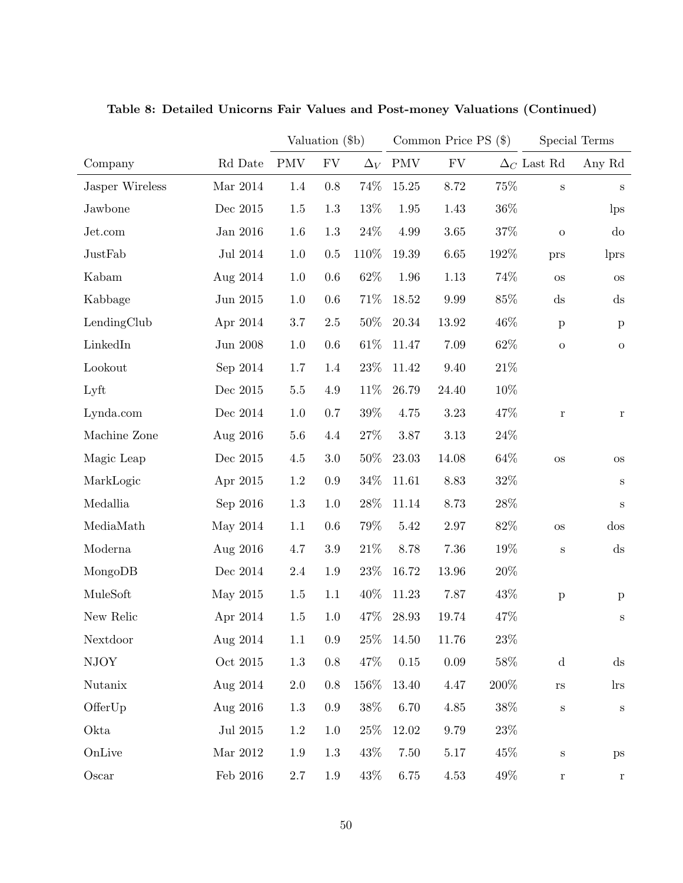**Table 8: Detailed Unicorns Fair Values and Post-money Valuations (Continued)**

| | | Valuation ($b) | | | Common Price PS ($) | | | Special Terms | |
|---|---|---|---|---|---|---|---|---|---|
| Company | Rd Date | PMV | FV | $\Delta_V$ | PMV | FV | $\Delta_C$ | Last Rd | Any Rd |
| Jasper Wireless | Mar 2014 | 1.4 | 0.8 | 74% | 15.25 | 8.72 | 75% | s | s |
| Jawbone | Dec 2015 | 1.5 | 1.3 | 13% | 1.95 | 1.43 | 36% | | lps |
| Jet.com | Jan 2016 | 1.6 | 1.3 | 24% | 4.99 | 3.65 | 37% | o | do |
| JustFab | Jul 2014 | 1.0 | 0.5 | 110% | 19.39 | 6.65 | 192% | prs | lprs |
| Kabam | Aug 2014 | 1.0 | 0.6 | 62% | 1.96 | 1.13 | 74% | os | os |
| Kabbage | Jun 2015 | 1.0 | 0.6 | 71% | 18.52 | 9.99 | 85% | ds | ds |
| LendingClub | Apr 2014 | 3.7 | 2.5 | 50% | 20.34 | 13.92 | 46% | p | p |
| LinkedIn | Jun 2008 | 1.0 | 0.6 | 61% | 11.47 | 7.09 | 62% | o | o |
| Lookout | Sep 2014 | 1.7 | 1.4 | 23% | 11.42 | 9.40 | 21% | | |
| Lyft | Dec 2015 | 5.5 | 4.9 | 11% | 26.79 | 24.40 | 10% | | |
| Lynda.com | Dec 2014 | 1.0 | 0.7 | 39% | 4.75 | 3.23 | 47% | r | r |
| Machine Zone | Aug 2016 | 5.6 | 4.4 | 27% | 3.87 | 3.13 | 24% | | |
| Magic Leap | Dec 2015 | 4.5 | 3.0 | 50% | 23.03 | 14.08 | 64% | os | os |
| MarkLogic | Apr 2015 | 1.2 | 0.9 | 34% | 11.61 | 8.83 | 32% | | s |
| Medallia | Sep 2016 | 1.3 | 1.0 | 28% | 11.14 | 8.73 | 28% | | s |
| MediaMath | May 2014 | 1.1 | 0.6 | 79% | 5.42 | 2.97 | 82% | os | dos |
| Moderna | Aug 2016 | 4.7 | 3.9 | 21% | 8.78 | 7.36 | 19% | s | ds |
| MongoDB | Dec 2014 | 2.4 | 1.9 | 23% | 16.72 | 13.96 | 20% | | |
| MuleSoft | May 2015 | 1.5 | 1.1 | 40% | 11.23 | 7.87 | 43% | p | p |
| New Relic | Apr 2014 | 1.5 | 1.0 | 47% | 28.93 | 19.74 | 47% | | s |
| Nextdoor | Aug 2014 | 1.1 | 0.9 | 25% | 14.50 | 11.76 | 23% | | |
| NJOY | Oct 2015 | 1.3 | 0.8 | 47% | 0.15 | 0.09 | 58% | d | ds |
| Nutanix | Aug 2014 | 2.0 | 0.8 | 156% | 13.40 | 4.47 | 200% | rs | lrs |
| OfferUp | Aug 2016 | 1.3 | 0.9 | 38% | 6.70 | 4.85 | 38% | s | s |
| Okta | Jul 2015 | 1.2 | 1.0 | 25% | 12.02 | 9.79 | 23% | | |
| OnLive | Mar 2012 | 1.9 | 1.3 | 43% | 7.50 | 5.17 | 45% | s | ps |
| Oscar | Feb 2016 | 2.7 | 1.9 | 43% | 6.75 | 4.53 | 49% | r | r |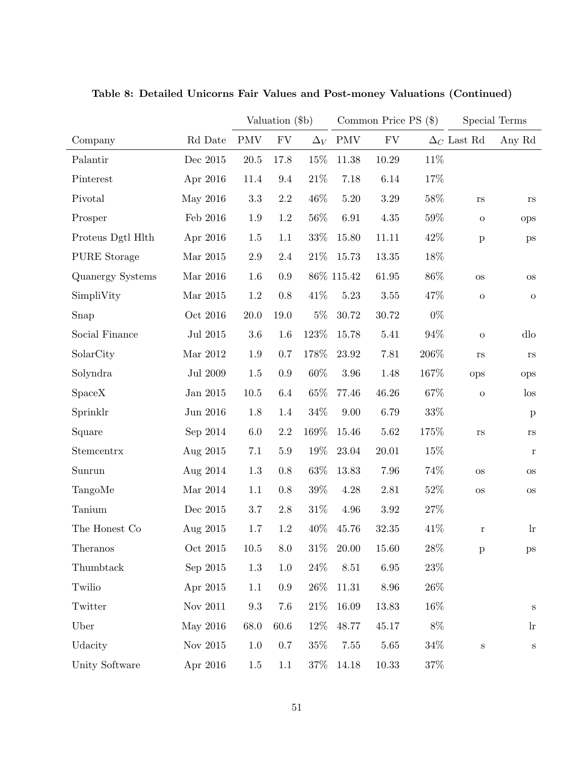**Table 8: Detailed Unicorns Fair Values and Post-money Valuations (Continued)**

| | | Valuation ($b) | | | Common Price PS ($) | | | Special Terms | |
|---|---|---|---|---|---|---|---|---|---|
| Company | Rd Date | PMV | FV | $\Delta_V$ | PMV | FV | $\Delta_C$ | Last Rd | Any Rd |
| Palantir | Dec 2015 | 20.5 | 17.8 | 15% | 11.38 | 10.29 | 11% | | |
| Pinterest | Apr 2016 | 11.4 | 9.4 | 21% | 7.18 | 6.14 | 17% | | |
| Pivotal | May 2016 | 3.3 | 2.2 | 46% | 5.20 | 3.29 | 58% | rs | rs |
| Prosper | Feb 2016 | 1.9 | 1.2 | 56% | 6.91 | 4.35 | 59% | o | ops |
| Proteus Dgtl Hlth | Apr 2016 | 1.5 | 1.1 | 33% | 15.80 | 11.11 | 42% | p | ps |
| PURE Storage | Mar 2015 | 2.9 | 2.4 | 21% | 15.73 | 13.35 | 18% | | |
| Quanergy Systems | Mar 2016 | 1.6 | 0.9 | 86% | 115.42 | 61.95 | 86% | os | os |
| SimpliVity | Mar 2015 | 1.2 | 0.8 | 41% | 5.23 | 3.55 | 47% | o | o |
| Snap | Oct 2016 | 20.0 | 19.0 | 5% | 30.72 | 30.72 | 0% | | |
| Social Finance | Jul 2015 | 3.6 | 1.6 | 123% | 15.78 | 5.41 | 94% | o | dlo |
| SolarCity | Mar 2012 | 1.9 | 0.7 | 178% | 23.92 | 7.81 | 206% | rs | rs |
| Solyndra | Jul 2009 | 1.5 | 0.9 | 60% | 3.96 | 1.48 | 167% | ops | ops |
| SpaceX | Jan 2015 | 10.5 | 6.4 | 65% | 77.46 | 46.26 | 67% | o | los |
| Sprinklr | Jun 2016 | 1.8 | 1.4 | 34% | 9.00 | 6.79 | 33% | | p |
| Square | Sep 2014 | 6.0 | 2.2 | 169% | 15.46 | 5.62 | 175% | rs | rs |
| Stemcentrx | Aug 2015 | 7.1 | 5.9 | 19% | 23.04 | 20.01 | 15% | | r |
| Sunrun | Aug 2014 | 1.3 | 0.8 | 63% | 13.83 | 7.96 | 74% | os | os |
| TangoMe | Mar 2014 | 1.1 | 0.8 | 39% | 4.28 | 2.81 | 52% | os | os |
| Tanium | Dec 2015 | 3.7 | 2.8 | 31% | 4.96 | 3.92 | 27% | | |
| The Honest Co | Aug 2015 | 1.7 | 1.2 | 40% | 45.76 | 32.35 | 41% | r | lr |
| Theranos | Oct 2015 | 10.5 | 8.0 | 31% | 20.00 | 15.60 | 28% | p | ps |
| Thumbtack | Sep 2015 | 1.3 | 1.0 | 24% | 8.51 | 6.95 | 23% | | |
| Twilio | Apr 2015 | 1.1 | 0.9 | 26% | 11.31 | 8.96 | 26% | | |
| Twitter | Nov 2011 | 9.3 | 7.6 | 21% | 16.09 | 13.83 | 16% | | s |
| Uber | May 2016 | 68.0 | 60.6 | 12% | 48.77 | 45.17 | 8% | | lr |
| Udacity | Nov 2015 | 1.0 | 0.7 | 35% | 7.55 | 5.65 | 34% | s | s |
| Unity Software | Apr 2016 | 1.5 | 1.1 | 37% | 14.18 | 10.33 | 37% | | |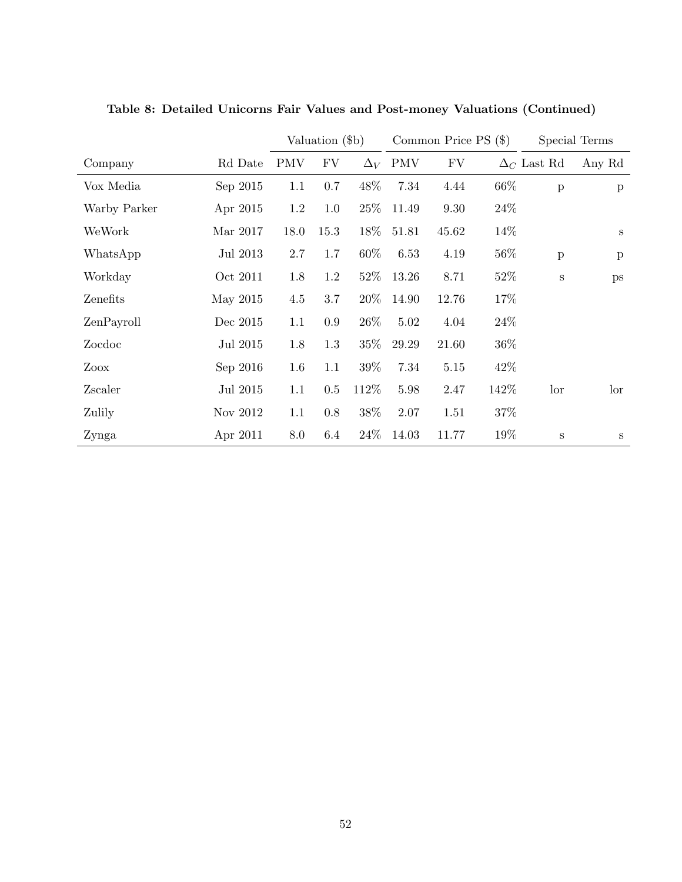**Table 8: Detailed Unicorns Fair Values and Post-money Valuations (Continued)**

| | | Valuation ($b) | | | Common Price PS ($) | | | Special Terms | |
|---|---|---|---|---|---|---|---|---|---|
| Company | Rd Date | PMV | FV | $\Delta_V$ | PMV | FV | $\Delta_C$ | Last Rd | Any Rd |
| Vox Media | Sep 2015 | 1.1 | 0.7 | 48% | 7.34 | 4.44 | 66% | p | p |
| Warby Parker | Apr 2015 | 1.2 | 1.0 | 25% | 11.49 | 9.30 | 24% | | |
| WeWork | Mar 2017 | 18.0 | 15.3 | 18% | 51.81 | 45.62 | 14% | | s |
| WhatsApp | Jul 2013 | 2.7 | 1.7 | 60% | 6.53 | 4.19 | 56% | p | p |
| Workday | Oct 2011 | 1.8 | 1.2 | 52% | 13.26 | 8.71 | 52% | s | ps |
| Zenefits | May 2015 | 4.5 | 3.7 | 20% | 14.90 | 12.76 | 17% | | |
| ZenPayroll | Dec 2015 | 1.1 | 0.9 | 26% | 5.02 | 4.04 | 24% | | |
| Zocdoc | Jul 2015 | 1.8 | 1.3 | 35% | 29.29 | 21.60 | 36% | | |
| Zoox | Sep 2016 | 1.6 | 1.1 | 39% | 7.34 | 5.15 | 42% | | |
| Zscaler | Jul 2015 | 1.1 | 0.5 | 112% | 5.98 | 2.47 | 142% | lor | lor |
| Zulily | Nov 2012 | 1.1 | 0.8 | 38% | 2.07 | 1.51 | 37% | | |
| Zynga | Apr 2011 | 8.0 | 6.4 | 24% | 14.03 | 11.77 | 19% | s | s |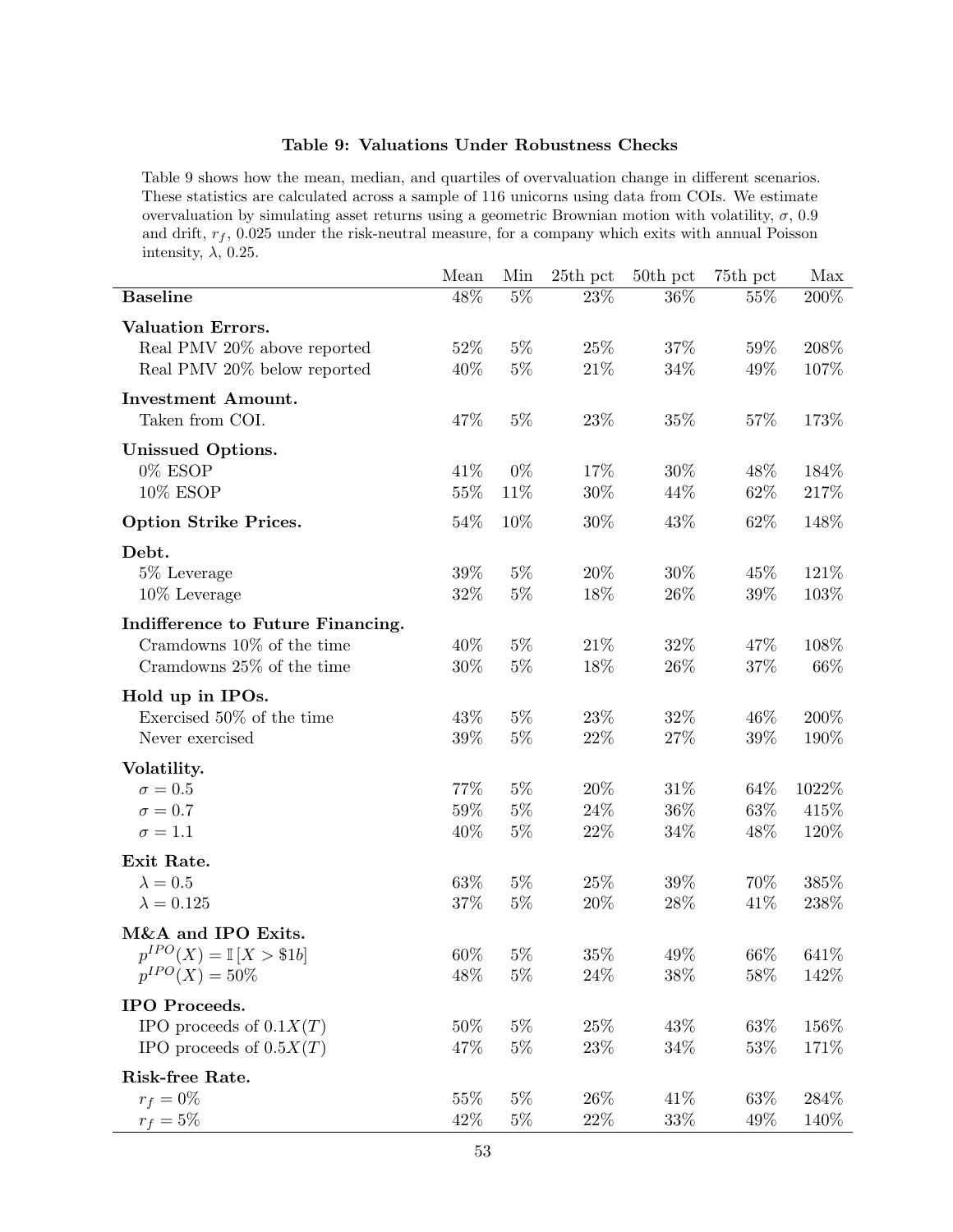**Table 9: Valuations Under Robustness Checks**

Table 9 shows how the mean, median, and quartiles of overvaluation change in different scenarios. These statistics are calculated across a sample of 116 unicorns using data from COIs. We estimate overvaluation by simulating asset returns using a geometric Brownian motion with volatility, $\sigma$, 0.9 and drift, $r_f$, 0.025 under the risk-neutral measure, for a company which exits with annual Poisson intensity, $\lambda$, 0.25.

| | Mean | Min | 25th pct | 50th pct | 75th pct | Max |
|---|---|---|---|---|---|---|
| **Baseline** | 48% | 5% | 23% | 36% | 55% | 200% |
| **Valuation Errors.** | | | | | | |
| Real PMV 20% above reported | 52% | 5% | 25% | 37% | 59% | 208% |
| Real PMV 20% below reported | 40% | 5% | 21% | 34% | 49% | 107% |
| **Investment Amount.** | | | | | | |
| Taken from COI. | 47% | 5% | 23% | 35% | 57% | 173% |
| **Unissued Options.** | | | | | | |
| 0% ESOP | 41% | 0% | 17% | 30% | 48% | 184% |
| 10% ESOP | 55% | 11% | 30% | 44% | 62% | 217% |
| **Option Strike Prices.** | 54% | 10% | 30% | 43% | 62% | 148% |
| **Debt.** | | | | | | |
| 5% Leverage | 39% | 5% | 20% | 30% | 45% | 121% |
| 10% Leverage | 32% | 5% | 18% | 26% | 39% | 103% |
| **Indifference to Future Financing.** | | | | | | |
| Cramdowns 10% of the time | 40% | 5% | 21% | 32% | 47% | 108% |
| Cramdowns 25% of the time | 30% | 5% | 18% | 26% | 37% | 66% |
| **Hold up in IPOs.** | | | | | | |
| Exercised 50% of the time | 43% | 5% | 23% | 32% | 46% | 200% |
| Never exercised | 39% | 5% | 22% | 27% | 39% | 190% |
| **Volatility.** | | | | | | |
| $\sigma = 0.5$ | 77% | 5% | 20% | 31% | 64% | 1022% |
| $\sigma = 0.7$ | 59% | 5% | 24% | 36% | 63% | 415% |
| $\sigma = 1.1$ | 40% | 5% | 22% | 34% | 48% | 120% |
| **Exit Rate.** | | | | | | |
| $\lambda = 0.5$ | 63% | 5% | 25% | 39% | 70% | 385% |
| $\lambda = 0.125$ | 37% | 5% | 20% | 28% | 41% | 238% |
| **M&A and IPO Exits.** | | | | | | |
| $p^{IPO}(X) = \mathbb{I}[X > \$1b]$ | 60% | 5% | 35% | 49% | 66% | 641% |
| $p^{IPO}(X) = 50\%$ | 48% | 5% | 24% | 38% | 58% | 142% |
| **IPO Proceeds.** | | | | | | |
| IPO proceeds of $0.1X(T)$ | 50% | 5% | 25% | 43% | 63% | 156% |
| IPO proceeds of $0.5X(T)$ | 47% | 5% | 23% | 34% | 53% | 171% |
| **Risk-free Rate.** | | | | | | |
| $r_f = 0\%$ | 55% | 5% | 26% | 41% | 63% | 284% |
| $r_f = 5\%$ | 42% | 5% | 22% | 33% | 49% | 140% |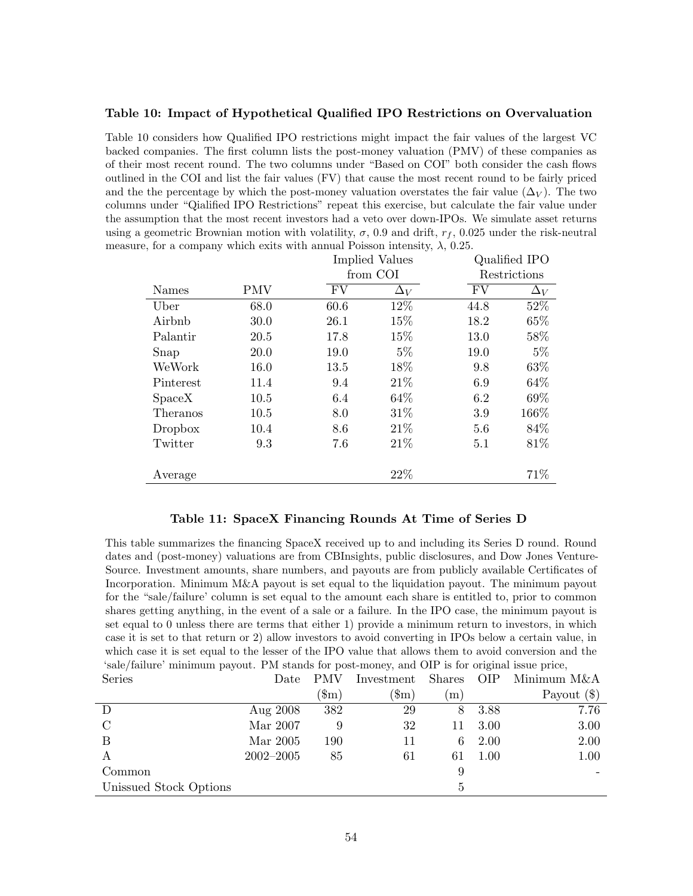**Table 10: Impact of Hypothetical Qualified IPO Restrictions on Overvaluation**

Table 10 considers how Qualified IPO restrictions might impact the fair values of the largest VC backed companies. The first column lists the post-money valuation (PMV) of these companies as of their most recent round. The two columns under "Based on COI" both consider the cash flows outlined in the COI and list the fair values (FV) that cause the most recent round to be fairly priced and the the percentage by which the post-money valuation overstates the fair value ($\Delta_V$). The two columns under "Qialified IPO Restrictions" repeat this exercise, but calculate the fair value under the assumption that the most recent investors had a veto over down-IPOs. We simulate asset returns using a geometric Brownian motion with volatility, $\sigma$, 0.9 and drift, $r_f$, 0.025 under the risk-neutral measure, for a company which exits with annual Poisson intensity, $\lambda$, 0.25.

| | | Implied Values from COI | | Qualified IPO Restrictions | |
|---|---|---|---|---|---|
| Names | PMV | FV | $\Delta_V$ | FV | $\Delta_V$ |
| Uber | 68.0 | 60.6 | 12% | 44.8 | 52% |
| Airbnb | 30.0 | 26.1 | 15% | 18.2 | 65% |
| Palantir | 20.5 | 17.8 | 15% | 13.0 | 58% |
| Snap | 20.0 | 19.0 | 5% | 19.0 | 5% |
| WeWork | 16.0 | 13.5 | 18% | 9.8 | 63% |
| Pinterest | 11.4 | 9.4 | 21% | 6.9 | 64% |
| SpaceX | 10.5 | 6.4 | 64% | 6.2 | 69% |
| Theranos | 10.5 | 8.0 | 31% | 3.9 | 166% |
| Dropbox | 10.4 | 8.6 | 21% | 5.6 | 84% |
| Twitter | 9.3 | 7.6 | 21% | 5.1 | 81% |
| Average | | | 22% | | 71% |

**Table 11: SpaceX Financing Rounds At Time of Series D**

This table summarizes the financing SpaceX received up to and including its Series D round. Round dates and (post-money) valuations are from CBInsights, public disclosures, and Dow Jones VentureSource. Investment amounts, share numbers, and payouts are from publicly available Certificates of Incorporation. Minimum M&A payout is set equal to the liquidation payout. The minimum payout for the "sale/failure' column is set equal to the amount each share is entitled to, prior to common shares getting anything, in the event of a sale or a failure. In the IPO case, the minimum payout is set equal to 0 unless there are terms that either 1) provide a minimum return to investors, in which case it is set to that return or 2) allow investors to avoid converting in IPOs below a certain value, in which case it is set equal to the lesser of the IPO value that allows them to avoid conversion and the 'sale/failure' minimum payout. PM stands for post-money, and OIP is for original issue price,

| Series | Date | PMV (\$m) | Investment (\$m) | Shares (m) | OIP | Minimum M&A Payout (\$) |
|---|---|---|---|---|---|---|
| D | Aug 2008 | 382 | 29 | 8 | 3.88 | 7.76 |
| C | Mar 2007 | 9 | 32 | 11 | 3.00 | 3.00 |
| B | Mar 2005 | 190 | 11 | 6 | 2.00 | 2.00 |
| A | 2002–2005 | 85 | 61 | 61 | 1.00 | 1.00 |
| Common | | | | 9 | | - |
| Unissued Stock Options | | | | 5 | | |